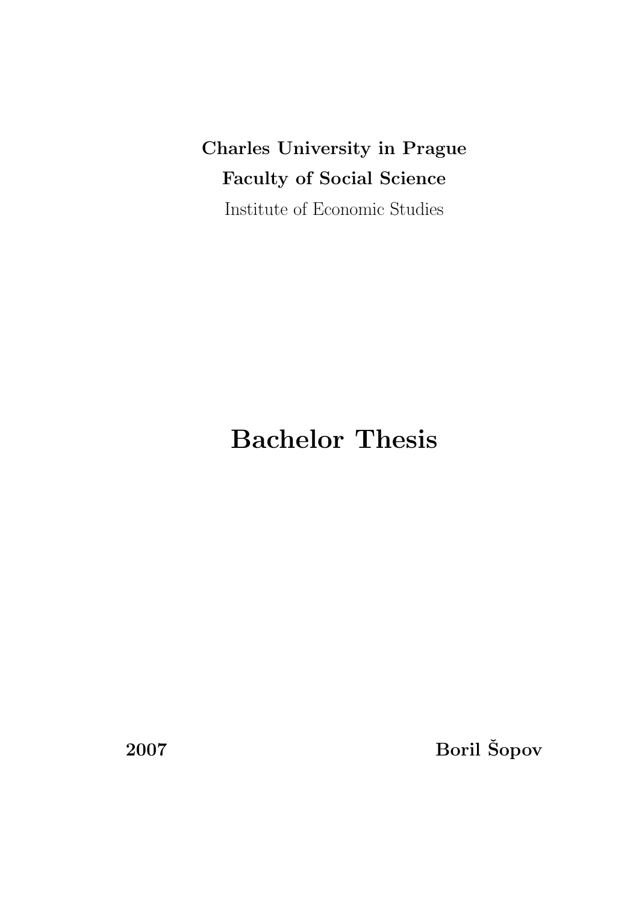**Charles University in Prague**

**Faculty of Social Science**

Institute of Economic Studies

# Bachelor Thesis

**2007** **Boril Šopov**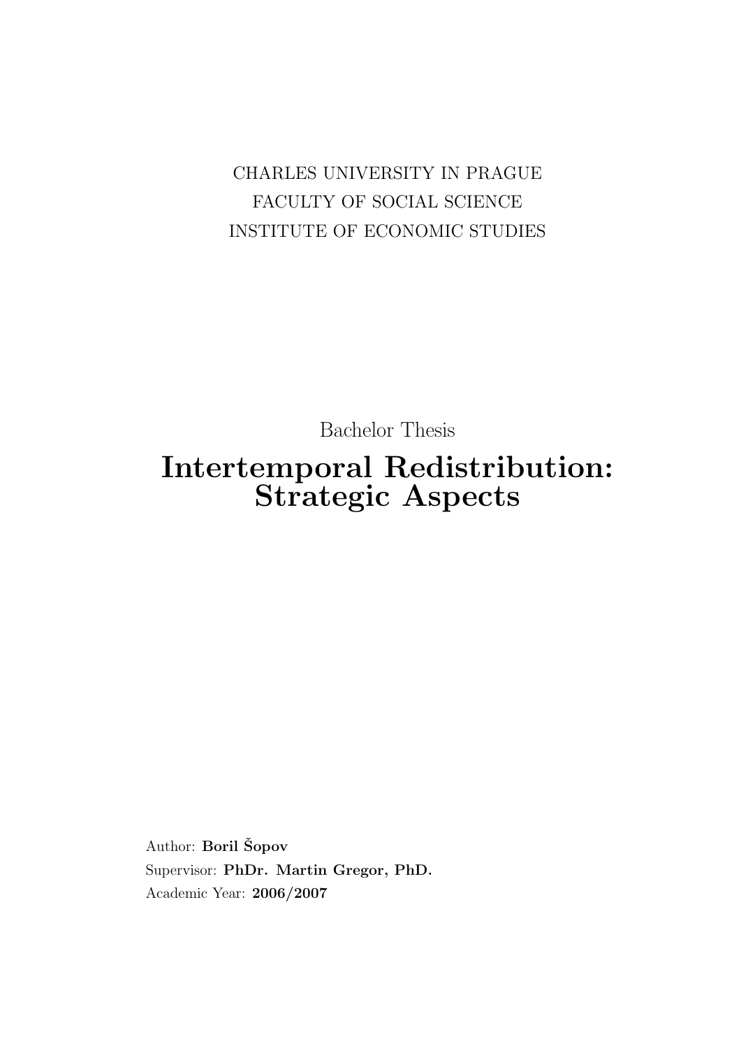CHARLES UNIVERSITY IN PRAGUE
FACULTY OF SOCIAL SCIENCE
INSTITUTE OF ECONOMIC STUDIES

Bachelor Thesis

# Intertemporal Redistribution: Strategic Aspects

Author: **Boril Šopov**
Supervisor: **PhDr. Martin Gregor, PhD.**
Academic Year: **2006/2007**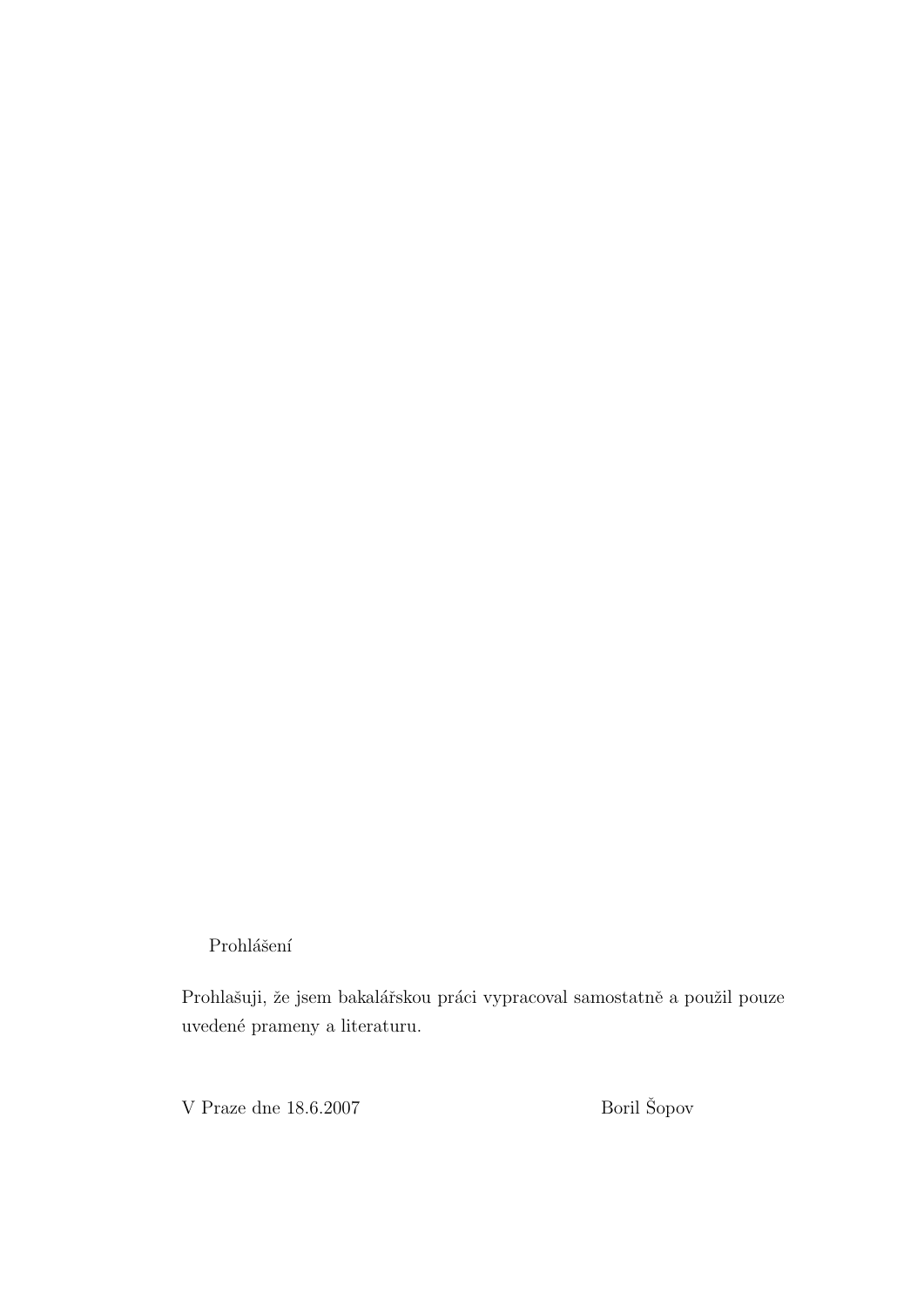Prohlášení

Prohlašuji, že jsem bakalářskou práci vypracoval samostatně a použil pouze uvedené prameny a literaturu.

V Praze dne 18.6.2007 Boril Šopov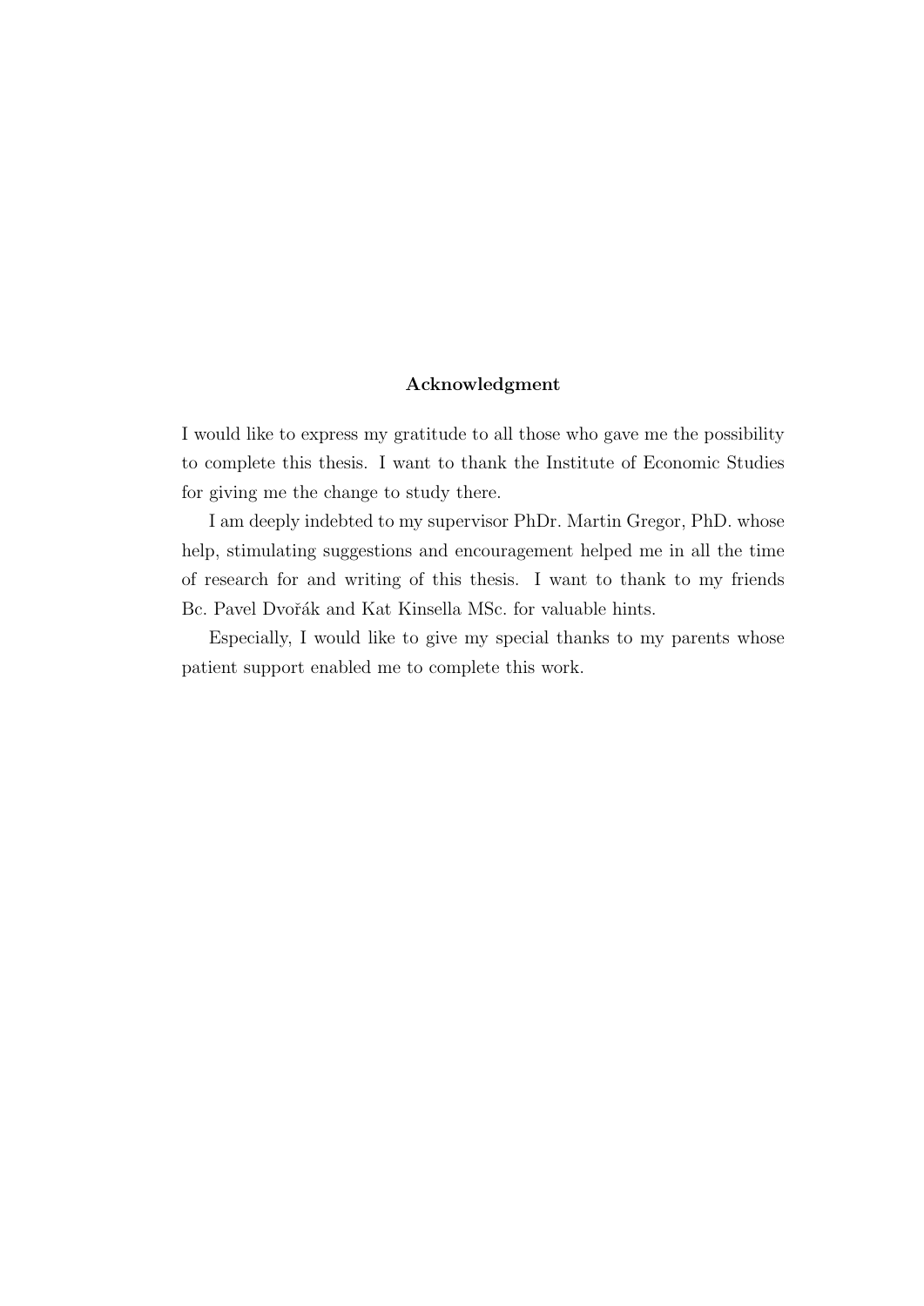**Acknowledgment**

I would like to express my gratitude to all those who gave me the possibility to complete this thesis. I want to thank the Institute of Economic Studies for giving me the change to study there.

I am deeply indebted to my supervisor PhDr. Martin Gregor, PhD. whose help, stimulating suggestions and encouragement helped me in all the time of research for and writing of this thesis. I want to thank to my friends Bc. Pavel Dvořák and Kat Kinsella MSc. for valuable hints.

Especially, I would like to give my special thanks to my parents whose patient support enabled me to complete this work.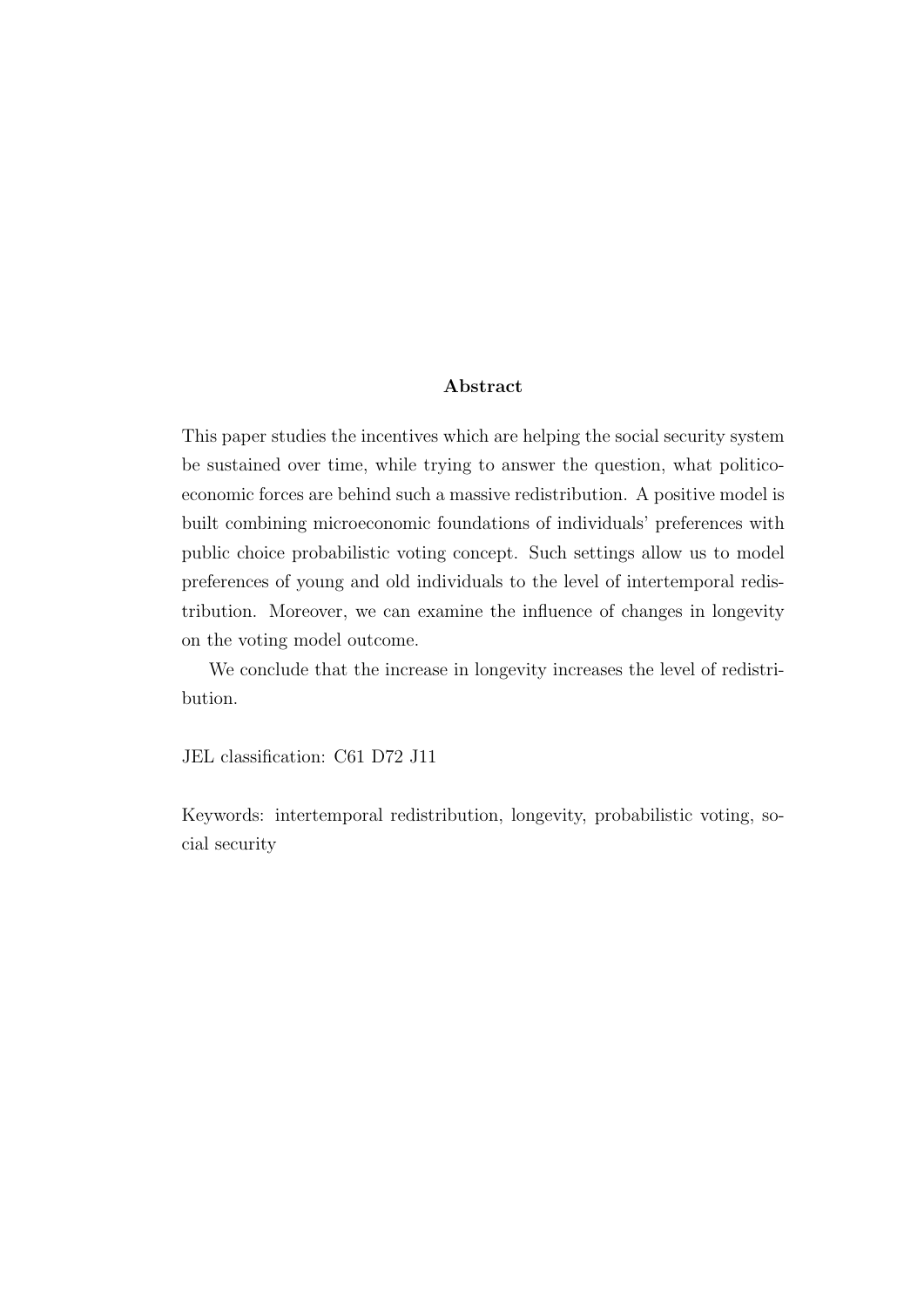## Abstract

This paper studies the incentives which are helping the social security system be sustained over time, while trying to answer the question, what politico-economic forces are behind such a massive redistribution. A positive model is built combining microeconomic foundations of individuals' preferences with public choice probabilistic voting concept. Such settings allow us to model preferences of young and old individuals to the level of intertemporal redistribution. Moreover, we can examine the influence of changes in longevity on the voting model outcome.

We conclude that the increase in longevity increases the level of redistribution.

JEL classification: C61 D72 J11

Keywords: intertemporal redistribution, longevity, probabilistic voting, social security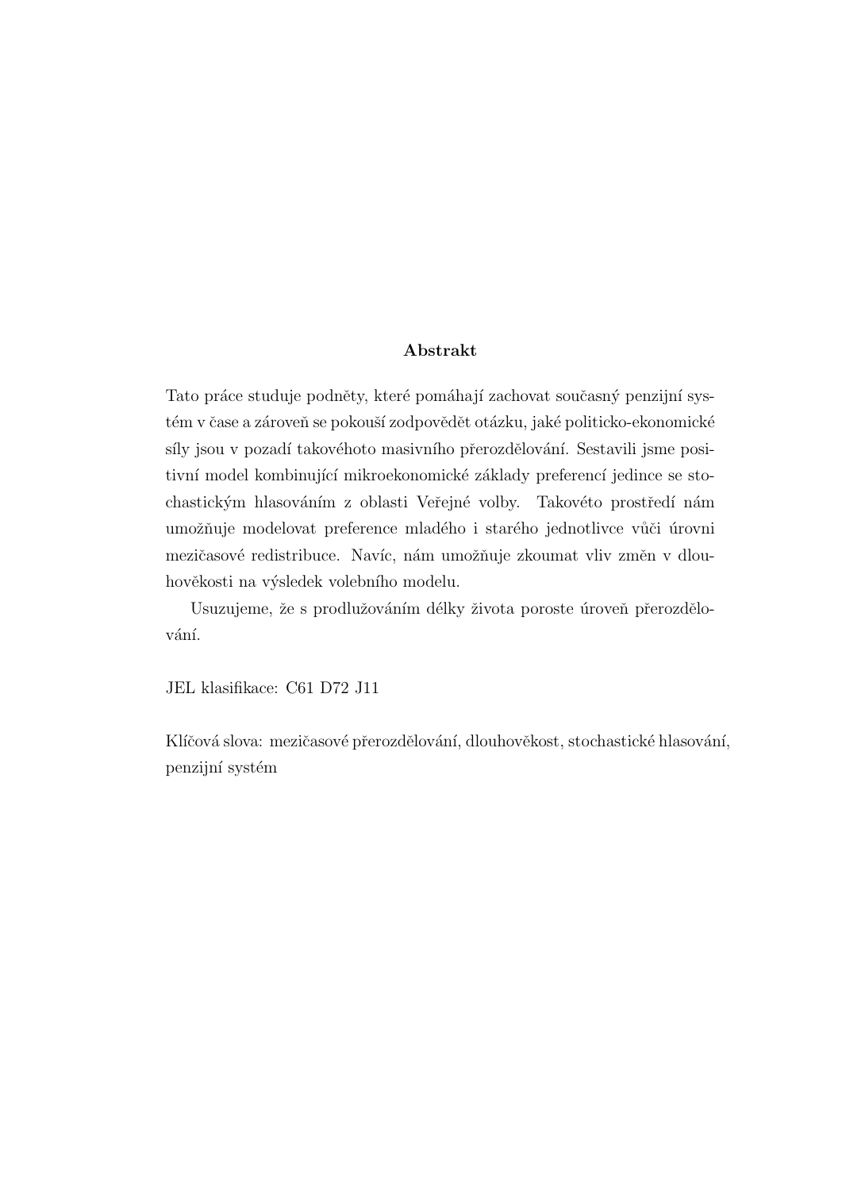## Abstrakt

Tato práce studuje podněty, které pomáhají zachovat současný penzijní systém v čase a zároveň se pokouší zodpovědět otázku, jaké politicko-ekonomické síly jsou v pozadí takovéhoto masivního přerozdělování. Sestavili jsme positivní model kombinující mikroekonomické základy preferencí jedince se stochastickým hlasováním z oblasti Veřejné volby. Takovéto prostředí nám umožňuje modelovat preference mladého i starého jednotlivce vůči úrovni mezičasové redistribuce. Navíc, nám umožňuje zkoumat vliv změn v dlouhověkosti na výsledek volebního modelu.

Usuzujeme, že s prodlužováním délky života poroste úroveň přerozdělování.

JEL klasifikace: C61 D72 J11

Klíčová slova: mezičasové přerozdělování, dlouhověkost, stochastické hlasování, penzijní systém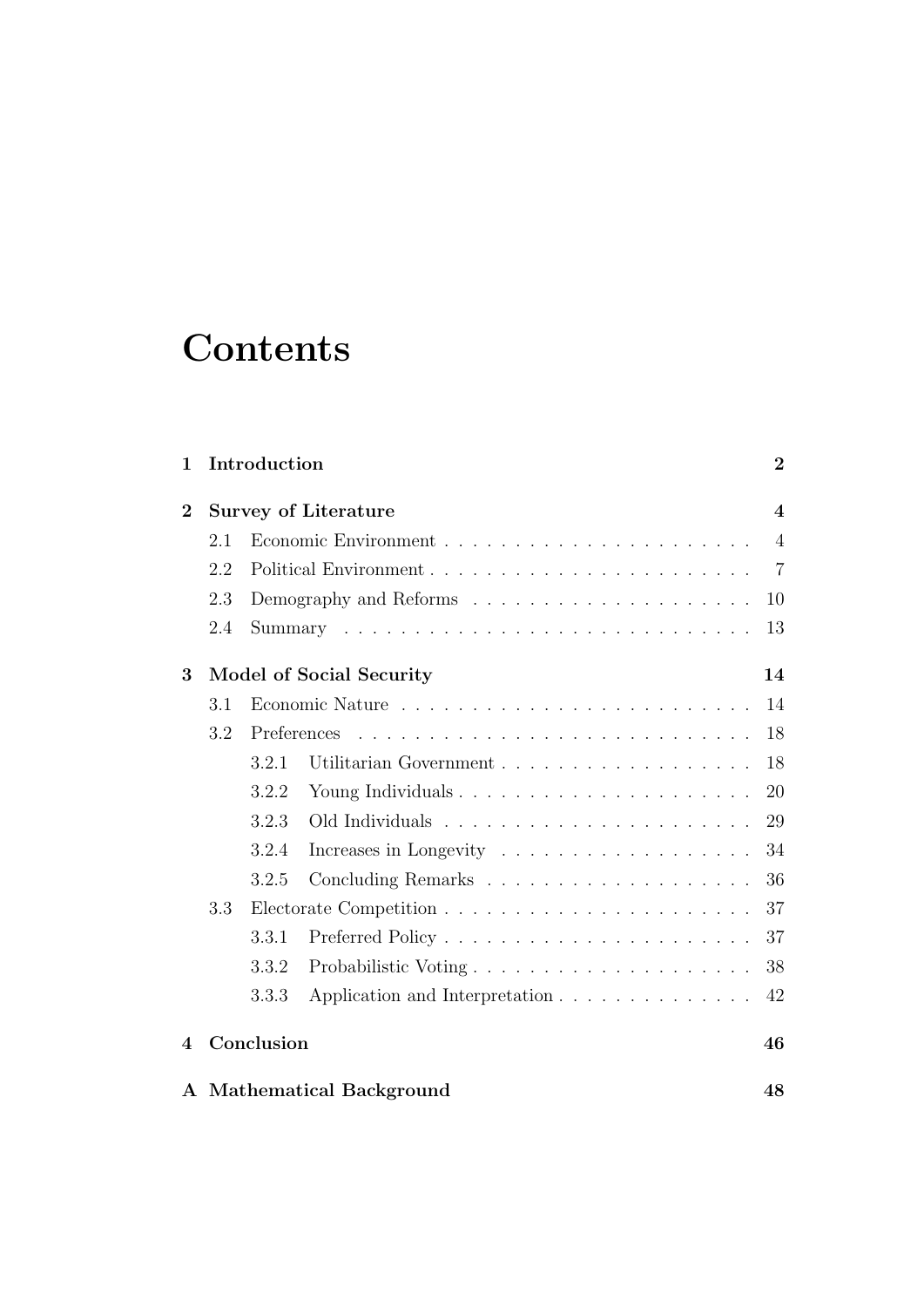# Contents

| | | |
|---|---|---|
| **1** | **Introduction** | **2** |
| **2** | **Survey of Literature** | **4** |
| 2.1 | Economic Environment | 4 |
| 2.2 | Political Environment | 7 |
| 2.3 | Demography and Reforms | 10 |
| 2.4 | Summary | 13 |
| **3** | **Model of Social Security** | **14** |
| 3.1 | Economic Nature | 14 |
| 3.2 | Preferences | 18 |
| 3.2.1 | Utilitarian Government | 18 |
| 3.2.2 | Young Individuals | 20 |
| 3.2.3 | Old Individuals | 29 |
| 3.2.4 | Increases in Longevity | 34 |
| 3.2.5 | Concluding Remarks | 36 |
| 3.3 | Electorate Competition | 37 |
| 3.3.1 | Preferred Policy | 37 |
| 3.3.2 | Probabilistic Voting | 38 |
| 3.3.3 | Application and Interpretation | 42 |
| **4** | **Conclusion** | **46** |
| **A** | **Mathematical Background** | **48** |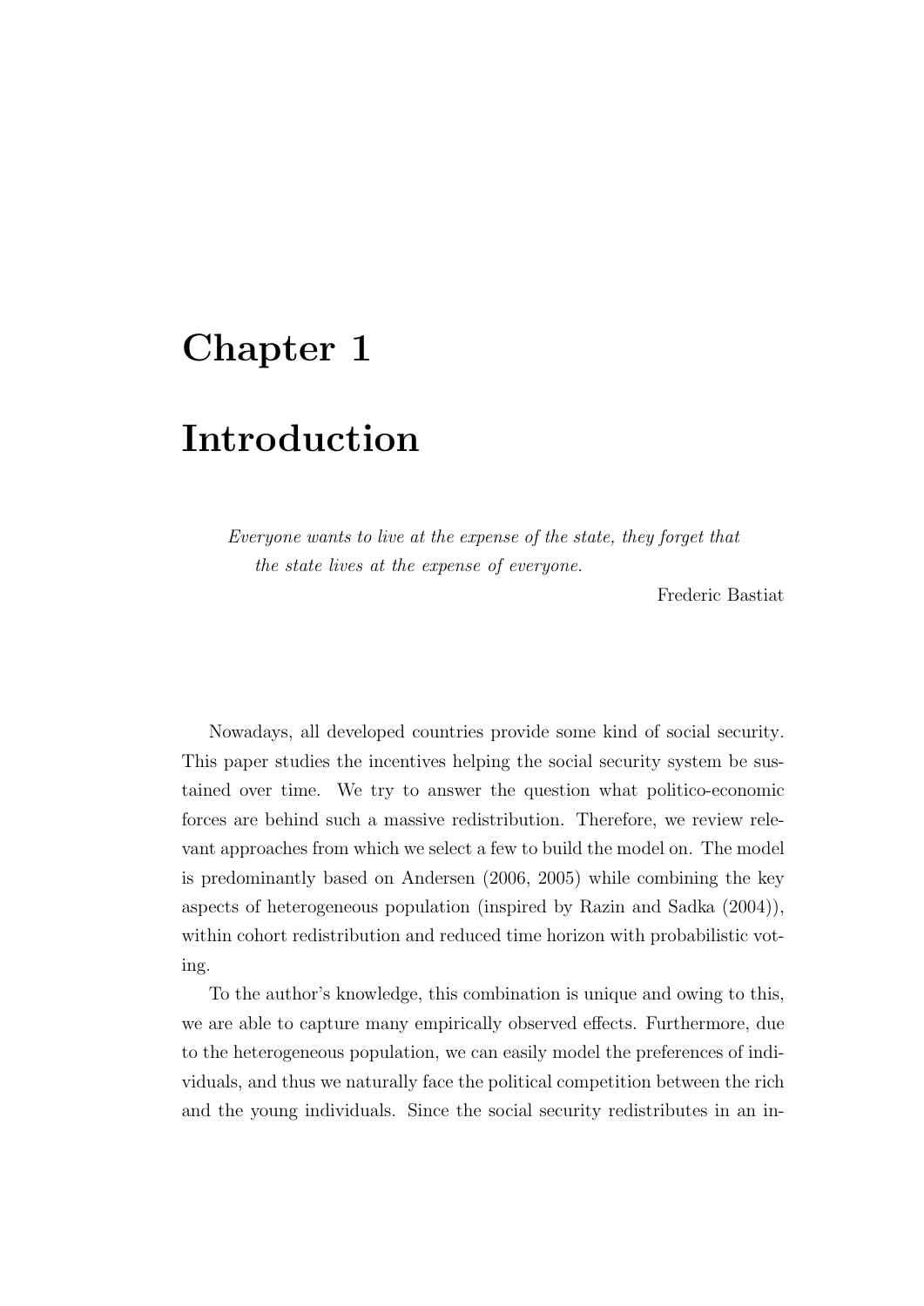# Chapter 1

# Introduction

> *Everyone wants to live at the expense of the state, they forget that the state lives at the expense of everyone.*
>
> Frederic Bastiat

Nowadays, all developed countries provide some kind of social security. This paper studies the incentives helping the social security system be sustained over time. We try to answer the question what politico-economic forces are behind such a massive redistribution. Therefore, we review relevant approaches from which we select a few to build the model on. The model is predominantly based on Andersen (2006, 2005) while combining the key aspects of heterogeneous population (inspired by Razin and Sadka (2004)), within cohort redistribution and reduced time horizon with probabilistic voting.

To the author's knowledge, this combination is unique and owing to this, we are able to capture many empirically observed effects. Furthermore, due to the heterogeneous population, we can easily model the preferences of individuals, and thus we naturally face the political competition between the rich and the young individuals. Since the social security redistributes in an in-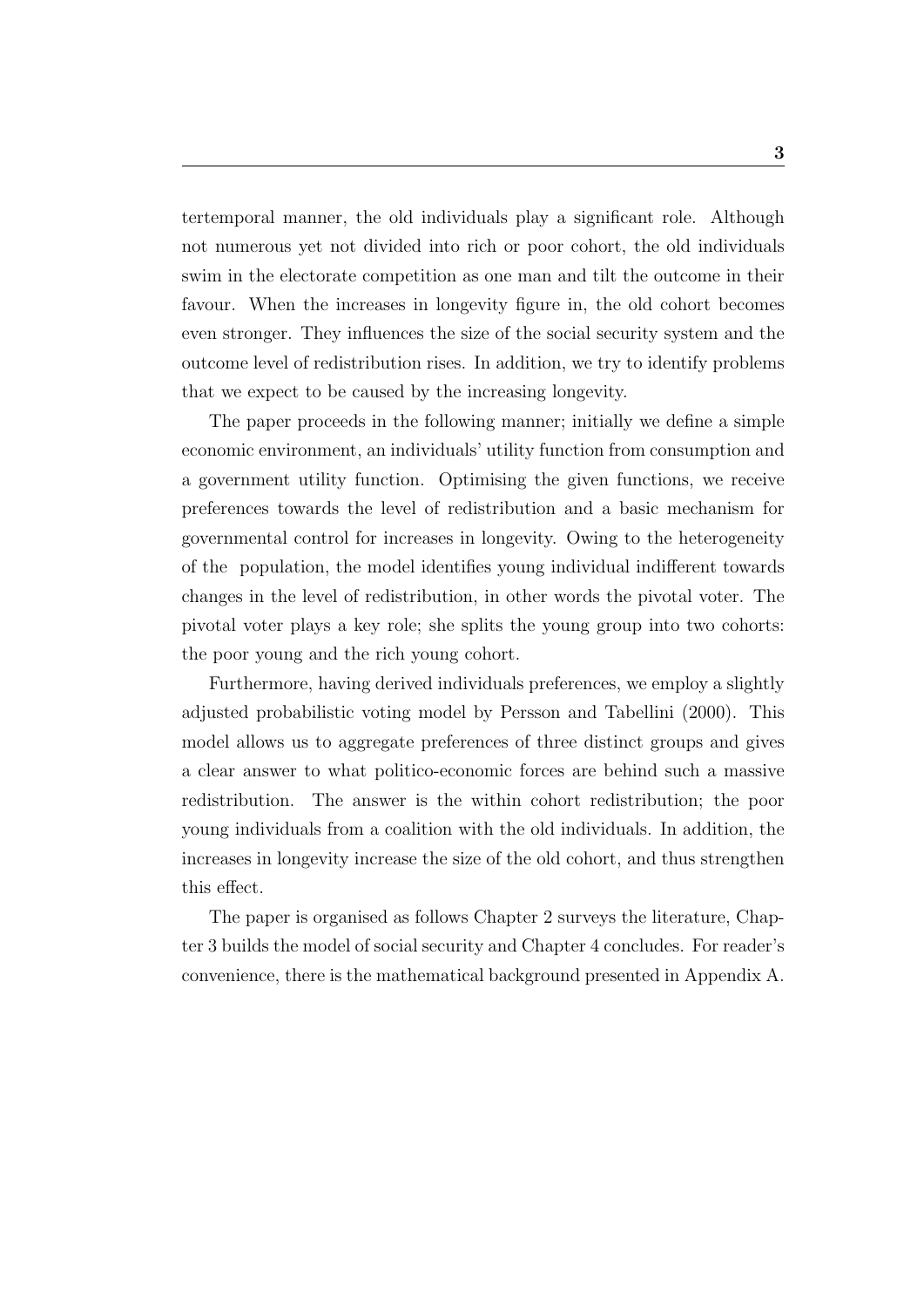tertemporal manner, the old individuals play a significant role. Although not numerous yet not divided into rich or poor cohort, the old individuals swim in the electorate competition as one man and tilt the outcome in their favour. When the increases in longevity figure in, the old cohort becomes even stronger. They influences the size of the social security system and the outcome level of redistribution rises. In addition, we try to identify problems that we expect to be caused by the increasing longevity.

The paper proceeds in the following manner; initially we define a simple economic environment, an individuals' utility function from consumption and a government utility function. Optimising the given functions, we receive preferences towards the level of redistribution and a basic mechanism for governmental control for increases in longevity. Owing to the heterogeneity of the population, the model identifies young individual indifferent towards changes in the level of redistribution, in other words the pivotal voter. The pivotal voter plays a key role; she splits the young group into two cohorts: the poor young and the rich young cohort.

Furthermore, having derived individuals preferences, we employ a slightly adjusted probabilistic voting model by Persson and Tabellini (2000). This model allows us to aggregate preferences of three distinct groups and gives a clear answer to what politico-economic forces are behind such a massive redistribution. The answer is the within cohort redistribution; the poor young individuals from a coalition with the old individuals. In addition, the increases in longevity increase the size of the old cohort, and thus strengthen this effect.

The paper is organised as follows Chapter 2 surveys the literature, Chapter 3 builds the model of social security and Chapter 4 concludes. For reader's convenience, there is the mathematical background presented in Appendix A.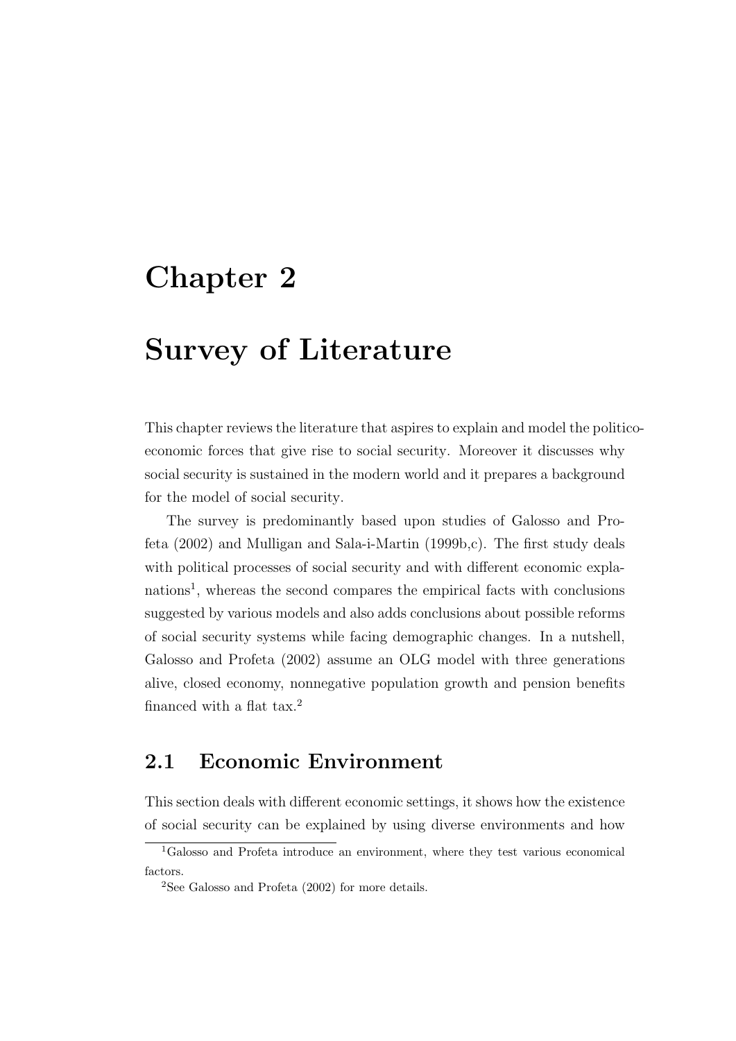# Chapter 2

# Survey of Literature

This chapter reviews the literature that aspires to explain and model the politico-economic forces that give rise to social security. Moreover it discusses why social security is sustained in the modern world and it prepares a background for the model of social security.

The survey is predominantly based upon studies of Galosso and Profeta (2002) and Mulligan and Sala-i-Martin (1999b,c). The first study deals with political processes of social security and with different economic explanations[1], whereas the second compares the empirical facts with conclusions suggested by various models and also adds conclusions about possible reforms of social security systems while facing demographic changes. In a nutshell, Galosso and Profeta (2002) assume an OLG model with three generations alive, closed economy, nonnegative population growth and pension benefits financed with a flat tax.[2]

## 2.1 Economic Environment

This section deals with different economic settings, it shows how the existence of social security can be explained by using diverse environments and how

[1] Galosso and Profeta introduce an environment, where they test various economical factors.

[2] See Galosso and Profeta (2002) for more details.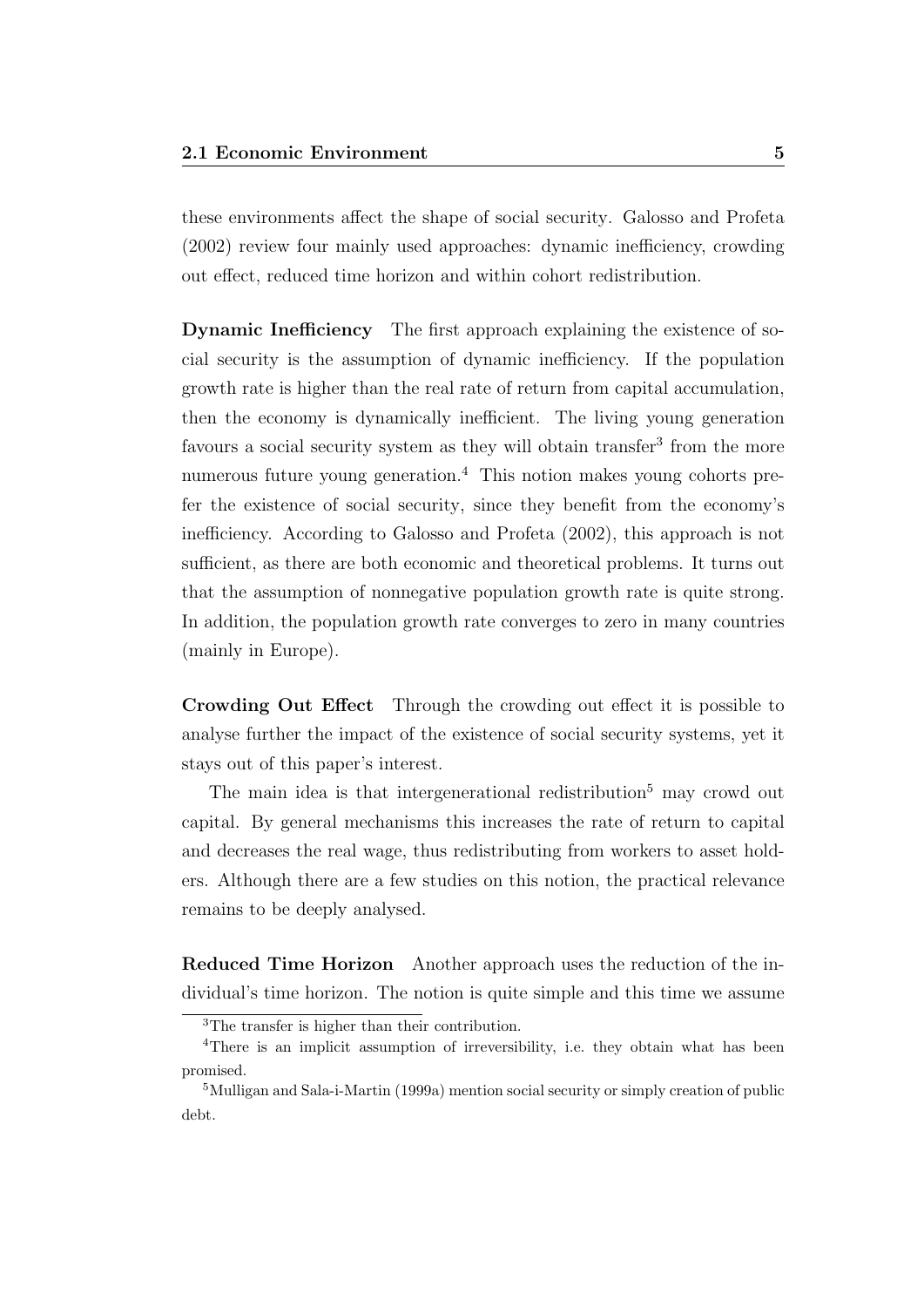these environments affect the shape of social security. Galosso and Profeta (2002) review four mainly used approaches: dynamic inefficiency, crowding out effect, reduced time horizon and within cohort redistribution.

**Dynamic Inefficiency** The first approach explaining the existence of social security is the assumption of dynamic inefficiency. If the population growth rate is higher than the real rate of return from capital accumulation, then the economy is dynamically inefficient. The living young generation favours a social security system as they will obtain transfer[3] from the more numerous future young generation.[4] This notion makes young cohorts prefer the existence of social security, since they benefit from the economy's inefficiency. According to Galosso and Profeta (2002), this approach is not sufficient, as there are both economic and theoretical problems. It turns out that the assumption of nonnegative population growth rate is quite strong. In addition, the population growth rate converges to zero in many countries (mainly in Europe).

**Crowding Out Effect** Through the crowding out effect it is possible to analyse further the impact of the existence of social security systems, yet it stays out of this paper's interest.

The main idea is that intergenerational redistribution[5] may crowd out capital. By general mechanisms this increases the rate of return to capital and decreases the real wage, thus redistributing from workers to asset holders. Although there are a few studies on this notion, the practical relevance remains to be deeply analysed.

**Reduced Time Horizon** Another approach uses the reduction of the individual's time horizon. The notion is quite simple and this time we assume

[3] The transfer is higher than their contribution.

[4] There is an implicit assumption of irreversibility, i.e. they obtain what has been promised.

[5] Mulligan and Sala-i-Martin (1999a) mention social security or simply creation of public debt.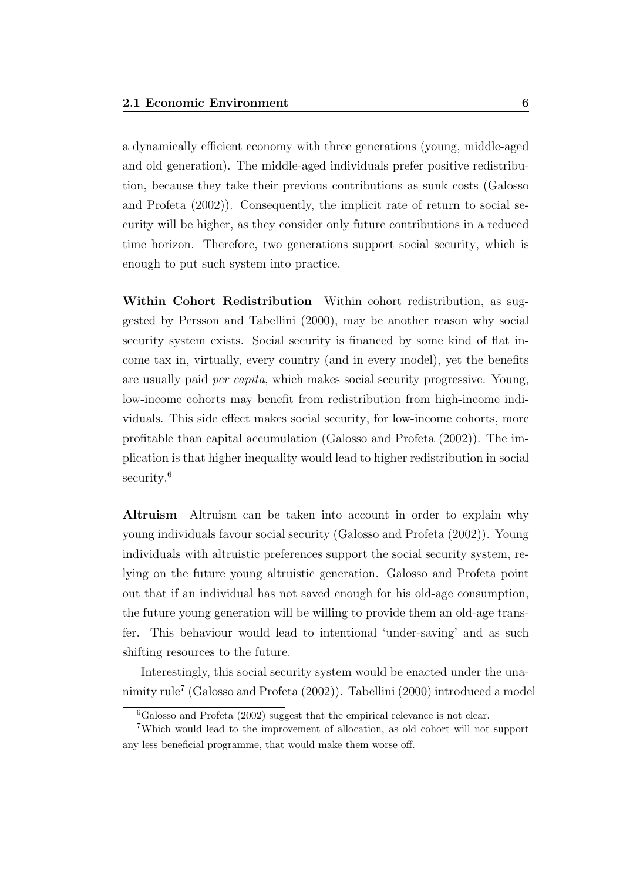a dynamically efficient economy with three generations (young, middle-aged and old generation). The middle-aged individuals prefer positive redistribution, because they take their previous contributions as sunk costs (Galosso and Profeta (2002)). Consequently, the implicit rate of return to social security will be higher, as they consider only future contributions in a reduced time horizon. Therefore, two generations support social security, which is enough to put such system into practice.

**Within Cohort Redistribution** Within cohort redistribution, as suggested by Persson and Tabellini (2000), may be another reason why social security system exists. Social security is financed by some kind of flat income tax in, virtually, every country (and in every model), yet the benefits are usually paid *per capita*, which makes social security progressive. Young, low-income cohorts may benefit from redistribution from high-income individuals. This side effect makes social security, for low-income cohorts, more profitable than capital accumulation (Galosso and Profeta (2002)). The implication is that higher inequality would lead to higher redistribution in social security.[6]

**Altruism** Altruism can be taken into account in order to explain why young individuals favour social security (Galosso and Profeta (2002)). Young individuals with altruistic preferences support the social security system, relying on the future young altruistic generation. Galosso and Profeta point out that if an individual has not saved enough for his old-age consumption, the future young generation will be willing to provide them an old-age transfer. This behaviour would lead to intentional 'under-saving' and as such shifting resources to the future.

Interestingly, this social security system would be enacted under the unanimity rule[7] (Galosso and Profeta (2002)). Tabellini (2000) introduced a model

[6] Galosso and Profeta (2002) suggest that the empirical relevance is not clear.

[7] Which would lead to the improvement of allocation, as old cohort will not support any less beneficial programme, that would make them worse off.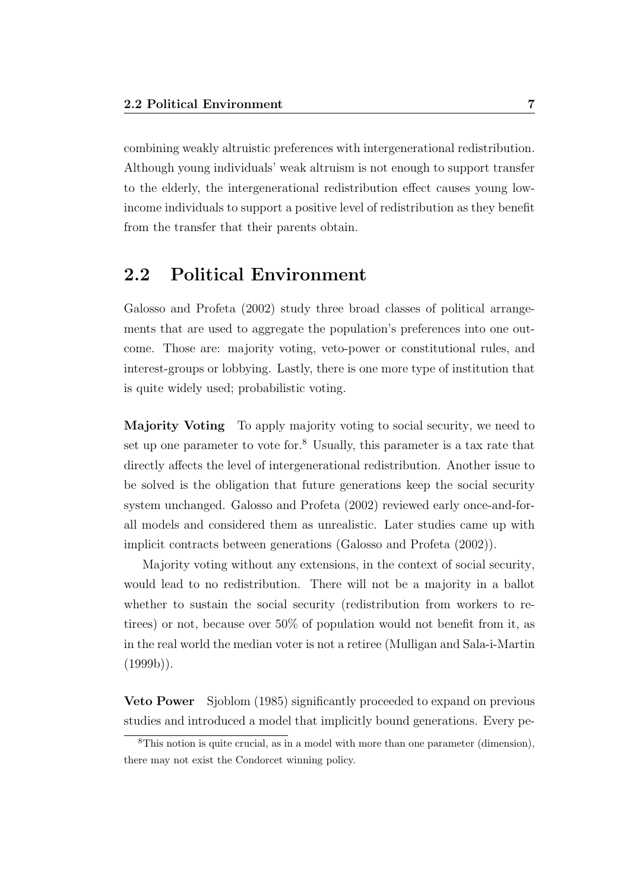combining weakly altruistic preferences with intergenerational redistribution. Although young individuals' weak altruism is not enough to support transfer to the elderly, the intergenerational redistribution effect causes young low-income individuals to support a positive level of redistribution as they benefit from the transfer that their parents obtain.

## 2.2 Political Environment

Galosso and Profeta (2002) study three broad classes of political arrangements that are used to aggregate the population's preferences into one outcome. Those are: majority voting, veto-power or constitutional rules, and interest-groups or lobbying. Lastly, there is one more type of institution that is quite widely used; probabilistic voting.

**Majority Voting** To apply majority voting to social security, we need to set up one parameter to vote for.[8] Usually, this parameter is a tax rate that directly affects the level of intergenerational redistribution. Another issue to be solved is the obligation that future generations keep the social security system unchanged. Galosso and Profeta (2002) reviewed early once-and-for-all models and considered them as unrealistic. Later studies came up with implicit contracts between generations (Galosso and Profeta (2002)).

Majority voting without any extensions, in the context of social security, would lead to no redistribution. There will not be a majority in a ballot whether to sustain the social security (redistribution from workers to retirees) or not, because over 50% of population would not benefit from it, as in the real world the median voter is not a retiree (Mulligan and Sala-i-Martin (1999b)).

**Veto Power** Sjoblom (1985) significantly proceeded to expand on previous studies and introduced a model that implicitly bound generations. Every pe-

[8] This notion is quite crucial, as in a model with more than one parameter (dimension), there may not exist the Condorcet winning policy.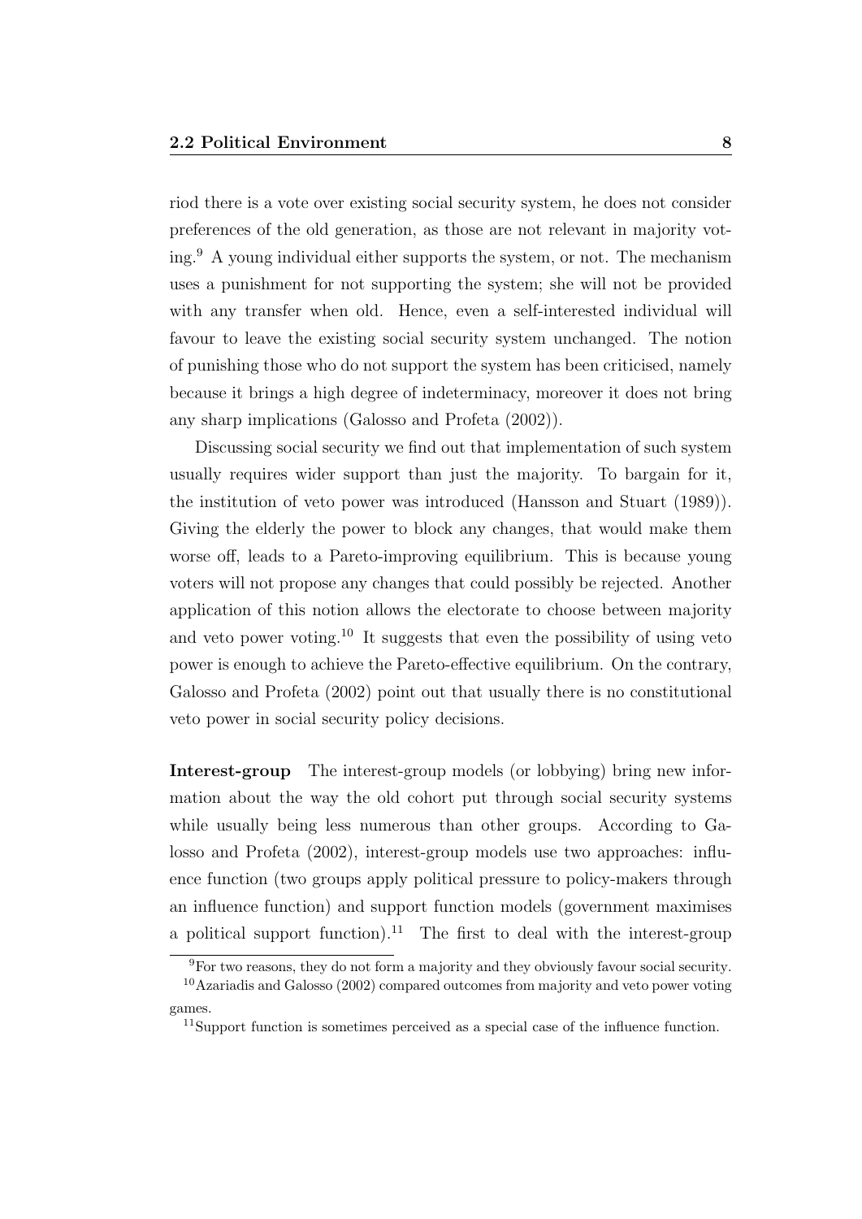riod there is a vote over existing social security system, he does not consider preferences of the old generation, as those are not relevant in majority voting.[9] A young individual either supports the system, or not. The mechanism uses a punishment for not supporting the system; she will not be provided with any transfer when old. Hence, even a self-interested individual will favour to leave the existing social security system unchanged. The notion of punishing those who do not support the system has been criticised, namely because it brings a high degree of indeterminacy, moreover it does not bring any sharp implications (Galosso and Profeta (2002)).

Discussing social security we find out that implementation of such system usually requires wider support than just the majority. To bargain for it, the institution of veto power was introduced (Hansson and Stuart (1989)). Giving the elderly the power to block any changes, that would make them worse off, leads to a Pareto-improving equilibrium. This is because young voters will not propose any changes that could possibly be rejected. Another application of this notion allows the electorate to choose between majority and veto power voting.[10] It suggests that even the possibility of using veto power is enough to achieve the Pareto-effective equilibrium. On the contrary, Galosso and Profeta (2002) point out that usually there is no constitutional veto power in social security policy decisions.

**Interest-group** The interest-group models (or lobbying) bring new information about the way the old cohort put through social security systems while usually being less numerous than other groups. According to Galosso and Profeta (2002), interest-group models use two approaches: influence function (two groups apply political pressure to policy-makers through an influence function) and support function models (government maximises a political support function).[11] The first to deal with the interest-group

[9] For two reasons, they do not form a majority and they obviously favour social security.

[10] Azariadis and Galosso (2002) compared outcomes from majority and veto power voting games.

[11] Support function is sometimes perceived as a special case of the influence function.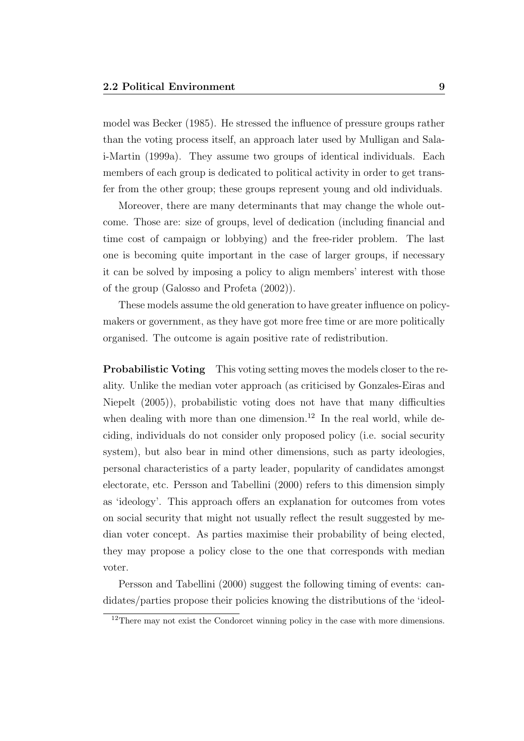model was Becker (1985). He stressed the influence of pressure groups rather than the voting process itself, an approach later used by Mulligan and Sala-i-Martin (1999a). They assume two groups of identical individuals. Each members of each group is dedicated to political activity in order to get transfer from the other group; these groups represent young and old individuals.

Moreover, there are many determinants that may change the whole outcome. Those are: size of groups, level of dedication (including financial and time cost of campaign or lobbying) and the free-rider problem. The last one is becoming quite important in the case of larger groups, if necessary it can be solved by imposing a policy to align members' interest with those of the group (Galosso and Profeta (2002)).

These models assume the old generation to have greater influence on policy-makers or government, as they have got more free time or are more politically organised. The outcome is again positive rate of redistribution.

**Probabilistic Voting** This voting setting moves the models closer to the reality. Unlike the median voter approach (as criticised by Gonzales-Eiras and Niepelt (2005)), probabilistic voting does not have that many difficulties when dealing with more than one dimension.[12] In the real world, while deciding, individuals do not consider only proposed policy (i.e. social security system), but also bear in mind other dimensions, such as party ideologies, personal characteristics of a party leader, popularity of candidates amongst electorate, etc. Persson and Tabellini (2000) refers to this dimension simply as 'ideology'. This approach offers an explanation for outcomes from votes on social security that might not usually reflect the result suggested by median voter concept. As parties maximise their probability of being elected, they may propose a policy close to the one that corresponds with median voter.

Persson and Tabellini (2000) suggest the following timing of events: candidates/parties propose their policies knowing the distributions of the 'ideol-

[12] There may not exist the Condorcet winning policy in the case with more dimensions.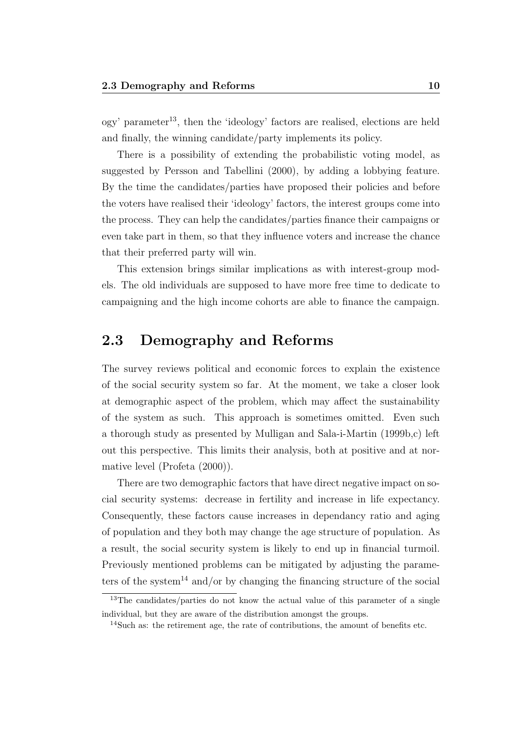ogy' parameter[13], then the 'ideology' factors are realised, elections are held and finally, the winning candidate/party implements its policy.

There is a possibility of extending the probabilistic voting model, as suggested by Persson and Tabellini (2000), by adding a lobbying feature. By the time the candidates/parties have proposed their policies and before the voters have realised their 'ideology' factors, the interest groups come into the process. They can help the candidates/parties finance their campaigns or even take part in them, so that they influence voters and increase the chance that their preferred party will win.

This extension brings similar implications as with interest-group models. The old individuals are supposed to have more free time to dedicate to campaigning and the high income cohorts are able to finance the campaign.

## 2.3 Demography and Reforms

The survey reviews political and economic forces to explain the existence of the social security system so far. At the moment, we take a closer look at demographic aspect of the problem, which may affect the sustainability of the system as such. This approach is sometimes omitted. Even such a thorough study as presented by Mulligan and Sala-i-Martin (1999b,c) left out this perspective. This limits their analysis, both at positive and at normative level (Profeta (2000)).

There are two demographic factors that have direct negative impact on social security systems: decrease in fertility and increase in life expectancy. Consequently, these factors cause increases in dependancy ratio and aging of population and they both may change the age structure of population. As a result, the social security system is likely to end up in financial turmoil. Previously mentioned problems can be mitigated by adjusting the parameters of the system[14] and/or by changing the financing structure of the social

[13] The candidates/parties do not know the actual value of this parameter of a single individual, but they are aware of the distribution amongst the groups.

[14] Such as: the retirement age, the rate of contributions, the amount of benefits etc.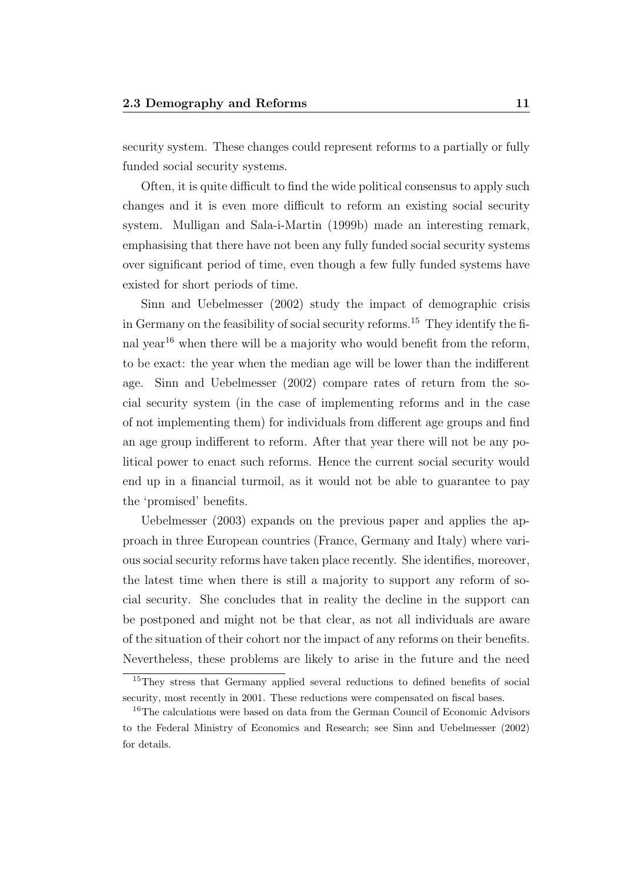security system. These changes could represent reforms to a partially or fully funded social security systems.

Often, it is quite difficult to find the wide political consensus to apply such changes and it is even more difficult to reform an existing social security system. Mulligan and Sala-i-Martin (1999b) made an interesting remark, emphasising that there have not been any fully funded social security systems over significant period of time, even though a few fully funded systems have existed for short periods of time.

Sinn and Uebelmesser (2002) study the impact of demographic crisis in Germany on the feasibility of social security reforms.[15] They identify the final year[16] when there will be a majority who would benefit from the reform, to be exact: the year when the median age will be lower than the indifferent age. Sinn and Uebelmesser (2002) compare rates of return from the social security system (in the case of implementing reforms and in the case of not implementing them) for individuals from different age groups and find an age group indifferent to reform. After that year there will not be any political power to enact such reforms. Hence the current social security would end up in a financial turmoil, as it would not be able to guarantee to pay the 'promised' benefits.

Uebelmesser (2003) expands on the previous paper and applies the approach in three European countries (France, Germany and Italy) where various social security reforms have taken place recently. She identifies, moreover, the latest time when there is still a majority to support any reform of social security. She concludes that in reality the decline in the support can be postponed and might not be that clear, as not all individuals are aware of the situation of their cohort nor the impact of any reforms on their benefits. Nevertheless, these problems are likely to arise in the future and the need

[15] They stress that Germany applied several reductions to defined benefits of social security, most recently in 2001. These reductions were compensated on fiscal bases.

[16] The calculations were based on data from the German Council of Economic Advisors to the Federal Ministry of Economics and Research; see Sinn and Uebelmesser (2002) for details.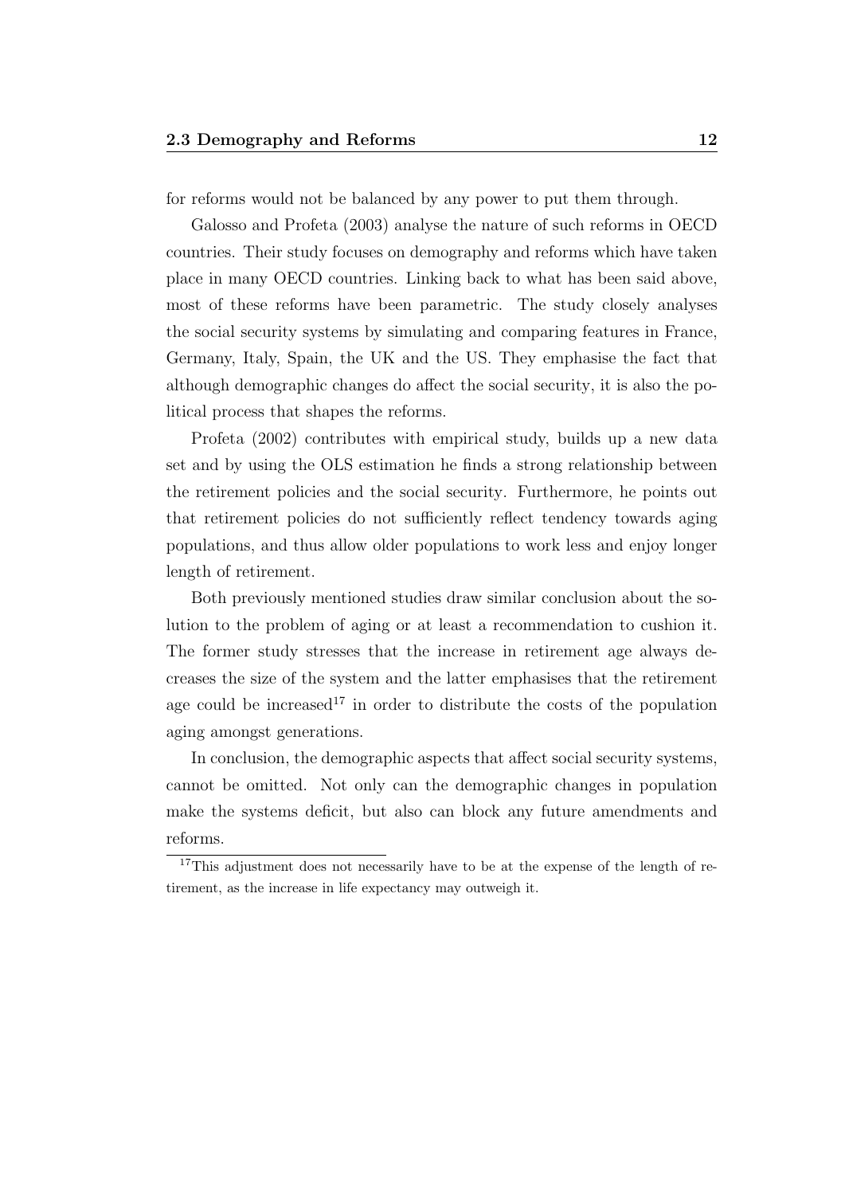for reforms would not be balanced by any power to put them through.

Galosso and Profeta (2003) analyse the nature of such reforms in OECD countries. Their study focuses on demography and reforms which have taken place in many OECD countries. Linking back to what has been said above, most of these reforms have been parametric. The study closely analyses the social security systems by simulating and comparing features in France, Germany, Italy, Spain, the UK and the US. They emphasise the fact that although demographic changes do affect the social security, it is also the political process that shapes the reforms.

Profeta (2002) contributes with empirical study, builds up a new data set and by using the OLS estimation he finds a strong relationship between the retirement policies and the social security. Furthermore, he points out that retirement policies do not sufficiently reflect tendency towards aging populations, and thus allow older populations to work less and enjoy longer length of retirement.

Both previously mentioned studies draw similar conclusion about the solution to the problem of aging or at least a recommendation to cushion it. The former study stresses that the increase in retirement age always decreases the size of the system and the latter emphasises that the retirement age could be increased[17] in order to distribute the costs of the population aging amongst generations.

In conclusion, the demographic aspects that affect social security systems, cannot be omitted. Not only can the demographic changes in population make the systems deficit, but also can block any future amendments and reforms.

[17]This adjustment does not necessarily have to be at the expense of the length of retirement, as the increase in life expectancy may outweigh it.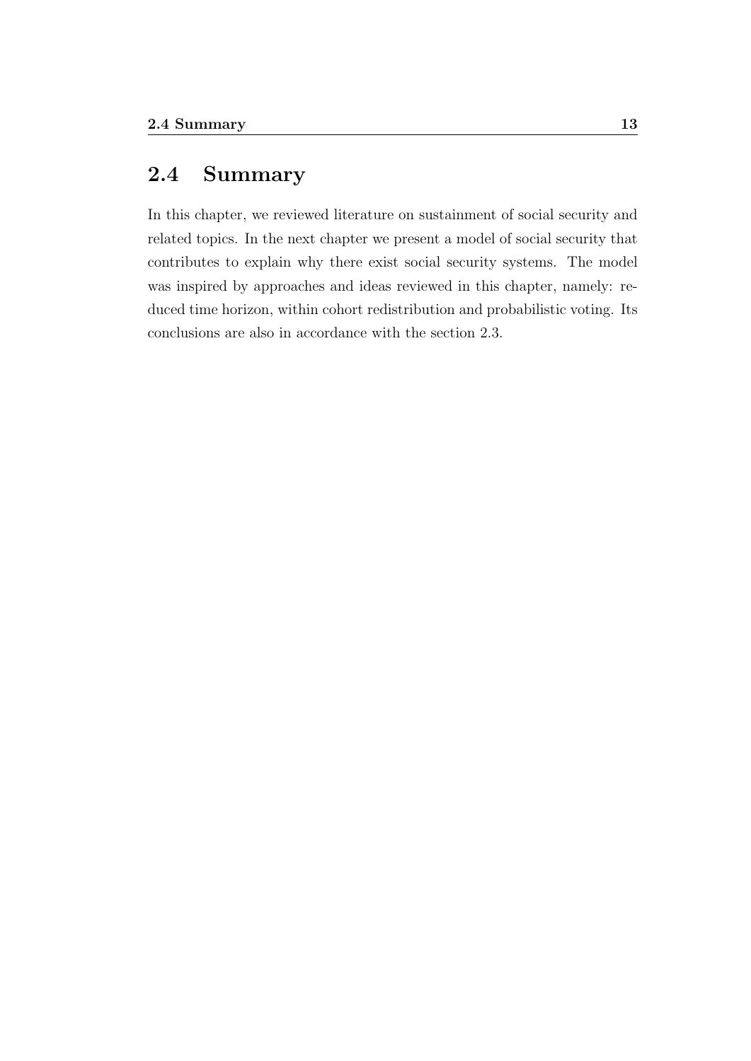## 2.4 Summary

In this chapter, we reviewed literature on sustainment of social security and related topics. In the next chapter we present a model of social security that contributes to explain why there exist social security systems. The model was inspired by approaches and ideas reviewed in this chapter, namely: reduced time horizon, within cohort redistribution and probabilistic voting. Its conclusions are also in accordance with the section 2.3.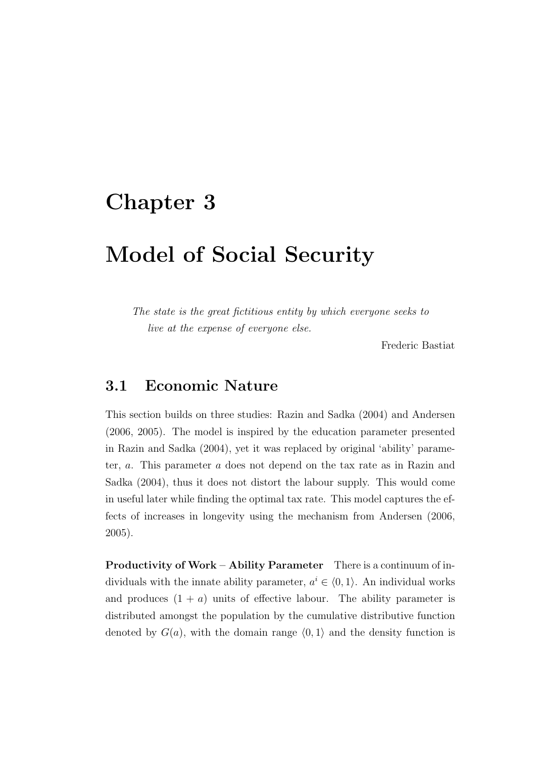# Chapter 3

# Model of Social Security

*The state is the great fictitious entity by which everyone seeks to live at the expense of everyone else.*

Frederic Bastiat

## 3.1 Economic Nature

This section builds on three studies: Razin and Sadka (2004) and Andersen (2006, 2005). The model is inspired by the education parameter presented in Razin and Sadka (2004), yet it was replaced by original 'ability' parameter, $a$. This parameter $a$ does not depend on the tax rate as in Razin and Sadka (2004), thus it does not distort the labour supply. This would come in useful later while finding the optimal tax rate. This model captures the effects of increases in longevity using the mechanism from Andersen (2006, 2005).

**Productivity of Work – Ability Parameter** There is a continuum of individuals with the innate ability parameter, $a^i \in \langle 0, 1 \rangle$. An individual works and produces $(1 + a)$ units of effective labour. The ability parameter is distributed amongst the population by the cumulative distributive function denoted by $G(a)$, with the domain range $\langle 0, 1 \rangle$ and the density function is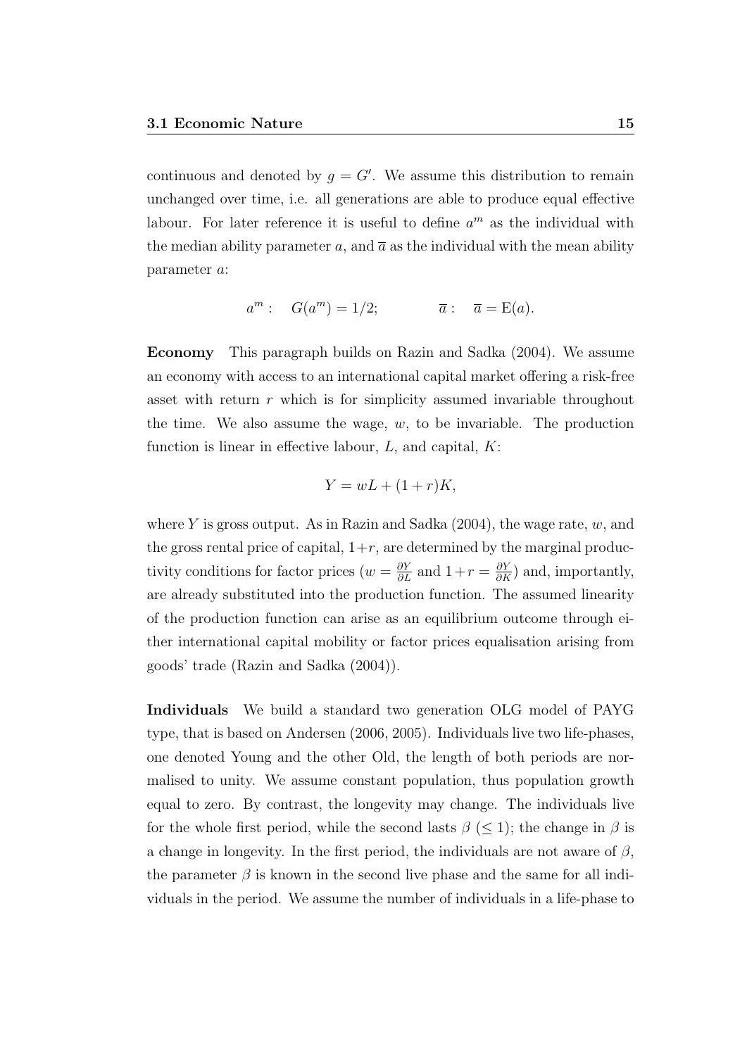continuous and denoted by $g = G'$. We assume this distribution to remain unchanged over time, i.e. all generations are able to produce equal effective labour. For later reference it is useful to define $a^m$ as the individual with the median ability parameter $a$, and $\overline{a}$ as the individual with the mean ability parameter $a$:

$$a^m: \quad G(a^m) = 1/2; \qquad\qquad \overline{a}: \quad \overline{a} = \mathrm{E}(a).$$

**Economy** This paragraph builds on Razin and Sadka (2004). We assume an economy with access to an international capital market offering a risk-free asset with return $r$ which is for simplicity assumed invariable throughout the time. We also assume the wage, $w$, to be invariable. The production function is linear in effective labour, $L$, and capital, $K$:

$$Y = wL + (1 + r)K,$$

where $Y$ is gross output. As in Razin and Sadka (2004), the wage rate, $w$, and the gross rental price of capital, $1+r$, are determined by the marginal productivity conditions for factor prices ($w = \frac{\partial Y}{\partial L}$ and $1+r = \frac{\partial Y}{\partial K}$) and, importantly, are already substituted into the production function. The assumed linearity of the production function can arise as an equilibrium outcome through either international capital mobility or factor prices equalisation arising from goods' trade (Razin and Sadka (2004)).

**Individuals** We build a standard two generation OLG model of PAYG type, that is based on Andersen (2006, 2005). Individuals live two life-phases, one denoted Young and the other Old, the length of both periods are normalised to unity. We assume constant population, thus population growth equal to zero. By contrast, the longevity may change. The individuals live for the whole first period, while the second lasts $\beta$ ($\leq 1$); the change in $\beta$ is a change in longevity. In the first period, the individuals are not aware of $\beta$, the parameter $\beta$ is known in the second live phase and the same for all individuals in the period. We assume the number of individuals in a life-phase to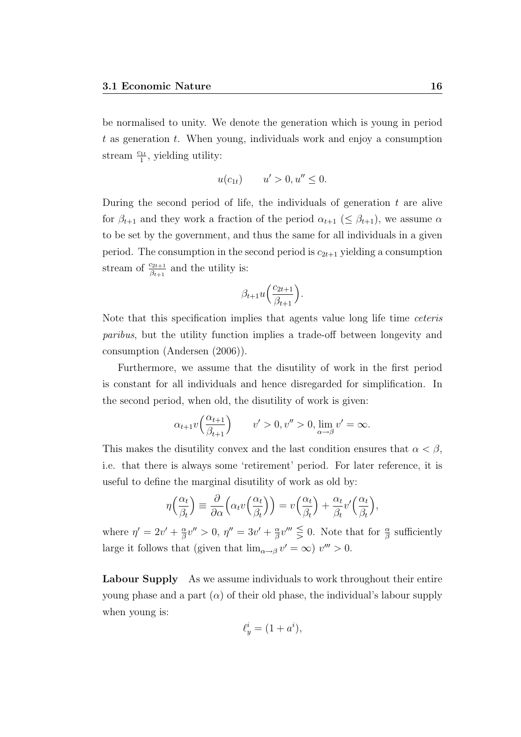be normalised to unity. We denote the generation which is young in period $t$ as generation $t$. When young, individuals work and enjoy a consumption stream $\frac{c_{1t}}{1}$, yielding utility:

$$u(c_{1t}) \qquad u' > 0, u'' \leq 0.$$

During the second period of life, the individuals of generation $t$ are alive for $\beta_{t+1}$ and they work a fraction of the period $\alpha_{t+1}$ ($\leq \beta_{t+1}$), we assume $\alpha$ to be set by the government, and thus the same for all individuals in a given period. The consumption in the second period is $c_{2t+1}$ yielding a consumption stream of $\frac{c_{2t+1}}{\beta_{t+1}}$ and the utility is:

$$\beta_{t+1} u\Big(\frac{c_{2t+1}}{\beta_{t+1}}\Big).$$

Note that this specification implies that agents value long life time *ceteris paribus*, but the utility function implies a trade-off between longevity and consumption (Andersen (2006)).

Furthermore, we assume that the disutility of work in the first period is constant for all individuals and hence disregarded for simplification. In the second period, when old, the disutility of work is given:

$$\alpha_{t+1} v\Big(\frac{\alpha_{t+1}}{\beta_{t+1}}\Big) \qquad v' > 0, v'' > 0, \lim_{\alpha \to \beta} v' = \infty.$$

This makes the disutility convex and the last condition ensures that $\alpha < \beta$, i.e. that there is always some 'retirement' period. For later reference, it is useful to define the marginal disutility of work as old by:

$$\eta\Big(\frac{\alpha_t}{\beta_t}\Big) \equiv \frac{\partial}{\partial \alpha}\Big(\alpha_t v\Big(\frac{\alpha_t}{\beta_t}\Big)\Big) = v\Big(\frac{\alpha_t}{\beta_t}\Big) + \frac{\alpha_t}{\beta_t} v'\Big(\frac{\alpha_t}{\beta_t}\Big),$$

where $\eta' = 2v' + \frac{\alpha}{\beta}v'' > 0$, $\eta'' = 3v' + \frac{\alpha}{\beta}v''' \lesseqgtr 0$. Note that for $\frac{\alpha}{\beta}$ sufficiently large it follows that (given that $\lim_{\alpha \to \beta} v' = \infty$) $v''' > 0$.

**Labour Supply** As we assume individuals to work throughout their entire young phase and a part ($\alpha$) of their old phase, the individual's labour supply when young is:

$$\ell_y^i = (1 + a^i),$$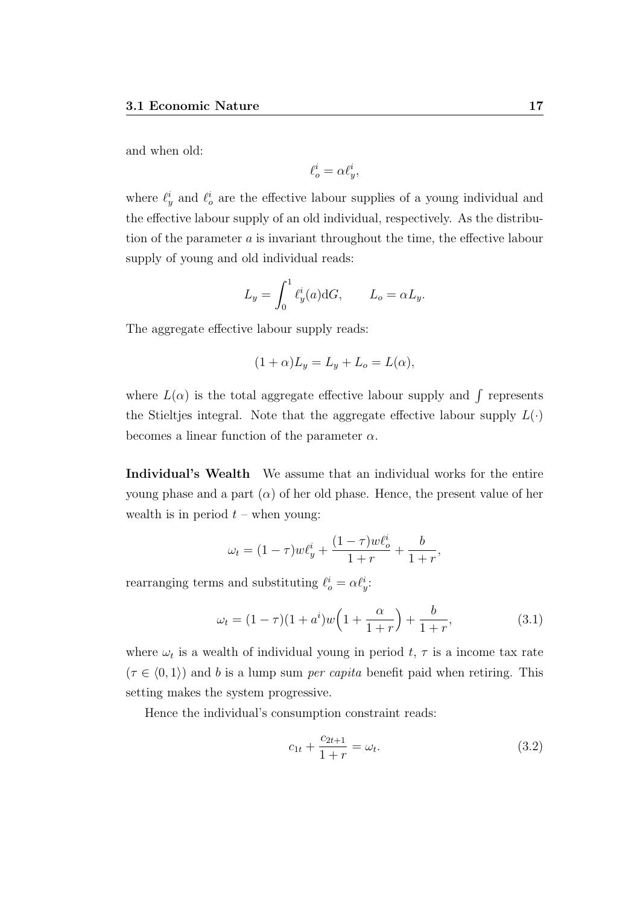and when old:

$$\ell_o^i = \alpha \ell_y^i,$$

where $\ell_y^i$ and $\ell_o^i$ are the effective labour supplies of a young individual and the effective labour supply of an old individual, respectively. As the distribution of the parameter $a$ is invariant throughout the time, the effective labour supply of young and old individual reads:

$$L_y = \int_0^1 \ell_y^i(a)\mathrm{d}G, \qquad L_o = \alpha L_y.$$

The aggregate effective labour supply reads:

$$(1+\alpha)L_y = L_y + L_o = L(\alpha),$$

where $L(\alpha)$ is the total aggregate effective labour supply and $\int$ represents the Stieltjes integral. Note that the aggregate effective labour supply $L(\cdot)$ becomes a linear function of the parameter $\alpha$.

**Individual's Wealth** We assume that an individual works for the entire young phase and a part $(\alpha)$ of her old phase. Hence, the present value of her wealth is in period $t$ – when young:

$$\omega_t = (1-\tau)w\ell_y^i + \frac{(1-\tau)w\ell_o^i}{1+r} + \frac{b}{1+r},$$

rearranging terms and substituting $\ell_o^i = \alpha \ell_y^i$:

$$\omega_t = (1-\tau)(1+a^i)w\Big(1 + \frac{\alpha}{1+r}\Big) + \frac{b}{1+r}, \tag{3.1}$$

where $\omega_t$ is a wealth of individual young in period $t$, $\tau$ is a income tax rate ($\tau \in \langle 0, 1 \rangle$) and $b$ is a lump sum *per capita* benefit paid when retiring. This setting makes the system progressive.

Hence the individual's consumption constraint reads:

$$c_{1t} + \frac{c_{2t+1}}{1+r} = \omega_t. \tag{3.2}$$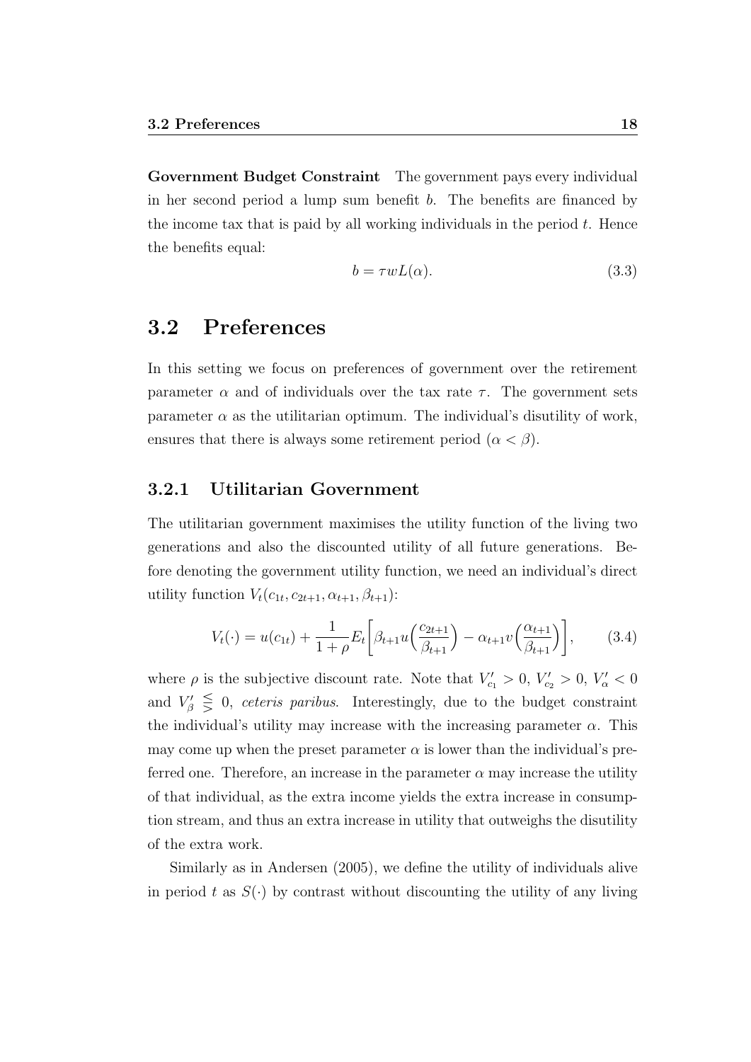**Government Budget Constraint** The government pays every individual in her second period a lump sum benefit $b$. The benefits are financed by the income tax that is paid by all working individuals in the period $t$. Hence the benefits equal:

$$b = \tau w L(\alpha). \tag{3.3}$$

## 3.2 Preferences

In this setting we focus on preferences of government over the retirement parameter $\alpha$ and of individuals over the tax rate $\tau$. The government sets parameter $\alpha$ as the utilitarian optimum. The individual's disutility of work, ensures that there is always some retirement period ($\alpha < \beta$).

### 3.2.1 Utilitarian Government

The utilitarian government maximises the utility function of the living two generations and also the discounted utility of all future generations. Before denoting the government utility function, we need an individual's direct utility function $V_t(c_{1t}, c_{2t+1}, \alpha_{t+1}, \beta_{t+1})$:

$$V_t(\cdot) = u(c_{1t}) + \frac{1}{1+\rho} E_t \left[ \beta_{t+1} u\Big(\frac{c_{2t+1}}{\beta_{t+1}}\Big) - \alpha_{t+1} v\Big(\frac{\alpha_{t+1}}{\beta_{t+1}}\Big) \right], \tag{3.4}$$

where $\rho$ is the subjective discount rate. Note that $V'_{c_1} > 0$, $V'_{c_2} > 0$, $V'_{\alpha} < 0$ and $V'_{\beta} \lesseqgtr 0$, *ceteris paribus*. Interestingly, due to the budget constraint the individual's utility may increase with the increasing parameter $\alpha$. This may come up when the preset parameter $\alpha$ is lower than the individual's preferred one. Therefore, an increase in the parameter $\alpha$ may increase the utility of that individual, as the extra income yields the extra increase in consumption stream, and thus an extra increase in utility that outweighs the disutility of the extra work.

Similarly as in Andersen (2005), we define the utility of individuals alive in period $t$ as $S(\cdot)$ by contrast without discounting the utility of any living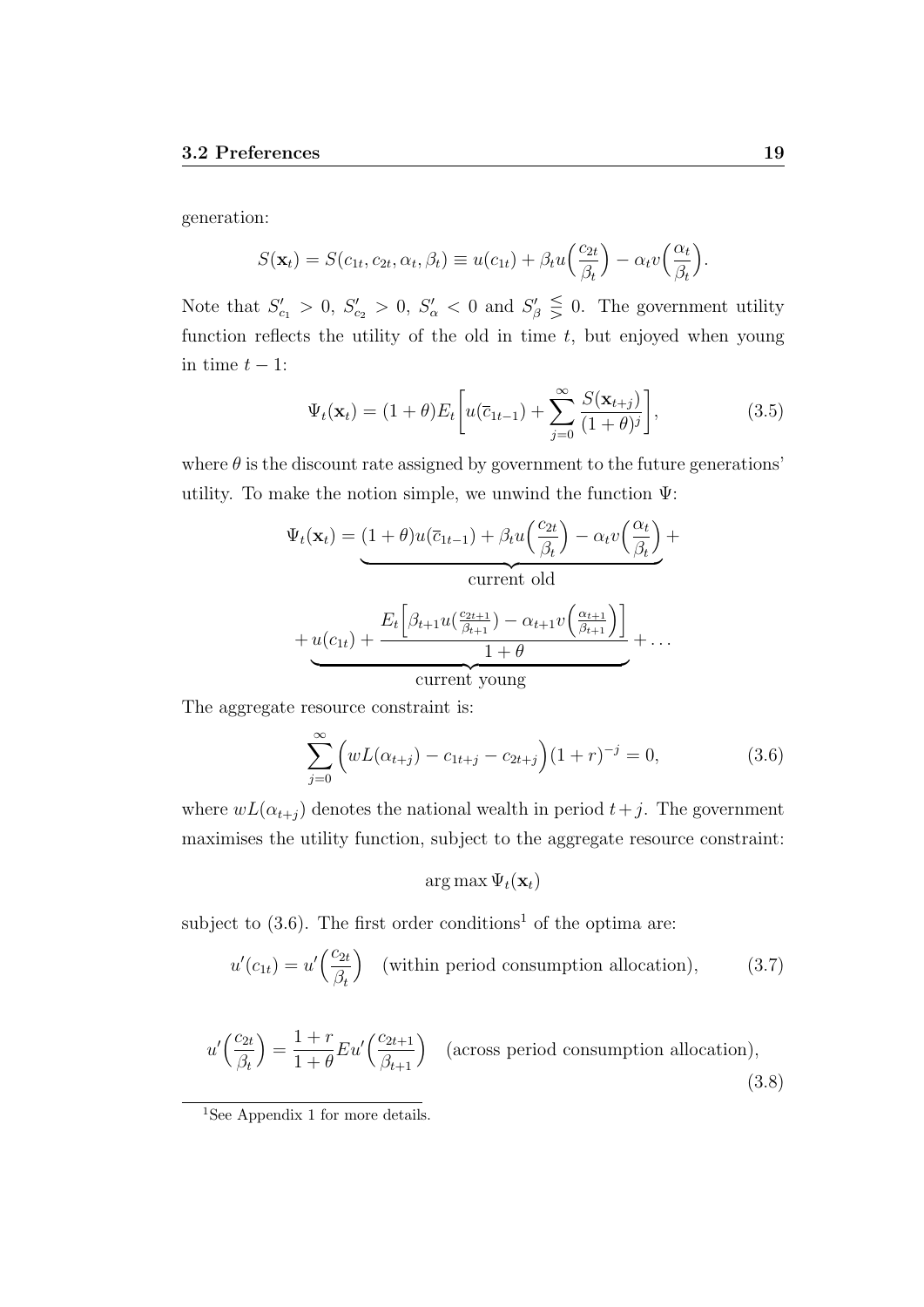generation:

$$S(\mathbf{x}_t) = S(c_{1t}, c_{2t}, \alpha_t, \beta_t) \equiv u(c_{1t}) + \beta_t u\Big(\frac{c_{2t}}{\beta_t}\Big) - \alpha_t v\Big(\frac{\alpha_t}{\beta_t}\Big).$$

Note that $S'_{c_1} > 0$, $S'_{c_2} > 0$, $S'_{\alpha} < 0$ and $S'_{\beta} \lesseqgtr 0$. The government utility function reflects the utility of the old in time $t$, but enjoyed when young in time $t-1$:

$$\Psi_t(\mathbf{x}_t) = (1+\theta)E_t\bigg[u(\overline{c}_{1t-1}) + \sum_{j=0}^{\infty} \frac{S(\mathbf{x}_{t+j})}{(1+\theta)^j}\bigg], \tag{3.5}$$

where $\theta$ is the discount rate assigned by government to the future generations' utility. To make the notion simple, we unwind the function $\Psi$:

$$\Psi_t(\mathbf{x}_t) = \underbrace{(1+\theta)u(\overline{c}_{1t-1}) + \beta_t u\Big(\frac{c_{2t}}{\beta_t}\Big) - \alpha_t v\Big(\frac{\alpha_t}{\beta_t}\Big)}_{\text{current old}} +$$

$$+ \underbrace{u(c_{1t}) + \frac{E_t\Big[\beta_{t+1} u(\frac{c_{2t+1}}{\beta_{t+1}}) - \alpha_{t+1} v\Big(\frac{\alpha_{t+1}}{\beta_{t+1}}\Big)\Big]}{1+\theta}}_{\text{current young}} + \dots$$

The aggregate resource constraint is:

$$\sum_{j=0}^{\infty} \Big(wL(\alpha_{t+j}) - c_{1t+j} - c_{2t+j}\Big)(1+r)^{-j} = 0, \tag{3.6}$$

where $wL(\alpha_{t+j})$ denotes the national wealth in period $t+j$. The government maximises the utility function, subject to the aggregate resource constraint:

$$\arg\max \Psi_t(\mathbf{x}_t)$$

subject to (3.6). The first order conditions[1] of the optima are:

$$u'(c_{1t}) = u'\Big(\frac{c_{2t}}{\beta_t}\Big) \quad \text{(within period consumption allocation)}, \tag{3.7}$$

$$u'\Big(\frac{c_{2t}}{\beta_t}\Big) = \frac{1+r}{1+\theta} E u'\Big(\frac{c_{2t+1}}{\beta_{t+1}}\Big) \quad \text{(across period consumption allocation)}, \tag{3.8}$$

[1] See Appendix 1 for more details.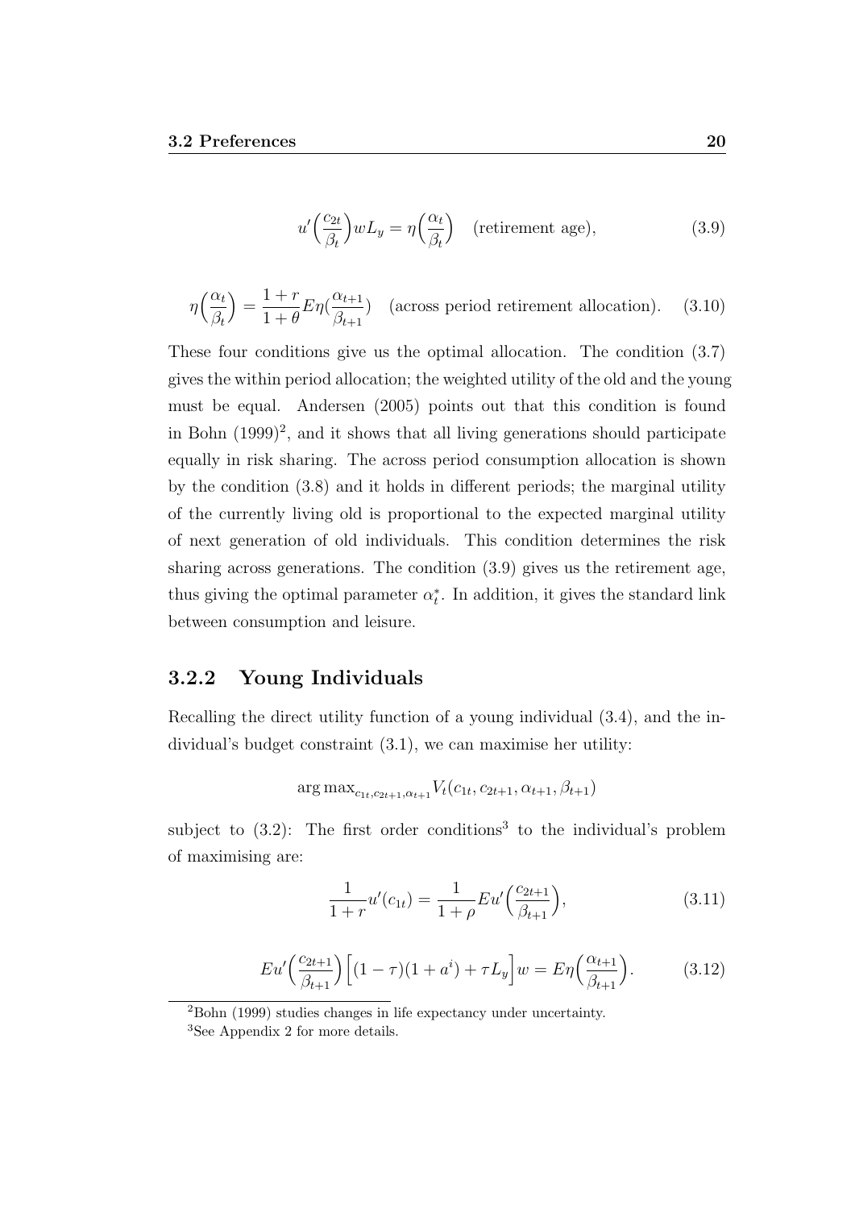$$u'\Big(\frac{c_{2t}}{\beta_t}\Big)wL_y = \eta\Big(\frac{\alpha_t}{\beta_t}\Big) \quad \text{(retirement age)}, \tag{3.9}$$

$$\eta\Big(\frac{\alpha_t}{\beta_t}\Big) = \frac{1+r}{1+\theta}E\eta(\frac{\alpha_{t+1}}{\beta_{t+1}}) \quad \text{(across period retirement allocation)}. \tag{3.10}$$

These four conditions give us the optimal allocation. The condition (3.7) gives the within period allocation; the weighted utility of the old and the young must be equal. Andersen (2005) points out that this condition is found in Bohn (1999)[2], and it shows that all living generations should participate equally in risk sharing. The across period consumption allocation is shown by the condition (3.8) and it holds in different periods; the marginal utility of the currently living old is proportional to the expected marginal utility of next generation of old individuals. This condition determines the risk sharing across generations. The condition (3.9) gives us the retirement age, thus giving the optimal parameter $\alpha_t^*$. In addition, it gives the standard link between consumption and leisure.

### 3.2.2 Young Individuals

Recalling the direct utility function of a young individual (3.4), and the individual's budget constraint (3.1), we can maximise her utility:

$$\arg\max_{c_{1t}, c_{2t+1}, \alpha_{t+1}} V_t(c_{1t}, c_{2t+1}, \alpha_{t+1}, \beta_{t+1})$$

subject to (3.2): The first order conditions[3] to the individual's problem of maximising are:

$$\frac{1}{1+r}u'(c_{1t}) = \frac{1}{1+\rho}Eu'\Big(\frac{c_{2t+1}}{\beta_{t+1}}\Big), \tag{3.11}$$

$$Eu'\Big(\frac{c_{2t+1}}{\beta_{t+1}}\Big)\Big[(1-\tau)(1+a^i) + \tau L_y\Big]w = E\eta\Big(\frac{\alpha_{t+1}}{\beta_{t+1}}\Big). \tag{3.12}$$

[2] Bohn (1999) studies changes in life expectancy under uncertainty.

[3] See Appendix 2 for more details.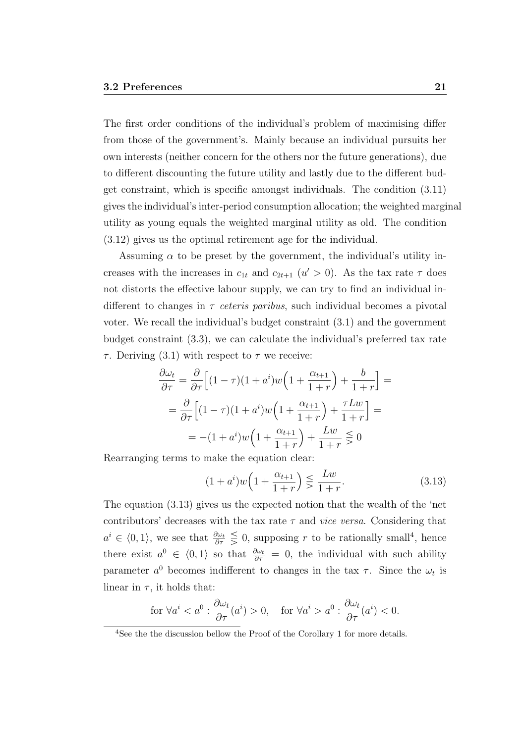The first order conditions of the individual's problem of maximising differ from those of the government's. Mainly because an individual pursuits her own interests (neither concern for the others nor the future generations), due to different discounting the future utility and lastly due to the different budget constraint, which is specific amongst individuals. The condition (3.11) gives the individual's inter-period consumption allocation; the weighted marginal utility as young equals the weighted marginal utility as old. The condition (3.12) gives us the optimal retirement age for the individual.

Assuming $\alpha$ to be preset by the government, the individual's utility increases with the increases in $c_{1t}$ and $c_{2t+1}$ ($u' > 0$). As the tax rate $\tau$ does not distorts the effective labour supply, we can try to find an individual indifferent to changes in $\tau$ *ceteris paribus*, such individual becomes a pivotal voter. We recall the individual's budget constraint (3.1) and the government budget constraint (3.3), we can calculate the individual's preferred tax rate $\tau$. Deriving (3.1) with respect to $\tau$ we receive:

$$
\begin{aligned}
\frac{\partial \omega_t}{\partial \tau} &= \frac{\partial}{\partial \tau}\Big[(1-\tau)(1+a^i)w\Big(1+\frac{\alpha_{t+1}}{1+r}\Big)+\frac{b}{1+r}\Big] = \\
&= \frac{\partial}{\partial \tau}\Big[(1-\tau)(1+a^i)w\Big(1+\frac{\alpha_{t+1}}{1+r}\Big)+\frac{\tau L w}{1+r}\Big] = \\
&= -(1+a^i)w\Big(1+\frac{\alpha_{t+1}}{1+r}\Big)+\frac{Lw}{1+r} \lesseqgtr 0
\end{aligned}
$$

Rearranging terms to make the equation clear:

$$
(1+a^i)w\Big(1+\frac{\alpha_{t+1}}{1+r}\Big) \lesseqgtr \frac{Lw}{1+r}. \tag{3.13}
$$

The equation (3.13) gives us the expected notion that the wealth of the 'net contributors' decreases with the tax rate $\tau$ and *vice versa*. Considering that $a^i \in \langle 0, 1\rangle$, we see that $\frac{\partial \omega_t}{\partial \tau} \lesseqgtr 0$, supposing $r$ to be rationally small[4], hence there exist $a^0 \in \langle 0, 1\rangle$ so that $\frac{\partial \omega_t}{\partial \tau} = 0$, the individual with such ability parameter $a^0$ becomes indifferent to changes in the tax $\tau$. Since the $\omega_t$ is linear in $\tau$, it holds that:

$$
\text{for } \forall a^i < a^0 : \frac{\partial \omega_t}{\partial \tau}(a^i) > 0, \quad \text{for } \forall a^i > a^0 : \frac{\partial \omega_t}{\partial \tau}(a^i) < 0.
$$

[4] See the the discussion bellow the Proof of the Corollary 1 for more details.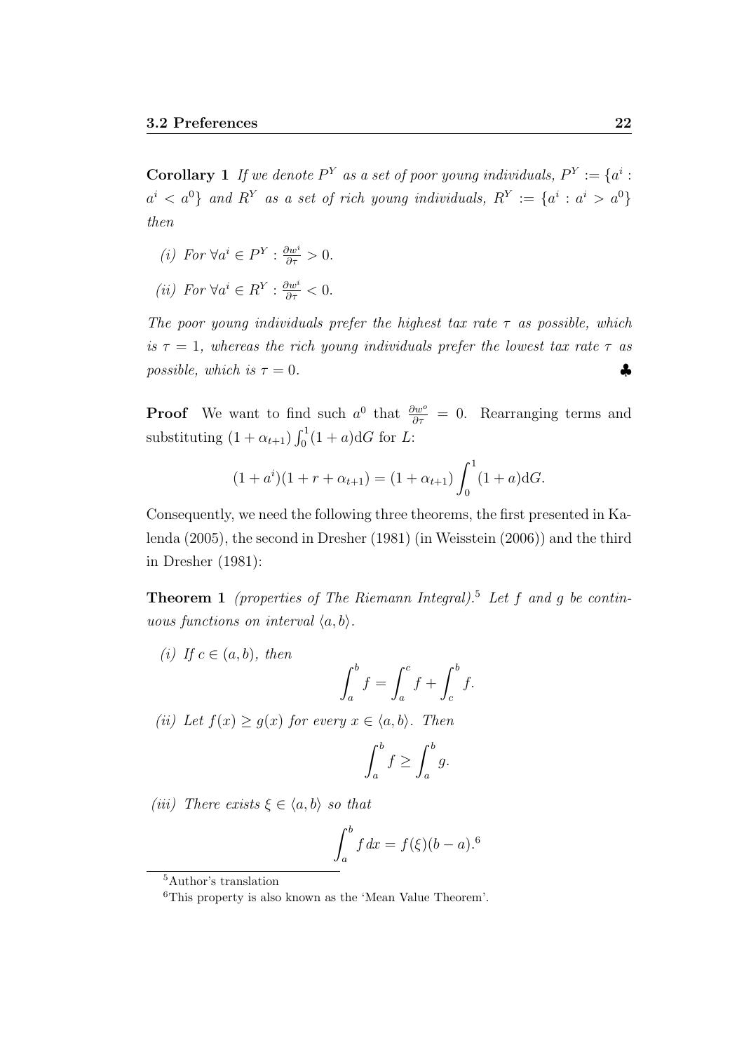**Corollary 1** *If we denote $P^Y$ as a set of poor young individuals, $P^Y := \{a^i : a^i < a^0\}$ and $R^Y$ as a set of rich young individuals, $R^Y := \{a^i : a^i > a^0\}$ then*

*(i) For $\forall a^i \in P^Y : \frac{\partial w^i}{\partial \tau} > 0$.*

*(ii) For $\forall a^i \in R^Y : \frac{\partial w^i}{\partial \tau} < 0$.*

*The poor young individuals prefer the highest tax rate $\tau$ as possible, which is $\tau = 1$, whereas the rich young individuals prefer the lowest tax rate $\tau$ as possible, which is $\tau = 0$.* ♣

**Proof** We want to find such $a^0$ that $\frac{\partial w^o}{\partial \tau} = 0$. Rearranging terms and substituting $(1 + \alpha_{t+1}) \int_0^1 (1 + a)\mathrm{d}G$ for $L$:

$$(1 + a^i)(1 + r + \alpha_{t+1}) = (1 + \alpha_{t+1}) \int_0^1 (1 + a)\mathrm{d}G.$$

Consequently, we need the following three theorems, the first presented in Kalenda (2005), the second in Dresher (1981) (in Weisstein (2006)) and the third in Dresher (1981):

**Theorem 1** *(properties of The Riemann Integral).*[5] *Let $f$ and $g$ be continuous functions on interval $\langle a, b\rangle$.*

*(i) If $c \in (a, b)$, then*

$$\int_a^b f = \int_a^c f + \int_c^b f.$$

*(ii) Let $f(x) \geq g(x)$ for every $x \in \langle a, b\rangle$. Then*

$$\int_a^b f \geq \int_a^b g.$$

*(iii) There exists $\xi \in \langle a, b\rangle$ so that*

$$\int_a^b f\,dx = f(\xi)(b - a).^6$$

[5] Author's translation

[6] This property is also known as the 'Mean Value Theorem'.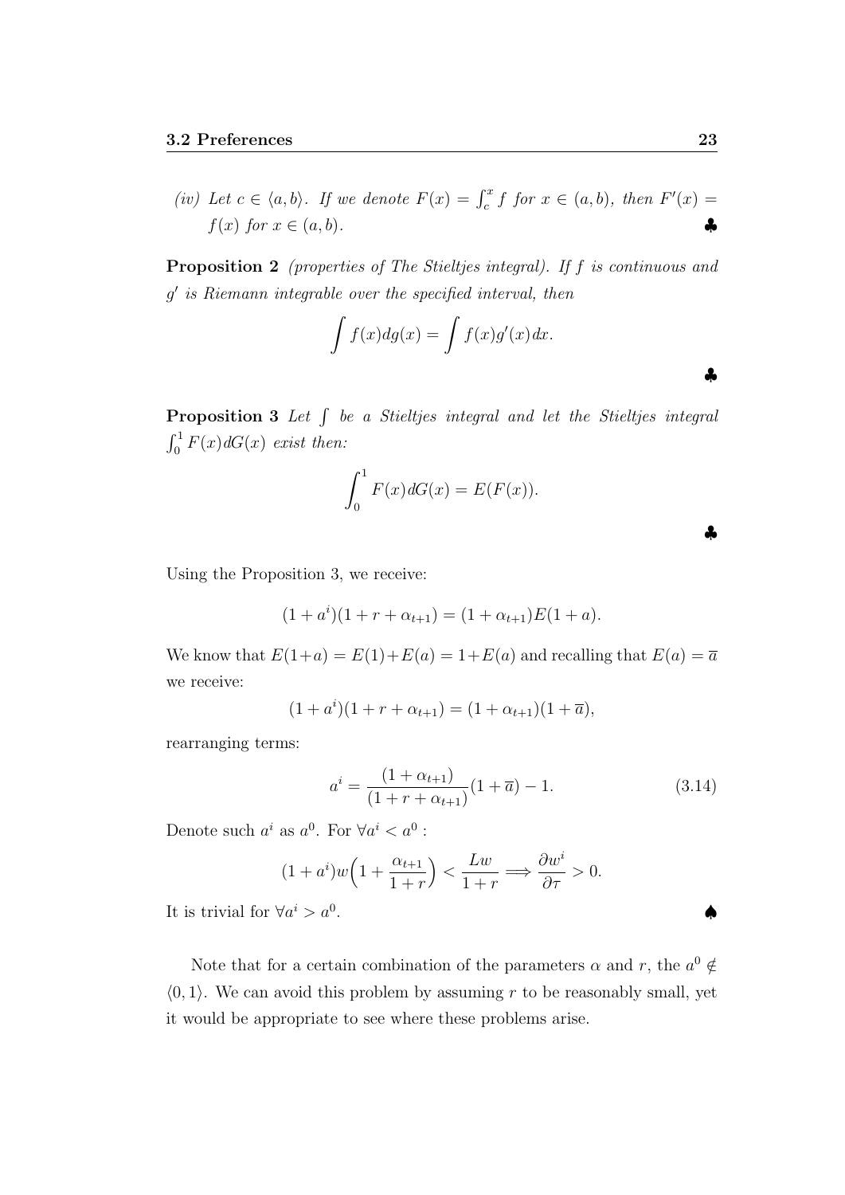*(iv) Let $c \in \langle a, b \rangle$. If we denote $F(x) = \int_c^x f$ for $x \in (a, b)$, then $F'(x) = f(x)$ for $x \in (a, b)$.* ♣

**Proposition 2** *(properties of The Stieltjes integral). If $f$ is continuous and $g'$ is Riemann integrable over the specified interval, then*

$$\int f(x) dg(x) = \int f(x) g'(x) dx.$$

♣

**Proposition 3** *Let $\int$ be a Stieltjes integral and let the Stieltjes integral $\int_0^1 F(x) dG(x)$ exist then:*

$$\int_0^1 F(x) dG(x) = E(F(x)).$$

♣

Using the Proposition 3, we receive:

$$(1 + a^i)(1 + r + \alpha_{t+1}) = (1 + \alpha_{t+1}) E(1 + a).$$

We know that $E(1+a) = E(1) + E(a) = 1 + E(a)$ and recalling that $E(a) = \overline{a}$ we receive:

$$(1 + a^i)(1 + r + \alpha_{t+1}) = (1 + \alpha_{t+1})(1 + \overline{a}),$$

rearranging terms:

$$a^i = \frac{(1 + \alpha_{t+1})}{(1 + r + \alpha_{t+1})}(1 + \overline{a}) - 1. \tag{3.14}$$

Denote such $a^i$ as $a^0$. For $\forall a^i < a^0$ :

$$(1 + a^i) w \Big( 1 + \frac{\alpha_{t+1}}{1 + r} \Big) < \frac{Lw}{1 + r} \Longrightarrow \frac{\partial w^i}{\partial \tau} > 0.$$

It is trivial for $\forall a^i > a^0$. ♠

Note that for a certain combination of the parameters $\alpha$ and $r$, the $a^0 \notin \langle 0, 1 \rangle$. We can avoid this problem by assuming $r$ to be reasonably small, yet it would be appropriate to see where these problems arise.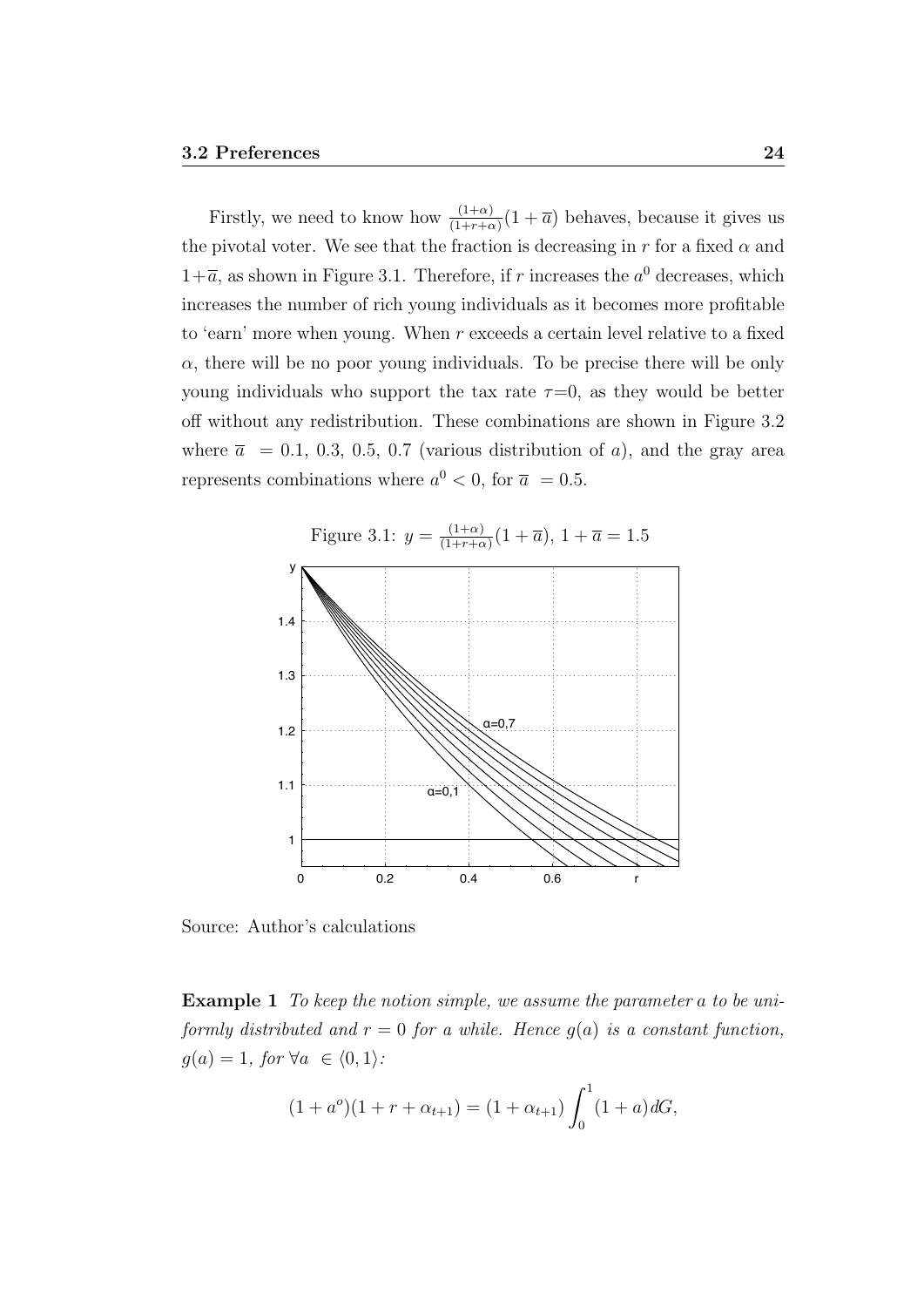Firstly, we need to know how $\frac{(1+\alpha)}{(1+r+\alpha)}(1+\overline{a})$ behaves, because it gives us the pivotal voter. We see that the fraction is decreasing in $r$ for a fixed $\alpha$ and $1+\overline{a}$, as shown in Figure 3.1. Therefore, if $r$ increases the $a^0$ decreases, which increases the number of rich young individuals as it becomes more profitable to 'earn' more when young. When $r$ exceeds a certain level relative to a fixed $\alpha$, there will be no poor young individuals. To be precise there will be only young individuals who support the tax rate $\tau$=0, as they would be better off without any redistribution. These combinations are shown in Figure 3.2 where $\overline{a} = 0.1,\ 0.3,\ 0.5,\ 0.7$ (various distribution of $a$), and the gray area represents combinations where $a^0 < 0$, for $\overline{a} = 0.5$.

Figure 3.1: $y = \frac{(1+\alpha)}{(1+r+\alpha)}(1+\overline{a})$, $1+\overline{a} = 1.5$

Source: Author's calculations

**Example 1** *To keep the notion simple, we assume the parameter $a$ to be uniformly distributed and $r = 0$ for a while. Hence $g(a)$ is a constant function, $g(a) = 1$, for $\forall a \in \langle 0, 1 \rangle$:*

$$(1+a^o)(1+r+\alpha_{t+1}) = (1+\alpha_{t+1}) \int_0^1 (1+a)dG,$$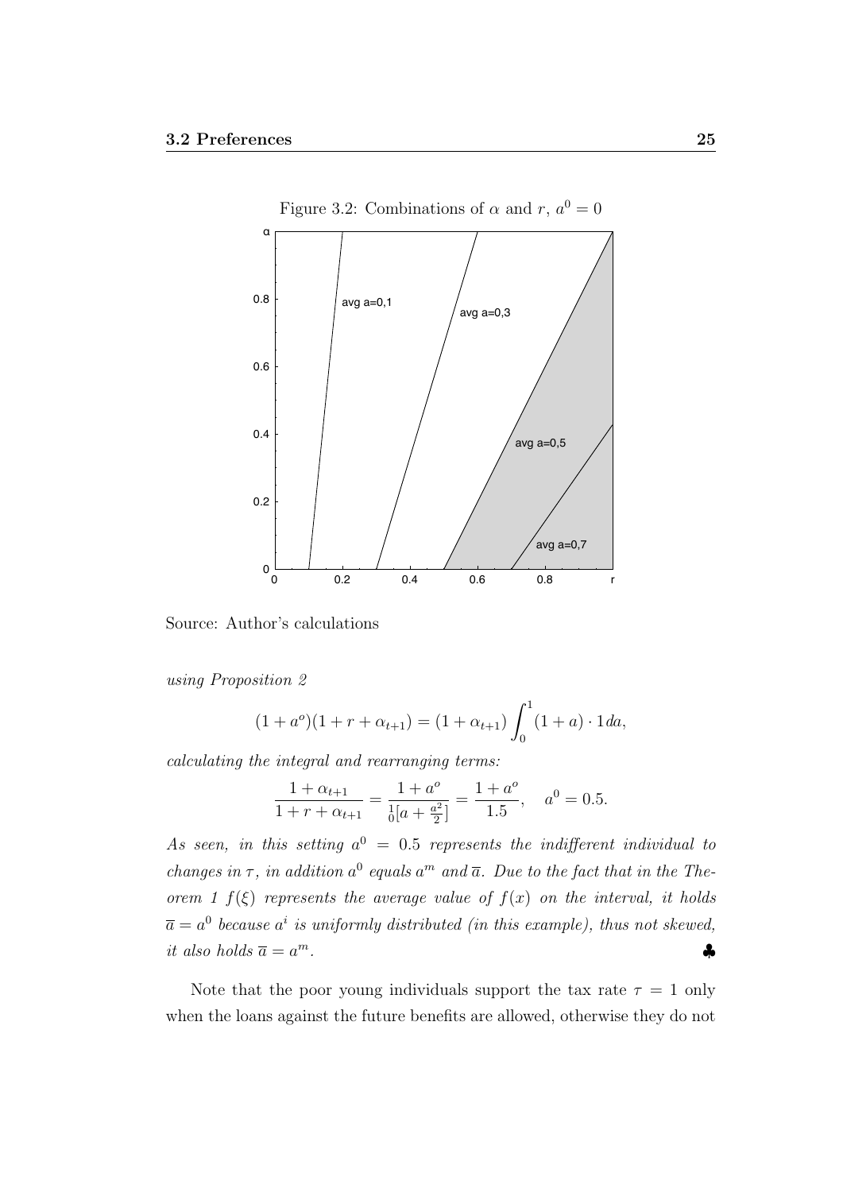Figure 3.2: Combinations of $\alpha$ and $r$, $a^0 = 0$

Source: Author's calculations

*using Proposition 2*

$$(1 + a^o)(1 + r + \alpha_{t+1}) = (1 + \alpha_{t+1}) \int_0^1 (1 + a) \cdot 1 da,$$

*calculating the integral and rearranging terms:*

$$\frac{1 + \alpha_{t+1}}{1 + r + \alpha_{t+1}} = \frac{1 + a^o}{{}_0^1[a + \frac{a^2}{2}]} = \frac{1 + a^o}{1.5}, \quad a^0 = 0.5.$$

*As seen, in this setting $a^0 = 0.5$ represents the indifferent individual to changes in $\tau$, in addition $a^0$ equals $a^m$ and $\overline{a}$. Due to the fact that in the Theorem 1 $f(\xi)$ represents the average value of $f(x)$ on the interval, it holds $\overline{a} = a^0$ because $a^i$ is uniformly distributed (in this example), thus not skewed, it also holds $\overline{a} = a^m$.* ♣

Note that the poor young individuals support the tax rate $\tau = 1$ only when the loans against the future benefits are allowed, otherwise they do not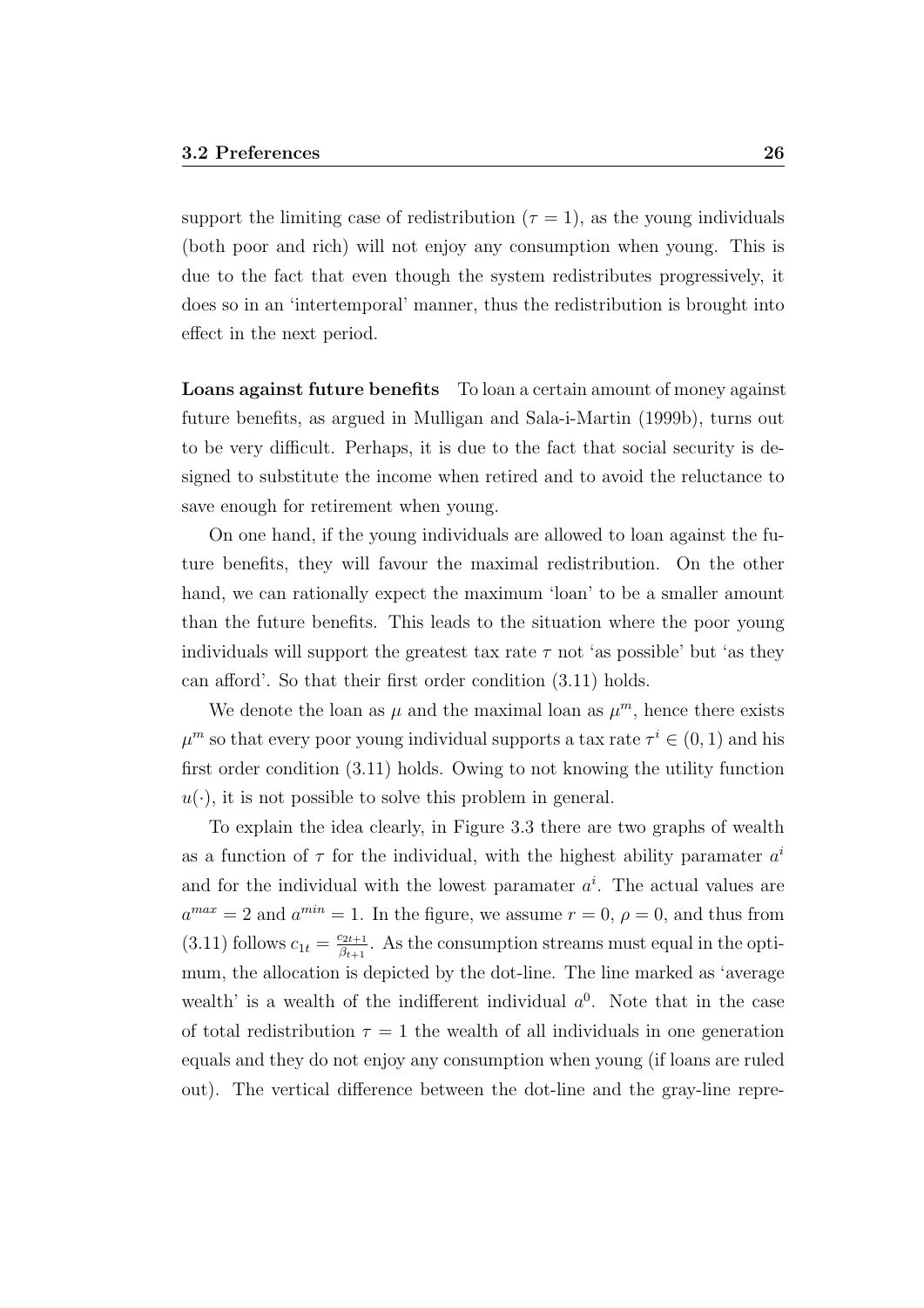support the limiting case of redistribution ($\tau = 1$), as the young individuals (both poor and rich) will not enjoy any consumption when young. This is due to the fact that even though the system redistributes progressively, it does so in an 'intertemporal' manner, thus the redistribution is brought into effect in the next period.

**Loans against future benefits** To loan a certain amount of money against future benefits, as argued in Mulligan and Sala-i-Martin (1999b), turns out to be very difficult. Perhaps, it is due to the fact that social security is designed to substitute the income when retired and to avoid the reluctance to save enough for retirement when young.

On one hand, if the young individuals are allowed to loan against the future benefits, they will favour the maximal redistribution. On the other hand, we can rationally expect the maximum 'loan' to be a smaller amount than the future benefits. This leads to the situation where the poor young individuals will support the greatest tax rate $\tau$ not 'as possible' but 'as they can afford'. So that their first order condition (3.11) holds.

We denote the loan as $\mu$ and the maximal loan as $\mu^m$, hence there exists $\mu^m$ so that every poor young individual supports a tax rate $\tau^i \in (0, 1)$ and his first order condition (3.11) holds. Owing to not knowing the utility function $u(\cdot)$, it is not possible to solve this problem in general.

To explain the idea clearly, in Figure 3.3 there are two graphs of wealth as a function of $\tau$ for the individual, with the highest ability paramater $a^i$ and for the individual with the lowest paramater $a^i$. The actual values are $a^{max} = 2$ and $a^{min} = 1$. In the figure, we assume $r = 0$, $\rho = 0$, and thus from (3.11) follows $c_{1t} = \frac{c_{2t+1}}{\beta_{t+1}}$. As the consumption streams must equal in the optimum, the allocation is depicted by the dot-line. The line marked as 'average wealth' is a wealth of the indifferent individual $a^0$. Note that in the case of total redistribution $\tau = 1$ the wealth of all individuals in one generation equals and they do not enjoy any consumption when young (if loans are ruled out). The vertical difference between the dot-line and the gray-line repre-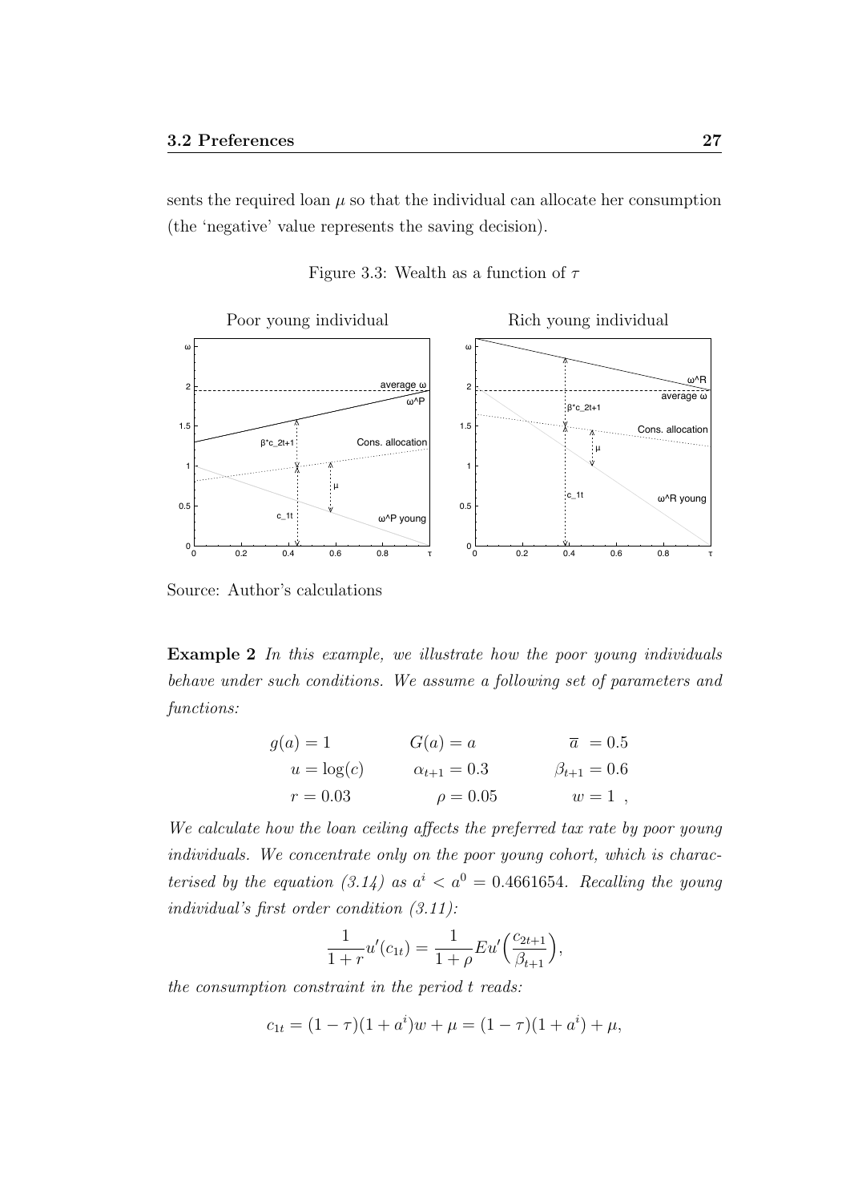sents the required loan $\mu$ so that the individual can allocate her consumption (the 'negative' value represents the saving decision).

Figure 3.3: Wealth as a function of $\tau$

Source: Author's calculations

**Example 2** *In this example, we illustrate how the poor young individuals behave under such conditions. We assume a following set of parameters and functions:*

$$
\begin{array}{lll}
g(a) = 1 & G(a) = a & \overline{a} = 0.5 \\
u = \log(c) & \alpha_{t+1} = 0.3 & \beta_{t+1} = 0.6 \\
r = 0.03 & \rho = 0.05 & w = 1 \ ,
\end{array}
$$

*We calculate how the loan ceiling affects the preferred tax rate by poor young individuals. We concentrate only on the poor young cohort, which is characterised by the equation (3.14) as $a^i < a^0 = 0.4661654$. Recalling the young individual's first order condition (3.11):*

$$
\frac{1}{1+r}u'(c_{1t}) = \frac{1}{1+\rho}Eu'\Big(\frac{c_{2t+1}}{\beta_{t+1}}\Big),
$$

*the consumption constraint in the period $t$ reads:*

$$
c_{1t} = (1-\tau)(1+a^i)w + \mu = (1-\tau)(1+a^i) + \mu,
$$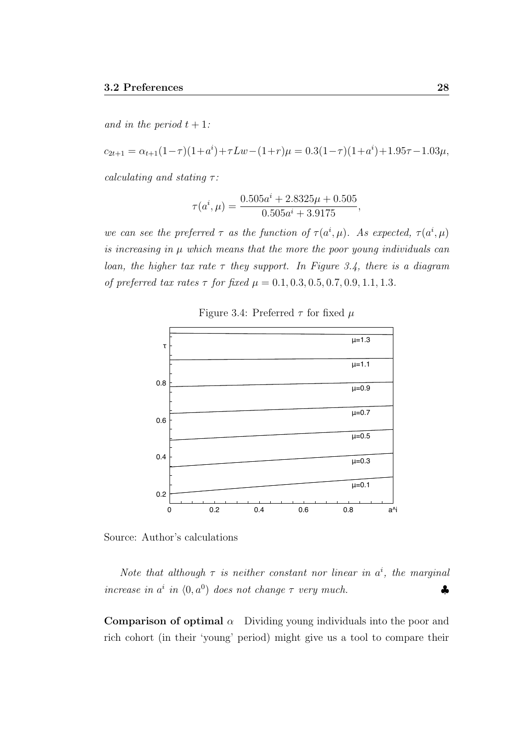*and in the period $t+1$:*

$$c_{2t+1} = \alpha_{t+1}(1-\tau)(1+a^i)+\tau Lw-(1+r)\mu = 0.3(1-\tau)(1+a^i)+1.95\tau-1.03\mu,$$

*calculating and stating $\tau$:*

$$\tau(a^i,\mu) = \frac{0.505a^i + 2.8325\mu + 0.505}{0.505a^i + 3.9175},$$

*we can see the preferred $\tau$ as the function of $\tau(a^i,\mu)$. As expected, $\tau(a^i,\mu)$ is increasing in $\mu$ which means that the more the poor young individuals can loan, the higher tax rate $\tau$ they support. In Figure 3.4, there is a diagram of preferred tax rates $\tau$ for fixed $\mu = 0.1, 0.3, 0.5, 0.7, 0.9, 1.1, 1.3$.*

Figure 3.4: Preferred $\tau$ for fixed $\mu$

Source: Author's calculations

*Note that although $\tau$ is neither constant nor linear in $a^i$, the marginal increase in $a^i$ in $\langle 0, a^0)$ does not change $\tau$ very much.* ♣

**Comparison of optimal $\alpha$** Dividing young individuals into the poor and rich cohort (in their 'young' period) might give us a tool to compare their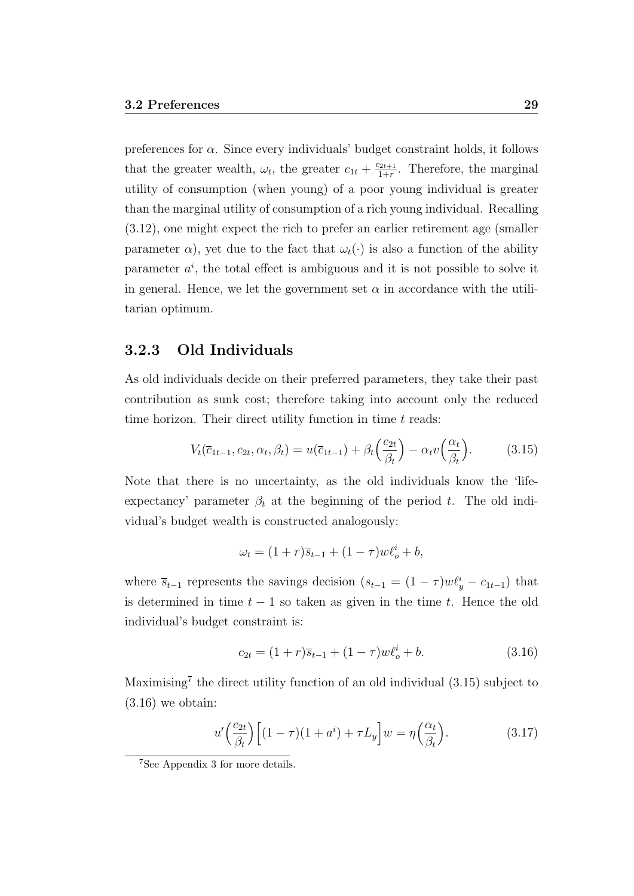preferences for $\alpha$. Since every individuals' budget constraint holds, it follows that the greater wealth, $\omega_t$, the greater $c_{1t} + \frac{c_{2t+1}}{1+r}$. Therefore, the marginal utility of consumption (when young) of a poor young individual is greater than the marginal utility of consumption of a rich young individual. Recalling (3.12), one might expect the rich to prefer an earlier retirement age (smaller parameter $\alpha$), yet due to the fact that $\omega_t(\cdot)$ is also a function of the ability parameter $a^i$, the total effect is ambiguous and it is not possible to solve it in general. Hence, we let the government set $\alpha$ in accordance with the utilitarian optimum.

### 3.2.3 Old Individuals

As old individuals decide on their preferred parameters, they take their past contribution as sunk cost; therefore taking into account only the reduced time horizon. Their direct utility function in time $t$ reads:

$$V_t(\overline{c}_{1t-1}, c_{2t}, \alpha_t, \beta_t) = u(\overline{c}_{1t-1}) + \beta_t\Big(\frac{c_{2t}}{\beta_t}\Big) - \alpha_t v\Big(\frac{\alpha_t}{\beta_t}\Big). \tag{3.15}$$

Note that there is no uncertainty, as the old individuals know the 'life-expectancy' parameter $\beta_t$ at the beginning of the period $t$. The old individual's budget wealth is constructed analogously:

$$\omega_t = (1+r)\overline{s}_{t-1} + (1-\tau)w\ell_o^i + b,$$

where $\overline{s}_{t-1}$ represents the savings decision ($s_{t-1} = (1-\tau)w\ell_y^i - c_{1t-1}$) that is determined in time $t-1$ so taken as given in the time $t$. Hence the old individual's budget constraint is:

$$c_{2t} = (1+r)\overline{s}_{t-1} + (1-\tau)w\ell_o^i + b. \tag{3.16}$$

Maximising[7] the direct utility function of an old individual (3.15) subject to (3.16) we obtain:

$$u'\Big(\frac{c_{2t}}{\beta_t}\Big)\Big[(1-\tau)(1+a^i) + \tau L_y\Big]w = \eta\Big(\frac{\alpha_t}{\beta_t}\Big). \tag{3.17}$$

[7] See Appendix 3 for more details.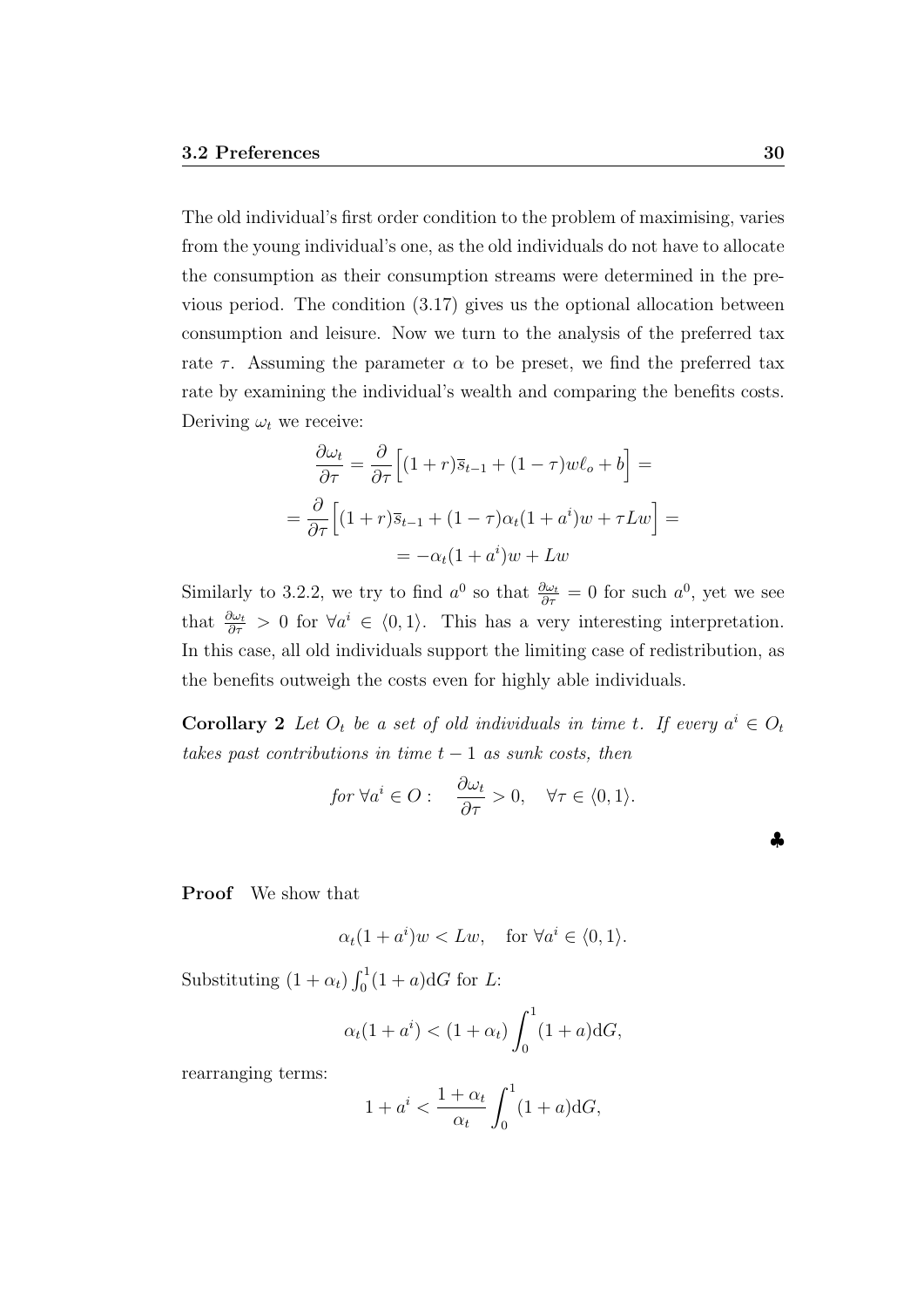The old individual's first order condition to the problem of maximising, varies from the young individual's one, as the old individuals do not have to allocate the consumption as their consumption streams were determined in the previous period. The condition (3.17) gives us the optional allocation between consumption and leisure. Now we turn to the analysis of the preferred tax rate $\tau$. Assuming the parameter $\alpha$ to be preset, we find the preferred tax rate by examining the individual's wealth and comparing the benefits costs. Deriving $\omega_t$ we receive:

$$\frac{\partial \omega_t}{\partial \tau} = \frac{\partial}{\partial \tau}\Big[(1+r)\overline{s}_{t-1} + (1-\tau)w\ell_o + b\Big] =$$

$$= \frac{\partial}{\partial \tau}\Big[(1+r)\overline{s}_{t-1} + (1-\tau)\alpha_t(1+a^i)w + \tau L w\Big] =$$

$$= -\alpha_t(1+a^i)w + Lw$$

Similarly to 3.2.2, we try to find $a^0$ so that $\frac{\partial \omega_t}{\partial \tau} = 0$ for such $a^0$, yet we see that $\frac{\partial \omega_t}{\partial \tau} > 0$ for $\forall a^i \in \langle 0, 1 \rangle$. This has a very interesting interpretation. In this case, all old individuals support the limiting case of redistribution, as the benefits outweigh the costs even for highly able individuals.

**Corollary 2** *Let $O_t$ be a set of old individuals in time $t$. If every $a^i \in O_t$ takes past contributions in time $t-1$ as sunk costs, then*

$$\textit{for } \forall a^i \in O: \quad \frac{\partial \omega_t}{\partial \tau} > 0, \quad \forall \tau \in \langle 0, 1 \rangle.$$

♣

**Proof** We show that

$$\alpha_t(1+a^i)w < Lw, \quad \text{for } \forall a^i \in \langle 0, 1 \rangle.$$

Substituting $(1+\alpha_t)\int_0^1 (1+a)\mathrm{d}G$ for $L$:

$$\alpha_t(1+a^i) < (1+\alpha_t)\int_0^1 (1+a)\mathrm{d}G,$$

rearranging terms:

$$1 + a^i < \frac{1+\alpha_t}{\alpha_t}\int_0^1 (1+a)\mathrm{d}G,$$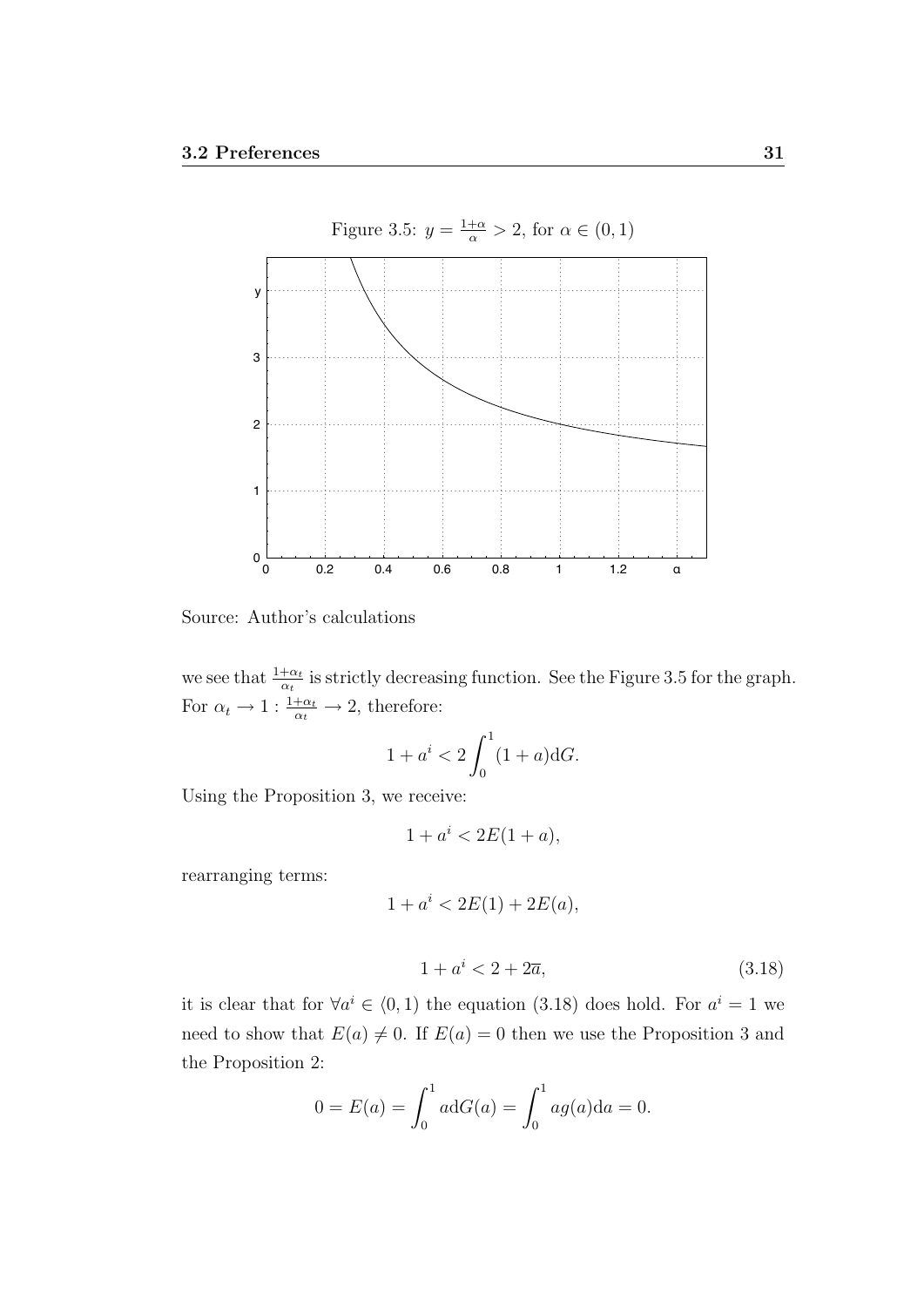Figure 3.5: $y = \frac{1+\alpha}{\alpha} > 2$, for $\alpha \in (0, 1)$

Source: Author's calculations

we see that $\frac{1+\alpha_t}{\alpha_t}$ is strictly decreasing function. See the Figure 3.5 for the graph. For $\alpha_t \to 1 : \frac{1+\alpha_t}{\alpha_t} \to 2$, therefore:

$$1 + a^i < 2 \int_0^1 (1 + a)\mathrm{d}G.$$

Using the Proposition 3, we receive:

$$1 + a^i < 2E(1 + a),$$

rearranging terms:

$$1 + a^i < 2E(1) + 2E(a),$$

$$1 + a^i < 2 + 2\overline{a}, \tag{3.18}$$

it is clear that for $\forall a^i \in \langle 0, 1)$ the equation (3.18) does hold. For $a^i = 1$ we need to show that $E(a) \neq 0$. If $E(a) = 0$ then we use the Proposition 3 and the Proposition 2:

$$0 = E(a) = \int_0^1 a\mathrm{d}G(a) = \int_0^1 ag(a)\mathrm{d}a = 0.$$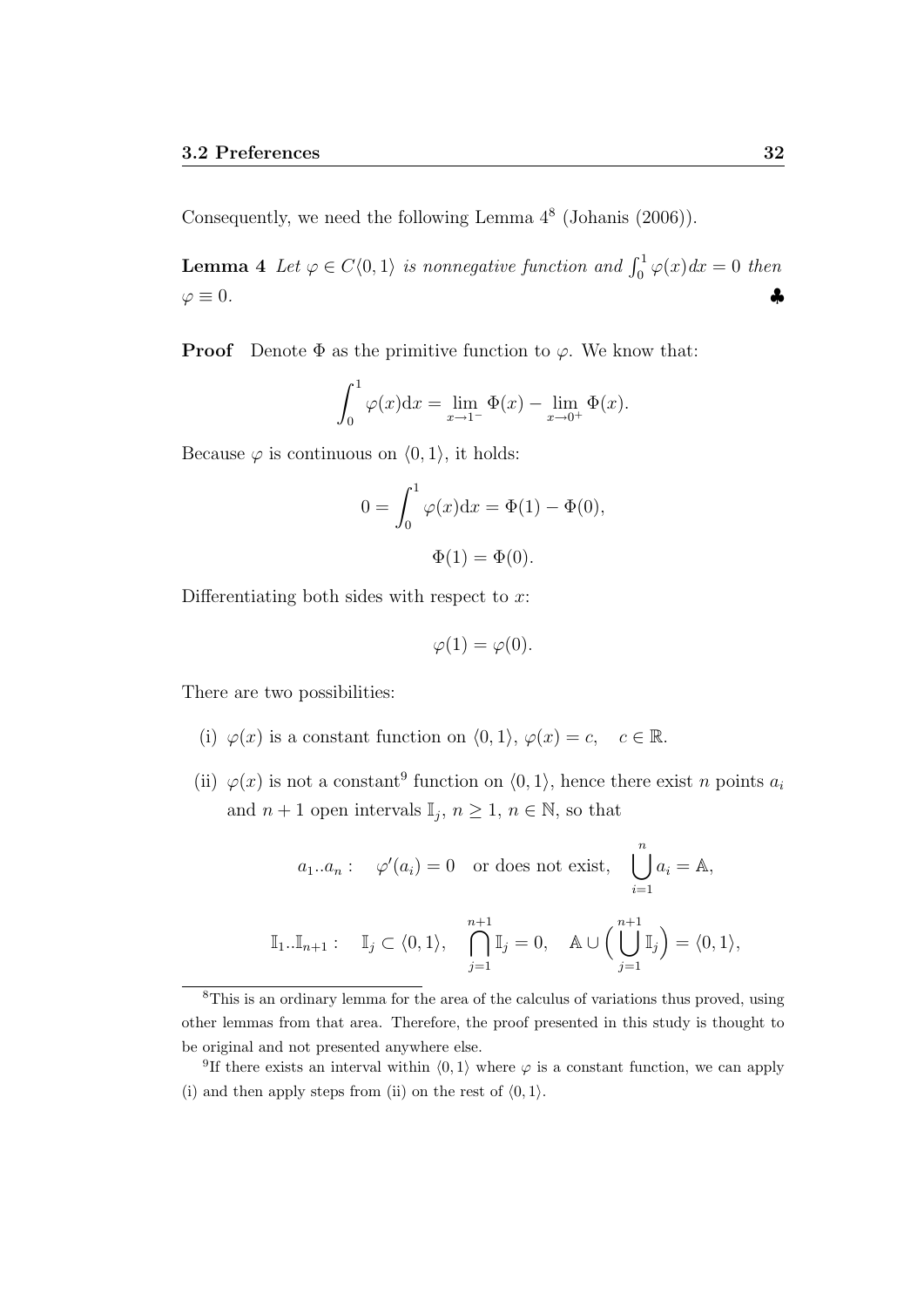Consequently, we need the following Lemma 4[8] (Johanis (2006)).

**Lemma 4** *Let* $\varphi \in C\langle 0,1\rangle$ *is nonnegative function and* $\int_0^1 \varphi(x)dx = 0$ *then* $\varphi \equiv 0$. ♣

**Proof** Denote $\Phi$ as the primitive function to $\varphi$. We know that:

$$\int_0^1 \varphi(x)\mathrm{d}x = \lim_{x\to 1^-} \Phi(x) - \lim_{x\to 0^+} \Phi(x).$$

Because $\varphi$ is continuous on $\langle 0,1\rangle$, it holds:

$$0 = \int_0^1 \varphi(x)\mathrm{d}x = \Phi(1) - \Phi(0),$$

$$\Phi(1) = \Phi(0).$$

Differentiating both sides with respect to $x$:

$$\varphi(1) = \varphi(0).$$

There are two possibilities:

(i) $\varphi(x)$ is a constant function on $\langle 0,1\rangle$, $\varphi(x) = c, \quad c \in \mathbb{R}$.

(ii) $\varphi(x)$ is not a constant[9] function on $\langle 0,1\rangle$, hence there exist $n$ points $a_i$ and $n+1$ open intervals $\mathbb{I}_j$, $n \geq 1$, $n \in \mathbb{N}$, so that

$$a_1..a_n: \quad \varphi'(a_i) = 0 \quad \text{or does not exist}, \quad \bigcup_{i=1}^{n} a_i = \mathbb{A},$$

$$\mathbb{I}_1..\mathbb{I}_{n+1}: \quad \mathbb{I}_j \subset \langle 0,1\rangle, \quad \bigcap_{j=1}^{n+1} \mathbb{I}_j = 0, \quad \mathbb{A} \cup \Big(\bigcup_{j=1}^{n+1} \mathbb{I}_j\Big) = \langle 0,1\rangle,$$

---

[8] This is an ordinary lemma for the area of the calculus of variations thus proved, using other lemmas from that area. Therefore, the proof presented in this study is thought to be original and not presented anywhere else.

[9] If there exists an interval within $\langle 0,1\rangle$ where $\varphi$ is a constant function, we can apply (i) and then apply steps from (ii) on the rest of $\langle 0,1\rangle$.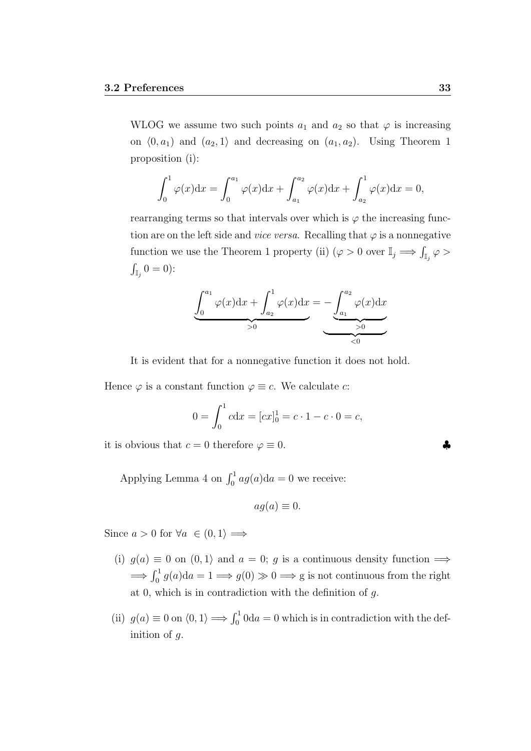WLOG we assume two such points $a_1$ and $a_2$ so that $\varphi$ is increasing on $\langle 0, a_1)$ and $(a_2, 1\rangle$ and decreasing on $(a_1, a_2)$. Using Theorem 1 proposition (i):

$$\int_0^1 \varphi(x)\mathrm{d}x = \int_0^{a_1} \varphi(x)\mathrm{d}x + \int_{a_1}^{a_2} \varphi(x)\mathrm{d}x + \int_{a_2}^1 \varphi(x)\mathrm{d}x = 0,$$

rearranging terms so that intervals over which is $\varphi$ the increasing function are on the left side and *vice versa*. Recalling that $\varphi$ is a nonnegative function we use the Theorem 1 property (ii) ($\varphi > 0$ over $\mathbb{I}_j \implies \int_{\mathbb{I}_j} \varphi > \int_{\mathbb{I}_j} 0 = 0$):

$$\underbrace{\int_0^{a_1} \varphi(x)\mathrm{d}x + \int_{a_2}^1 \varphi(x)\mathrm{d}x}_{>0} = \underbrace{-\underbrace{\int_{a_1}^{a_2} \varphi(x)\mathrm{d}x}_{>0}}_{<0}$$

It is evident that for a nonnegative function it does not hold.

Hence $\varphi$ is a constant function $\varphi \equiv c$. We calculate $c$:

$$0 = \int_0^1 c\mathrm{d}x = [cx]_0^1 = c \cdot 1 - c \cdot 0 = c,$$

it is obvious that $c = 0$ therefore $\varphi \equiv 0$. ♣

Applying Lemma 4 on $\int_0^1 ag(a)\mathrm{d}a = 0$ we receive:

$$ag(a) \equiv 0.$$

Since $a > 0$ for $\forall a \in (0, 1\rangle \implies$

(i) $g(a) \equiv 0$ on $(0, 1\rangle$ and $a = 0$; $g$ is a continuous density function $\implies$ $\implies \int_0^1 g(a)\mathrm{d}a = 1 \implies g(0) \gg 0 \implies$ g is not continuous from the right at 0, which is in contradiction with the definition of $g$.

(ii) $g(a) \equiv 0$ on $\langle 0, 1\rangle \implies \int_0^1 0\mathrm{d}a = 0$ which is in contradiction with the definition of $g$.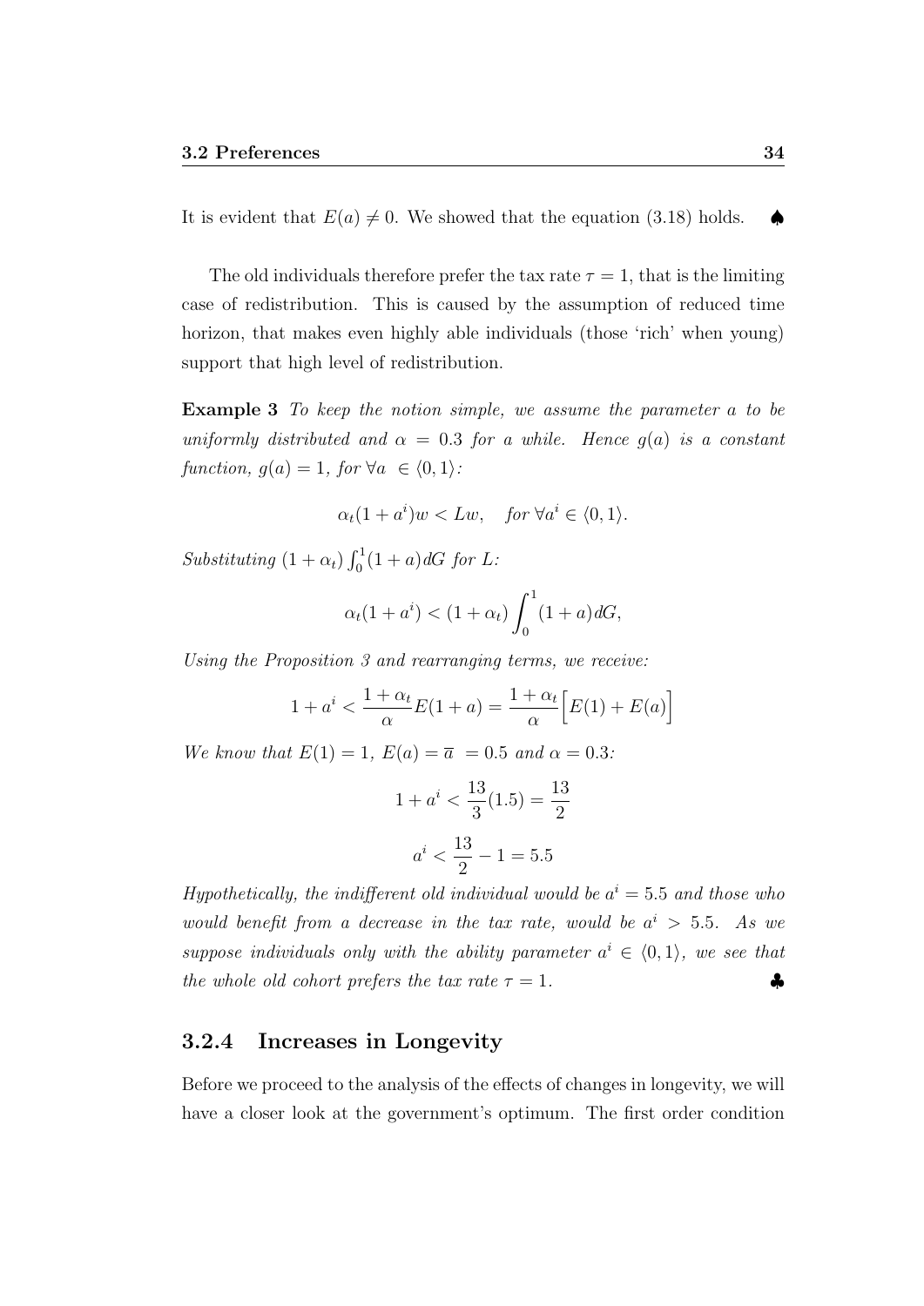It is evident that $E(a) \neq 0$. We showed that the equation (3.18) holds. ♠

The old individuals therefore prefer the tax rate $\tau = 1$, that is the limiting case of redistribution. This is caused by the assumption of reduced time horizon, that makes even highly able individuals (those 'rich' when young) support that high level of redistribution.

**Example 3** *To keep the notion simple, we assume the parameter $a$ to be uniformly distributed and $\alpha = 0.3$ for a while. Hence $g(a)$ is a constant function, $g(a) = 1$, for $\forall a \in \langle 0, 1 \rangle$:*

$$\alpha_t(1 + a^i)w < Lw, \quad \text{for } \forall a^i \in \langle 0, 1 \rangle.$$

*Substituting $(1 + \alpha_t) \int_0^1 (1 + a) dG$ for $L$:*

$$\alpha_t(1 + a^i) < (1 + \alpha_t) \int_0^1 (1 + a) dG,$$

*Using the Proposition 3 and rearranging terms, we receive:*

$$1 + a^i < \frac{1 + \alpha_t}{\alpha} E(1 + a) = \frac{1 + \alpha_t}{\alpha} \Big[ E(1) + E(a) \Big]$$

*We know that $E(1) = 1$, $E(a) = \overline{a} = 0.5$ and $\alpha = 0.3$:*

$$1 + a^i < \frac{13}{3}(1.5) = \frac{13}{2}$$

$$a^i < \frac{13}{2} - 1 = 5.5$$

*Hypothetically, the indifferent old individual would be $a^i = 5.5$ and those who would benefit from a decrease in the tax rate, would be $a^i > 5.5$. As we suppose individuals only with the ability parameter $a^i \in \langle 0, 1 \rangle$, we see that the whole old cohort prefers the tax rate $\tau = 1$.* ♣

### 3.2.4 Increases in Longevity

Before we proceed to the analysis of the effects of changes in longevity, we will have a closer look at the government's optimum. The first order condition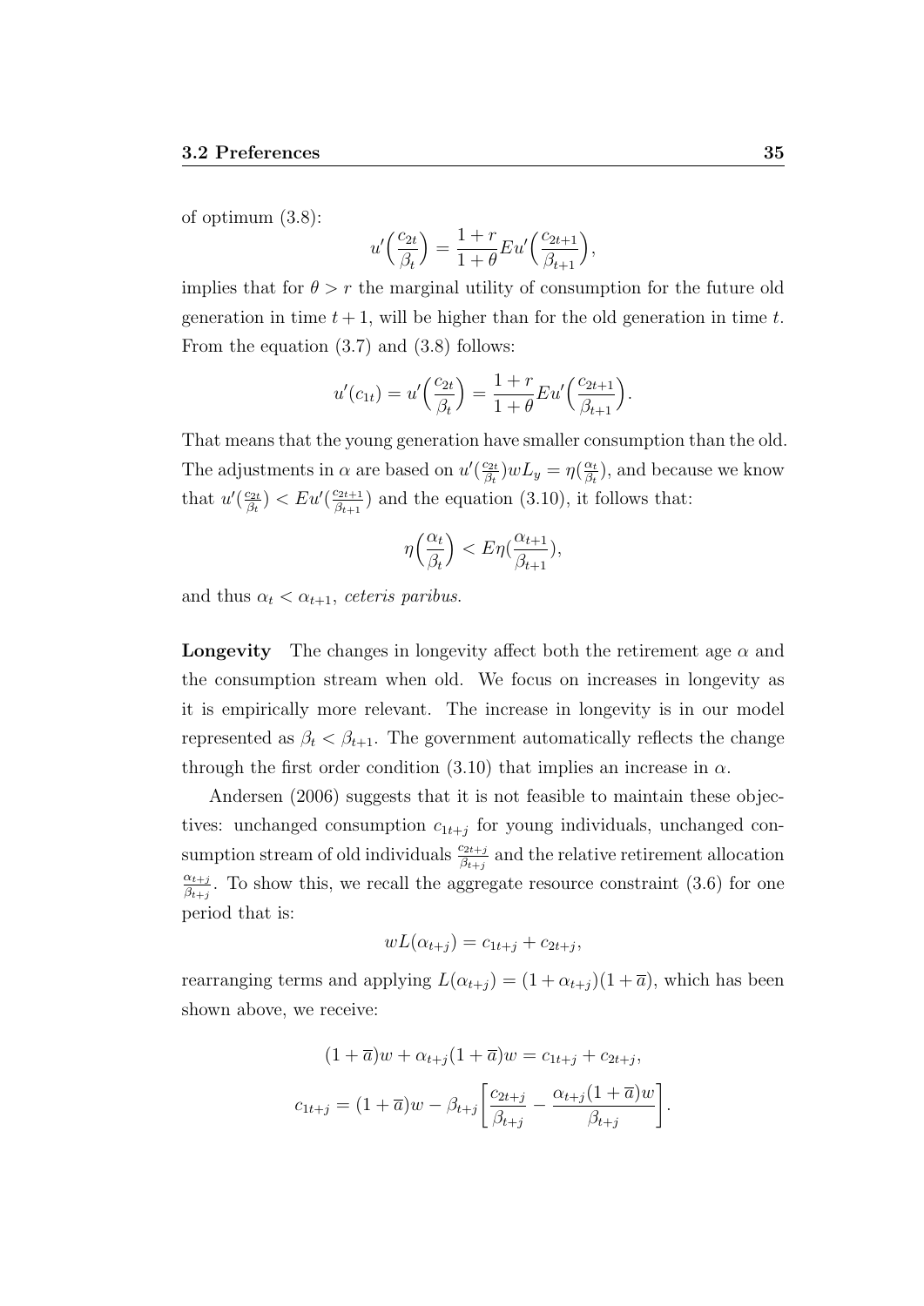of optimum (3.8):

$$u'\Big(\frac{c_{2t}}{\beta_t}\Big) = \frac{1+r}{1+\theta} E u'\Big(\frac{c_{2t+1}}{\beta_{t+1}}\Big),$$

implies that for $\theta > r$ the marginal utility of consumption for the future old generation in time $t+1$, will be higher than for the old generation in time $t$. From the equation (3.7) and (3.8) follows:

$$u'(c_{1t}) = u'\Big(\frac{c_{2t}}{\beta_t}\Big) = \frac{1+r}{1+\theta} E u'\Big(\frac{c_{2t+1}}{\beta_{t+1}}\Big).$$

That means that the young generation have smaller consumption than the old. The adjustments in $\alpha$ are based on $u'(\frac{c_{2t}}{\beta_t}) w L_y = \eta(\frac{\alpha_t}{\beta_t})$, and because we know that $u'(\frac{c_{2t}}{\beta_t}) < E u'(\frac{c_{2t+1}}{\beta_{t+1}})$ and the equation (3.10), it follows that:

$$\eta\Big(\frac{\alpha_t}{\beta_t}\Big) < E\eta(\frac{\alpha_{t+1}}{\beta_{t+1}}),$$

and thus $\alpha_t < \alpha_{t+1}$, *ceteris paribus*.

**Longevity** The changes in longevity affect both the retirement age $\alpha$ and the consumption stream when old. We focus on increases in longevity as it is empirically more relevant. The increase in longevity is in our model represented as $\beta_t < \beta_{t+1}$. The government automatically reflects the change through the first order condition (3.10) that implies an increase in $\alpha$.

Andersen (2006) suggests that it is not feasible to maintain these objectives: unchanged consumption $c_{1t+j}$ for young individuals, unchanged consumption stream of old individuals $\frac{c_{2t+j}}{\beta_{t+j}}$ and the relative retirement allocation $\frac{\alpha_{t+j}}{\beta_{t+j}}$. To show this, we recall the aggregate resource constraint (3.6) for one period that is:

$$wL(\alpha_{t+j}) = c_{1t+j} + c_{2t+j},$$

rearranging terms and applying $L(\alpha_{t+j}) = (1+\alpha_{t+j})(1+\overline{a})$, which has been shown above, we receive:

$$(1+\overline{a})w + \alpha_{t+j}(1+\overline{a})w = c_{1t+j} + c_{2t+j},$$

$$c_{1t+j} = (1+\overline{a})w - \beta_{t+j}\Bigg[\frac{c_{2t+j}}{\beta_{t+j}} - \frac{\alpha_{t+j}(1+\overline{a})w}{\beta_{t+j}}\Bigg].$$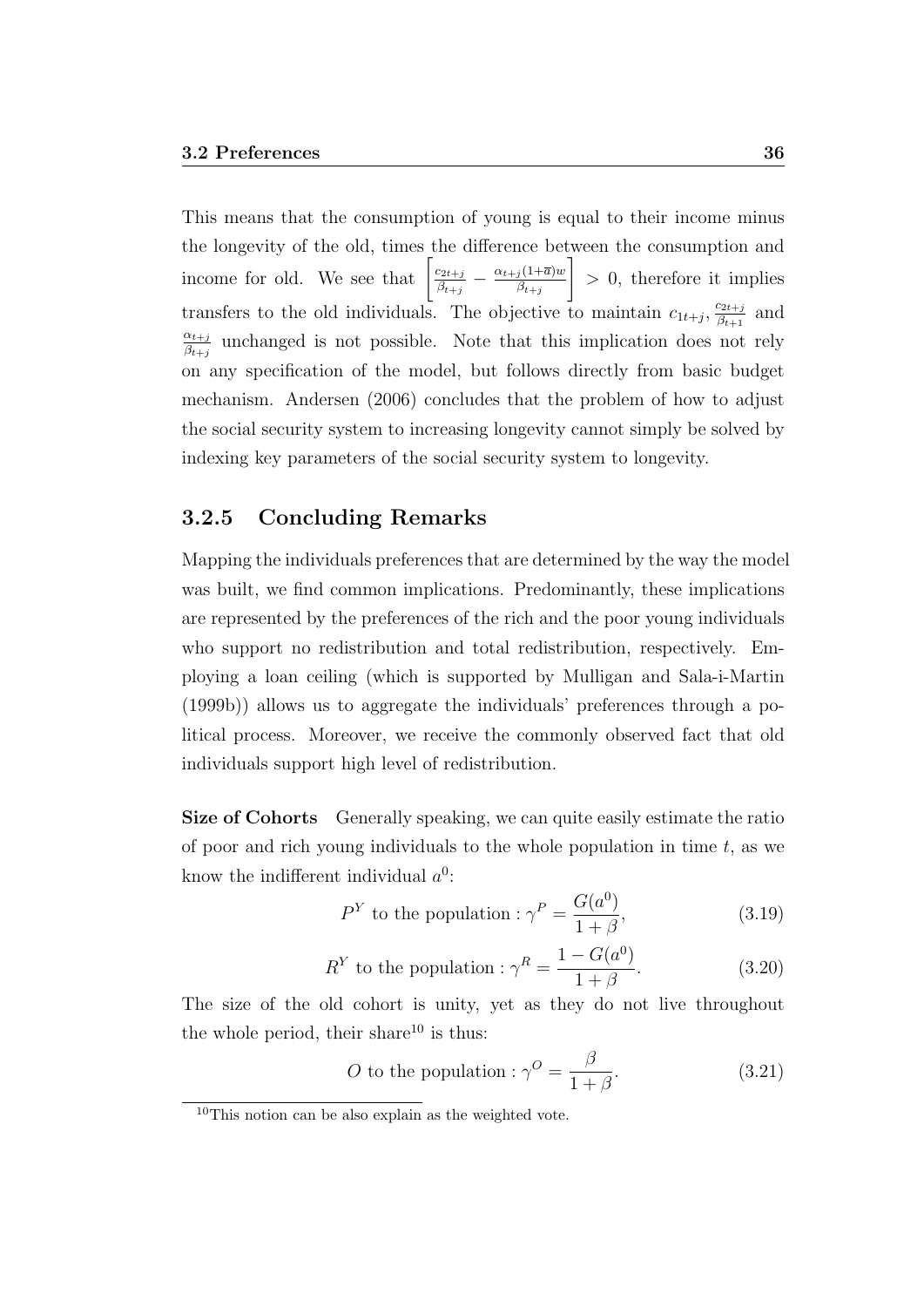This means that the consumption of young is equal to their income minus the longevity of the old, times the difference between the consumption and income for old. We see that $\left[\frac{c_{2t+j}}{\beta_{t+j}} - \frac{\alpha_{t+j}(1+\overline{a})w}{\beta_{t+j}}\right] > 0$, therefore it implies transfers to the old individuals. The objective to maintain $c_{1t+j}$, $\frac{c_{2t+j}}{\beta_{t+1}}$ and $\frac{\alpha_{t+j}}{\beta_{t+j}}$ unchanged is not possible. Note that this implication does not rely on any specification of the model, but follows directly from basic budget mechanism. Andersen (2006) concludes that the problem of how to adjust the social security system to increasing longevity cannot simply be solved by indexing key parameters of the social security system to longevity.

### 3.2.5 Concluding Remarks

Mapping the individuals preferences that are determined by the way the model was built, we find common implications. Predominantly, these implications are represented by the preferences of the rich and the poor young individuals who support no redistribution and total redistribution, respectively. Employing a loan ceiling (which is supported by Mulligan and Sala-i-Martin (1999b)) allows us to aggregate the individuals' preferences through a political process. Moreover, we receive the commonly observed fact that old individuals support high level of redistribution.

**Size of Cohorts** Generally speaking, we can quite easily estimate the ratio of poor and rich young individuals to the whole population in time $t$, as we know the indifferent individual $a^0$:

$$P^Y \text{ to the population} : \gamma^P = \frac{G(a^0)}{1+\beta}, \tag{3.19}$$

$$R^Y \text{ to the population} : \gamma^R = \frac{1-G(a^0)}{1+\beta}. \tag{3.20}$$

The size of the old cohort is unity, yet as they do not live throughout the whole period, their share[10] is thus:

$$O \text{ to the population} : \gamma^O = \frac{\beta}{1+\beta}. \tag{3.21}$$

[10] This notion can be also explain as the weighted vote.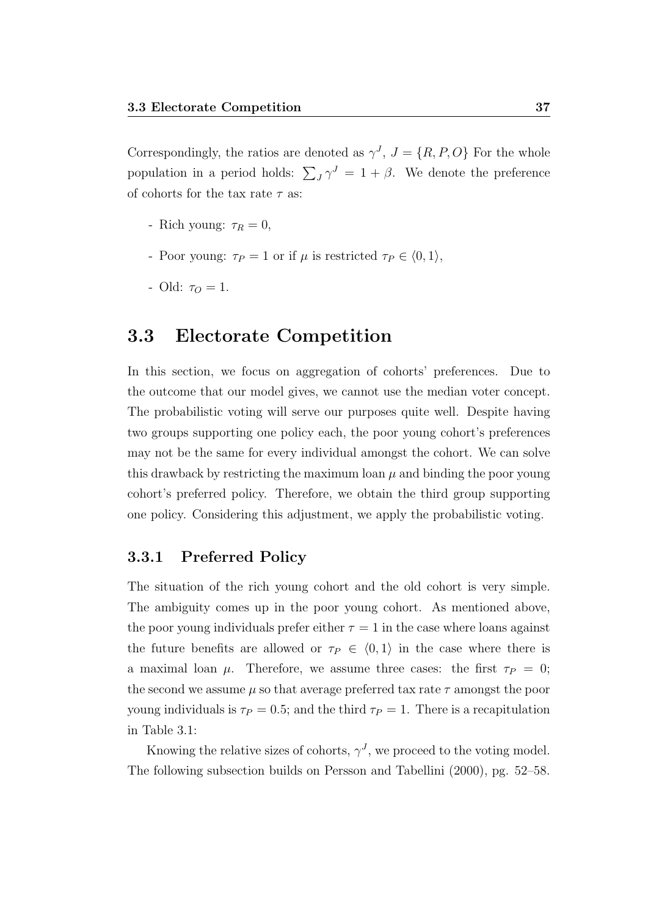Correspondingly, the ratios are denoted as $\gamma^J$, $J = \{R, P, O\}$ For the whole population in a period holds: $\sum_J \gamma^J = 1 + \beta$. We denote the preference of cohorts for the tax rate $\tau$ as:

- Rich young: $\tau_R = 0$,
- Poor young: $\tau_P = 1$ or if $\mu$ is restricted $\tau_P \in \langle 0, 1 \rangle$,
- Old: $\tau_O = 1$.

## 3.3 Electorate Competition

In this section, we focus on aggregation of cohorts' preferences. Due to the outcome that our model gives, we cannot use the median voter concept. The probabilistic voting will serve our purposes quite well. Despite having two groups supporting one policy each, the poor young cohort's preferences may not be the same for every individual amongst the cohort. We can solve this drawback by restricting the maximum loan $\mu$ and binding the poor young cohort's preferred policy. Therefore, we obtain the third group supporting one policy. Considering this adjustment, we apply the probabilistic voting.

### 3.3.1 Preferred Policy

The situation of the rich young cohort and the old cohort is very simple. The ambiguity comes up in the poor young cohort. As mentioned above, the poor young individuals prefer either $\tau = 1$ in the case where loans against the future benefits are allowed or $\tau_P \in \langle 0, 1 \rangle$ in the case where there is a maximal loan $\mu$. Therefore, we assume three cases: the first $\tau_P = 0$; the second we assume $\mu$ so that average preferred tax rate $\tau$ amongst the poor young individuals is $\tau_P = 0.5$; and the third $\tau_P = 1$. There is a recapitulation in Table 3.1:

Knowing the relative sizes of cohorts, $\gamma^J$, we proceed to the voting model. The following subsection builds on Persson and Tabellini (2000), pg. 52–58.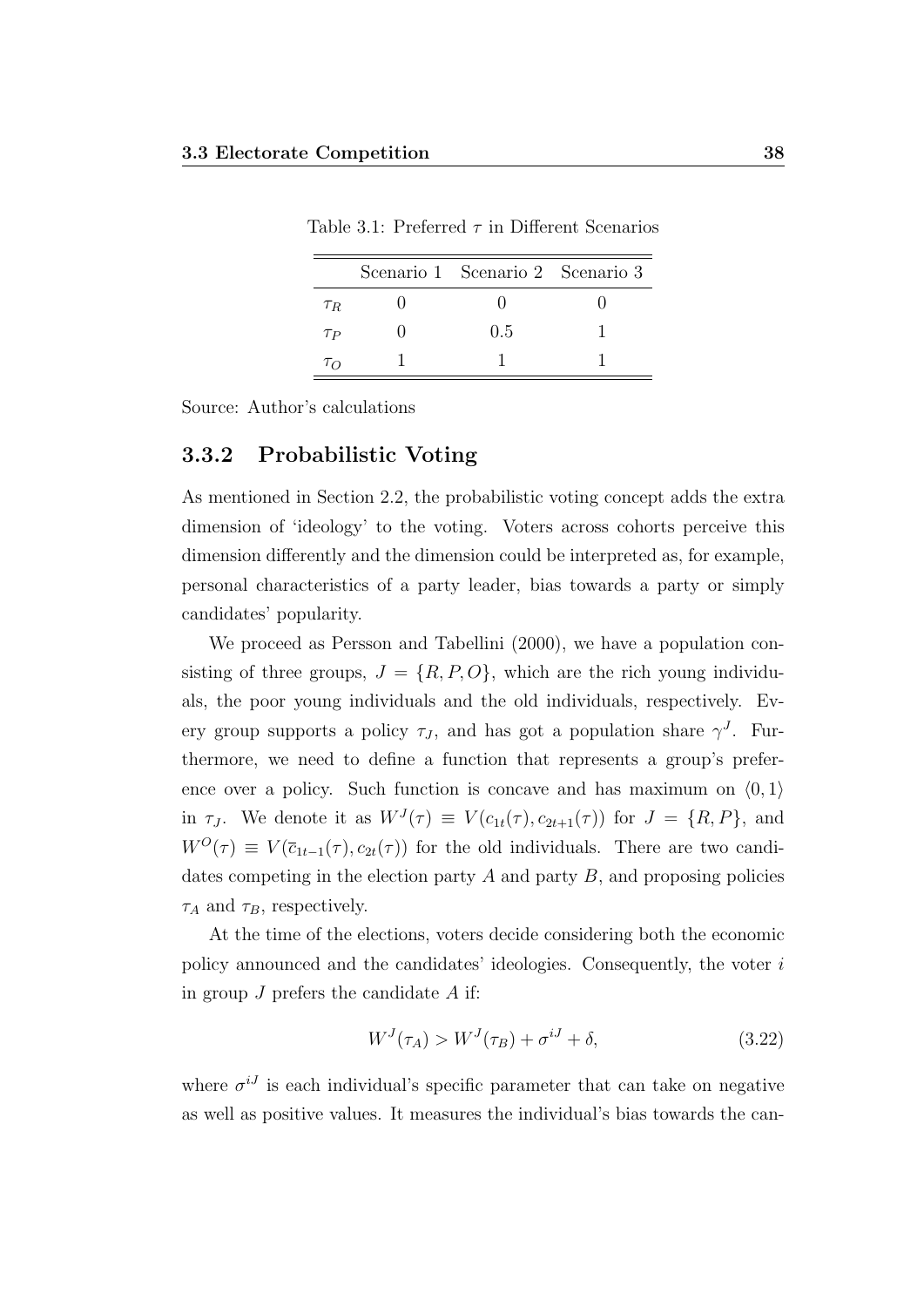Table 3.1: Preferred $\tau$ in Different Scenarios

| | Scenario 1 | Scenario 2 | Scenario 3 |
|---|---|---|---|
| $\tau_R$ | 0 | 0 | 0 |
| $\tau_P$ | 0 | 0.5 | 1 |
| $\tau_O$ | 1 | 1 | 1 |

Source: Author's calculations

### 3.3.2 Probabilistic Voting

As mentioned in Section 2.2, the probabilistic voting concept adds the extra dimension of 'ideology' to the voting. Voters across cohorts perceive this dimension differently and the dimension could be interpreted as, for example, personal characteristics of a party leader, bias towards a party or simply candidates' popularity.

We proceed as Persson and Tabellini (2000), we have a population consisting of three groups, $J = \{R, P, O\}$, which are the rich young individuals, the poor young individuals and the old individuals, respectively. Every group supports a policy $\tau_J$, and has got a population share $\gamma^J$. Furthermore, we need to define a function that represents a group's preference over a policy. Such function is concave and has maximum on $\langle 0, 1 \rangle$ in $\tau_J$. We denote it as $W^J(\tau) \equiv V(c_{1t}(\tau), c_{2t+1}(\tau))$ for $J = \{R, P\}$, and $W^O(\tau) \equiv V(\bar{c}_{1t-1}(\tau), c_{2t}(\tau))$ for the old individuals. There are two candidates competing in the election party $A$ and party $B$, and proposing policies $\tau_A$ and $\tau_B$, respectively.

At the time of the elections, voters decide considering both the economic policy announced and the candidates' ideologies. Consequently, the voter $i$ in group $J$ prefers the candidate $A$ if:

$$W^J(\tau_A) > W^J(\tau_B) + \sigma^{iJ} + \delta, \tag{3.22}$$

where $\sigma^{iJ}$ is each individual's specific parameter that can take on negative as well as positive values. It measures the individual's bias towards the can-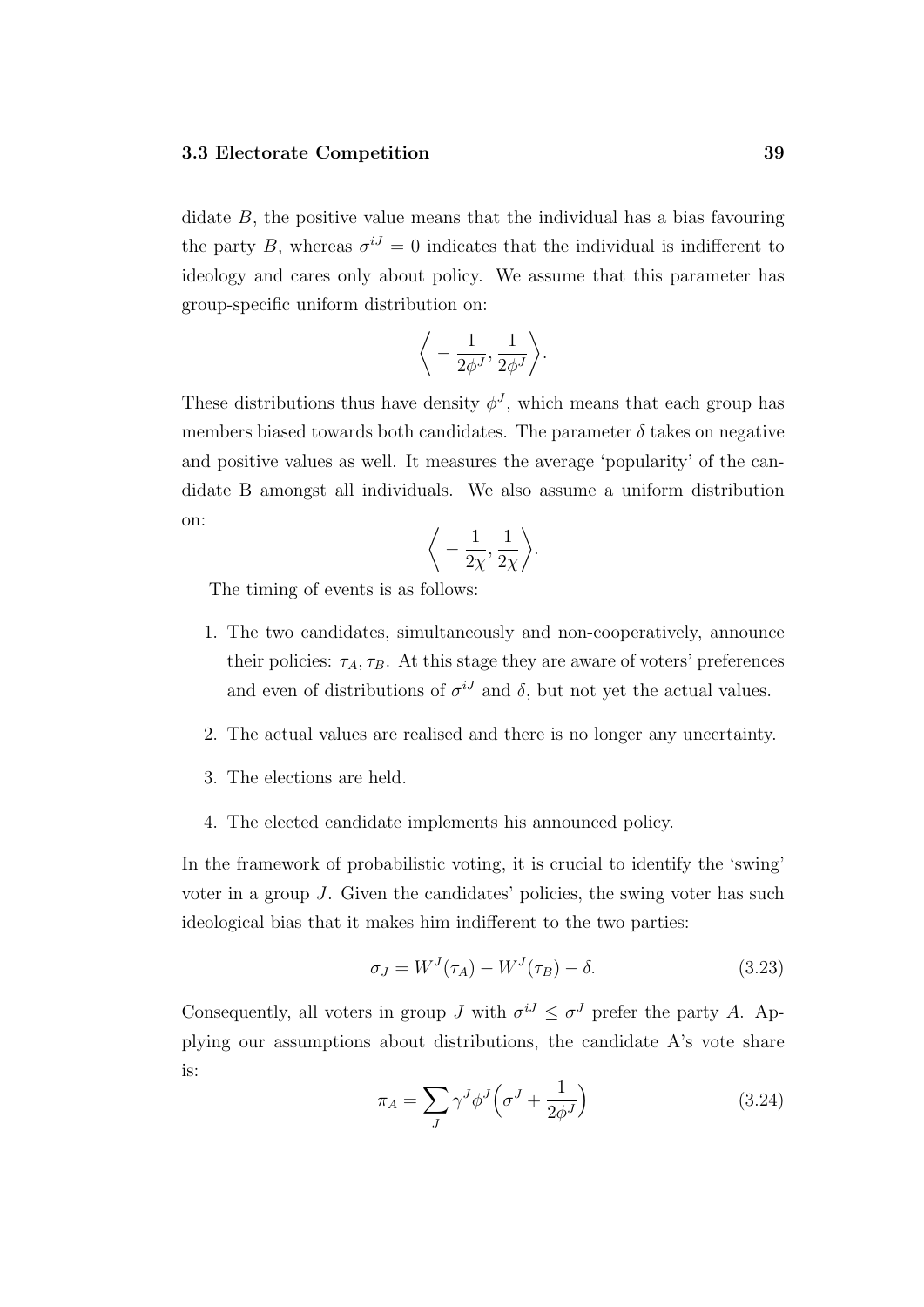didate $B$, the positive value means that the individual has a bias favouring the party $B$, whereas $\sigma^{iJ} = 0$ indicates that the individual is indifferent to ideology and cares only about policy. We assume that this parameter has group-specific uniform distribution on:

$$\left\langle -\frac{1}{2\phi^J}, \frac{1}{2\phi^J} \right\rangle.$$

These distributions thus have density $\phi^J$, which means that each group has members biased towards both candidates. The parameter $\delta$ takes on negative and positive values as well. It measures the average 'popularity' of the candidate B amongst all individuals. We also assume a uniform distribution on:

$$\left\langle -\frac{1}{2\chi}, \frac{1}{2\chi} \right\rangle.$$

The timing of events is as follows:

1. The two candidates, simultaneously and non-cooperatively, announce their policies: $\tau_A, \tau_B$. At this stage they are aware of voters' preferences and even of distributions of $\sigma^{iJ}$ and $\delta$, but not yet the actual values.
2. The actual values are realised and there is no longer any uncertainty.
3. The elections are held.
4. The elected candidate implements his announced policy.

In the framework of probabilistic voting, it is crucial to identify the 'swing' voter in a group $J$. Given the candidates' policies, the swing voter has such ideological bias that it makes him indifferent to the two parties:

$$\sigma_J = W^J(\tau_A) - W^J(\tau_B) - \delta. \tag{3.23}$$

Consequently, all voters in group $J$ with $\sigma^{iJ} \leq \sigma^J$ prefer the party $A$. Applying our assumptions about distributions, the candidate A's vote share is:

$$\pi_A = \sum_J \gamma^J \phi^J \Big( \sigma^J + \frac{1}{2\phi^J} \Big) \tag{3.24}$$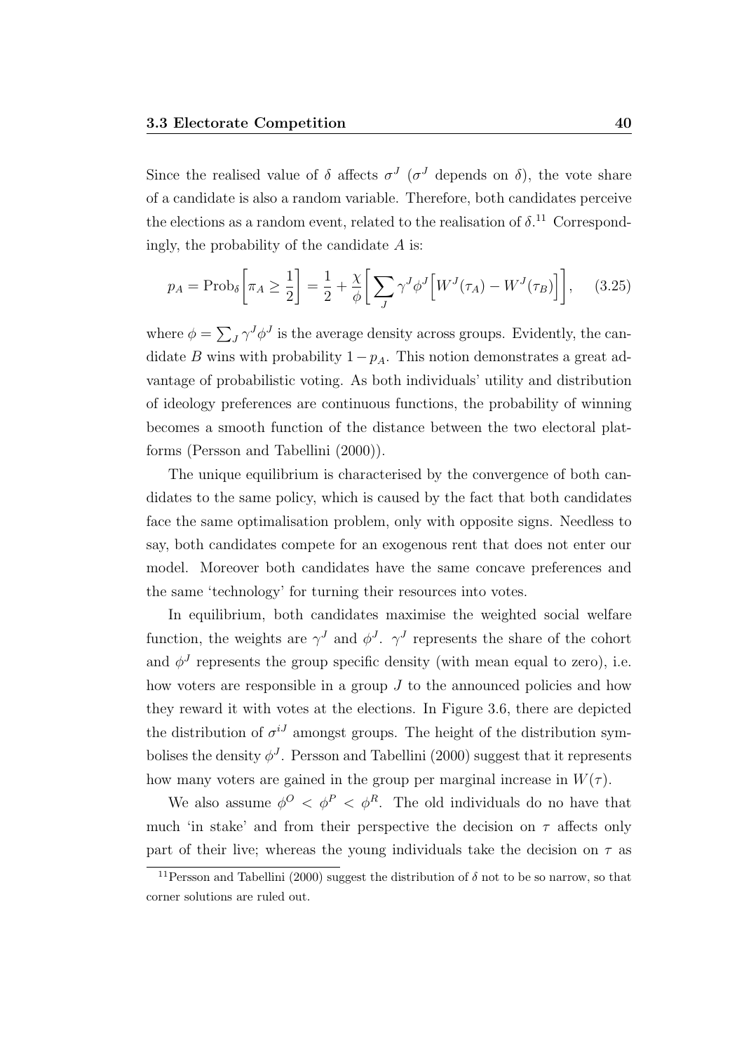Since the realised value of $\delta$ affects $\sigma^J$ ($\sigma^J$ depends on $\delta$), the vote share of a candidate is also a random variable. Therefore, both candidates perceive the elections as a random event, related to the realisation of $\delta$.[11] Correspondingly, the probability of the candidate $A$ is:

$$p_A = \text{Prob}_\delta \left[ \pi_A \geq \frac{1}{2} \right] = \frac{1}{2} + \frac{\chi}{\phi} \left[ \sum_J \gamma^J \phi^J \Big[ W^J(\tau_A) - W^J(\tau_B) \Big] \right], \quad (3.25)$$

where $\phi = \sum_J \gamma^J \phi^J$ is the average density across groups. Evidently, the candidate $B$ wins with probability $1 - p_A$. This notion demonstrates a great advantage of probabilistic voting. As both individuals' utility and distribution of ideology preferences are continuous functions, the probability of winning becomes a smooth function of the distance between the two electoral platforms (Persson and Tabellini (2000)).

The unique equilibrium is characterised by the convergence of both candidates to the same policy, which is caused by the fact that both candidates face the same optimalisation problem, only with opposite signs. Needless to say, both candidates compete for an exogenous rent that does not enter our model. Moreover both candidates have the same concave preferences and the same 'technology' for turning their resources into votes.

In equilibrium, both candidates maximise the weighted social welfare function, the weights are $\gamma^J$ and $\phi^J$. $\gamma^J$ represents the share of the cohort and $\phi^J$ represents the group specific density (with mean equal to zero), i.e. how voters are responsible in a group $J$ to the announced policies and how they reward it with votes at the elections. In Figure 3.6, there are depicted the distribution of $\sigma^{iJ}$ amongst groups. The height of the distribution symbolises the density $\phi^J$. Persson and Tabellini (2000) suggest that it represents how many voters are gained in the group per marginal increase in $W(\tau)$.

We also assume $\phi^O < \phi^P < \phi^R$. The old individuals do no have that much 'in stake' and from their perspective the decision on $\tau$ affects only part of their live; whereas the young individuals take the decision on $\tau$ as

[11] Persson and Tabellini (2000) suggest the distribution of $\delta$ not to be so narrow, so that corner solutions are ruled out.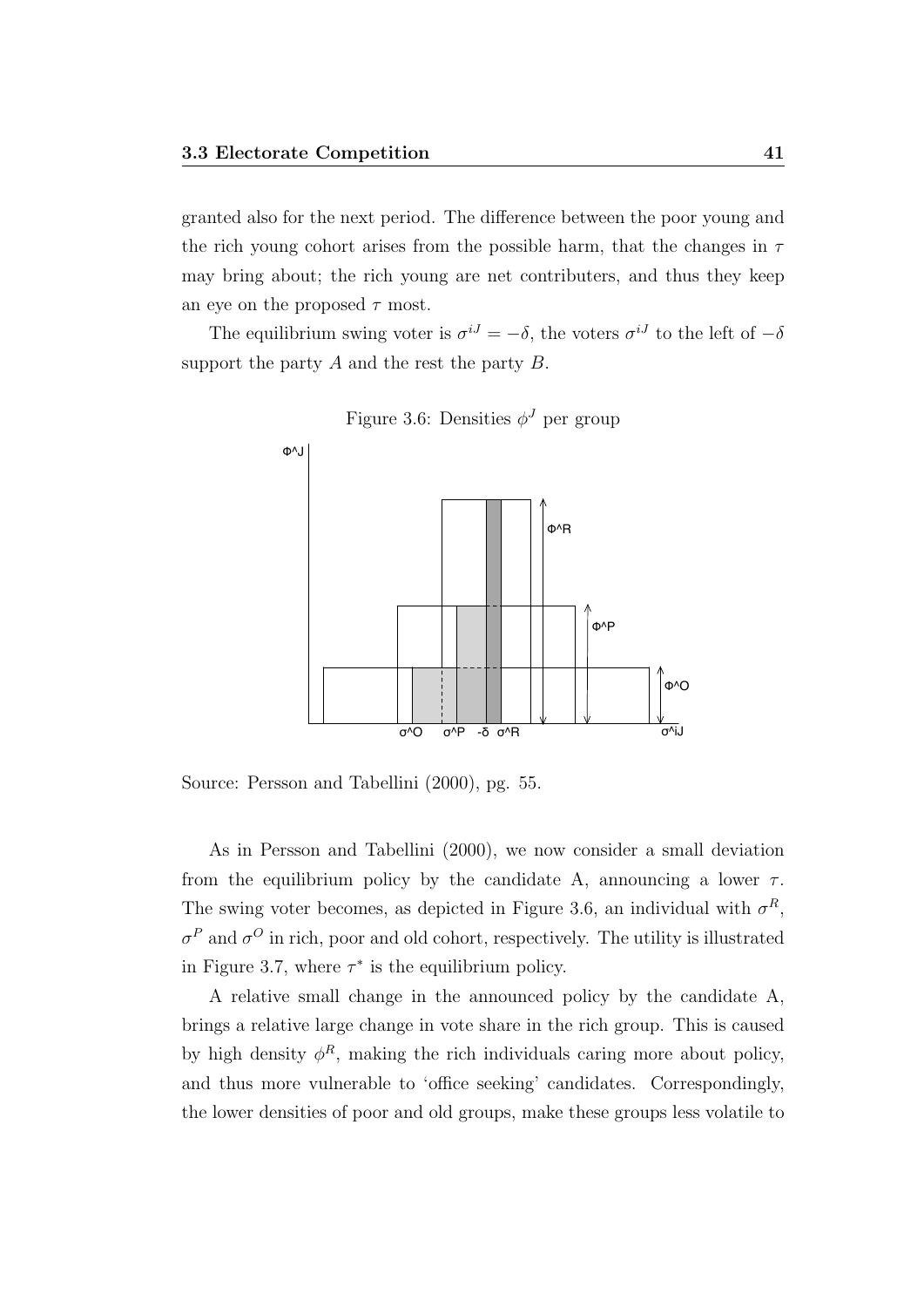granted also for the next period. The difference between the poor young and the rich young cohort arises from the possible harm, that the changes in $\tau$ may bring about; the rich young are net contributers, and thus they keep an eye on the proposed $\tau$ most.

The equilibrium swing voter is $\sigma^{iJ} = -\delta$, the voters $\sigma^{iJ}$ to the left of $-\delta$ support the party $A$ and the rest the party $B$.

Figure 3.6: Densities $\phi^J$ per group

Source: Persson and Tabellini (2000), pg. 55.

As in Persson and Tabellini (2000), we now consider a small deviation from the equilibrium policy by the candidate A, announcing a lower $\tau$. The swing voter becomes, as depicted in Figure 3.6, an individual with $\sigma^R$, $\sigma^P$ and $\sigma^O$ in rich, poor and old cohort, respectively. The utility is illustrated in Figure 3.7, where $\tau^*$ is the equilibrium policy.

A relative small change in the announced policy by the candidate A, brings a relative large change in vote share in the rich group. This is caused by high density $\phi^R$, making the rich individuals caring more about policy, and thus more vulnerable to 'office seeking' candidates. Correspondingly, the lower densities of poor and old groups, make these groups less volatile to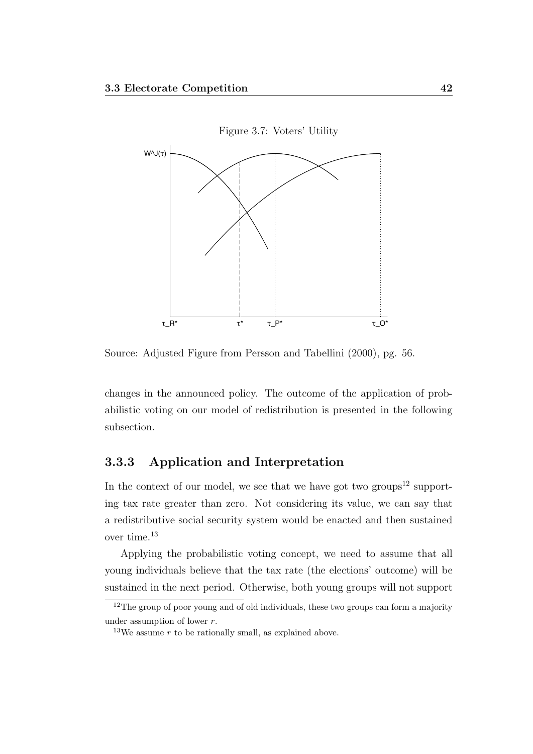Figure 3.7: Voters' Utility

Source: Adjusted Figure from Persson and Tabellini (2000), pg. 56.

changes in the announced policy. The outcome of the application of probabilistic voting on our model of redistribution is presented in the following subsection.

### 3.3.3 Application and Interpretation

In the context of our model, we see that we have got two groups[12] supporting tax rate greater than zero. Not considering its value, we can say that a redistributive social security system would be enacted and then sustained over time.[13]

Applying the probabilistic voting concept, we need to assume that all young individuals believe that the tax rate (the elections' outcome) will be sustained in the next period. Otherwise, both young groups will not support

[12] The group of poor young and of old individuals, these two groups can form a majority under assumption of lower $r$.

[13] We assume $r$ to be rationally small, as explained above.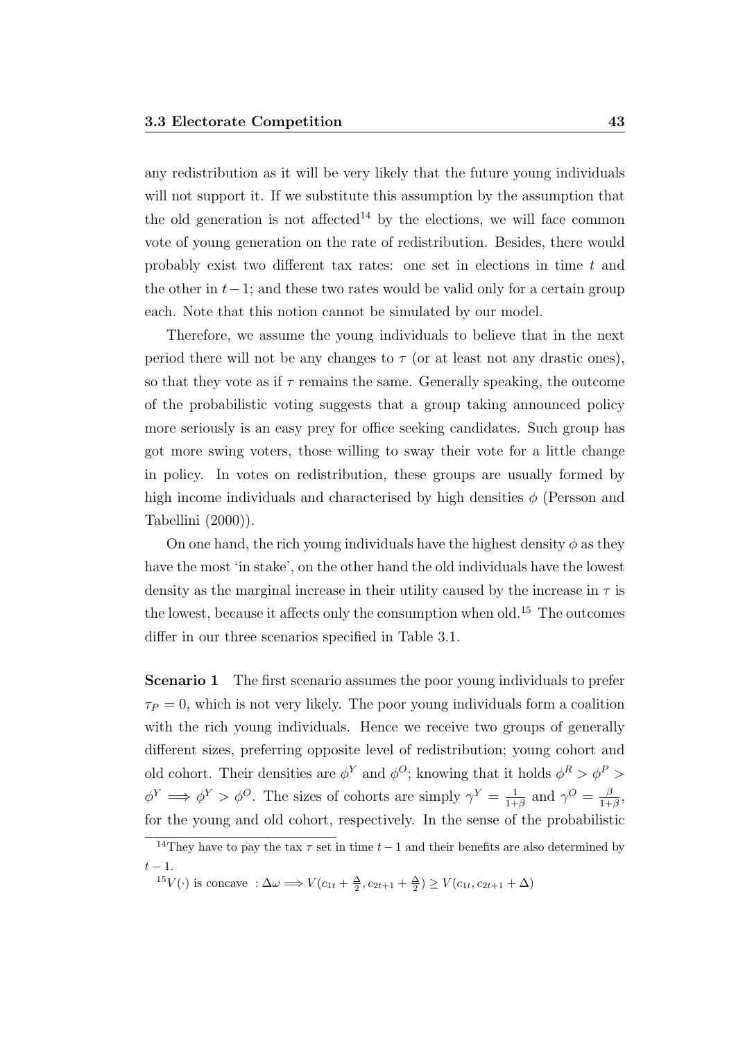any redistribution as it will be very likely that the future young individuals will not support it. If we substitute this assumption by the assumption that the old generation is not affected[14] by the elections, we will face common vote of young generation on the rate of redistribution. Besides, there would probably exist two different tax rates: one set in elections in time $t$ and the other in $t-1$; and these two rates would be valid only for a certain group each. Note that this notion cannot be simulated by our model.

Therefore, we assume the young individuals to believe that in the next period there will not be any changes to $\tau$ (or at least not any drastic ones), so that they vote as if $\tau$ remains the same. Generally speaking, the outcome of the probabilistic voting suggests that a group taking announced policy more seriously is an easy prey for office seeking candidates. Such group has got more swing voters, those willing to sway their vote for a little change in policy. In votes on redistribution, these groups are usually formed by high income individuals and characterised by high densities $\phi$ (Persson and Tabellini (2000)).

On one hand, the rich young individuals have the highest density $\phi$ as they have the most 'in stake', on the other hand the old individuals have the lowest density as the marginal increase in their utility caused by the increase in $\tau$ is the lowest, because it affects only the consumption when old.[15] The outcomes differ in our three scenarios specified in Table 3.1.

**Scenario 1** The first scenario assumes the poor young individuals to prefer $\tau_P = 0$, which is not very likely. The poor young individuals form a coalition with the rich young individuals. Hence we receive two groups of generally different sizes, preferring opposite level of redistribution; young cohort and old cohort. Their densities are $\phi^Y$ and $\phi^O$; knowing that it holds $\phi^R > \phi^P > \phi^Y \implies \phi^Y > \phi^O$. The sizes of cohorts are simply $\gamma^Y = \frac{1}{1+\beta}$ and $\gamma^O = \frac{\beta}{1+\beta}$, for the young and old cohort, respectively. In the sense of the probabilistic

---

[14] They have to pay the tax $\tau$ set in time $t-1$ and their benefits are also determined by $t-1$.

[15] $V(\cdot)$ is concave $: \Delta\omega \implies V(c_{1t} + \frac{\Delta}{2}, c_{2t+1} + \frac{\Delta}{2}) \geq V(c_{1t}, c_{2t+1} + \Delta)$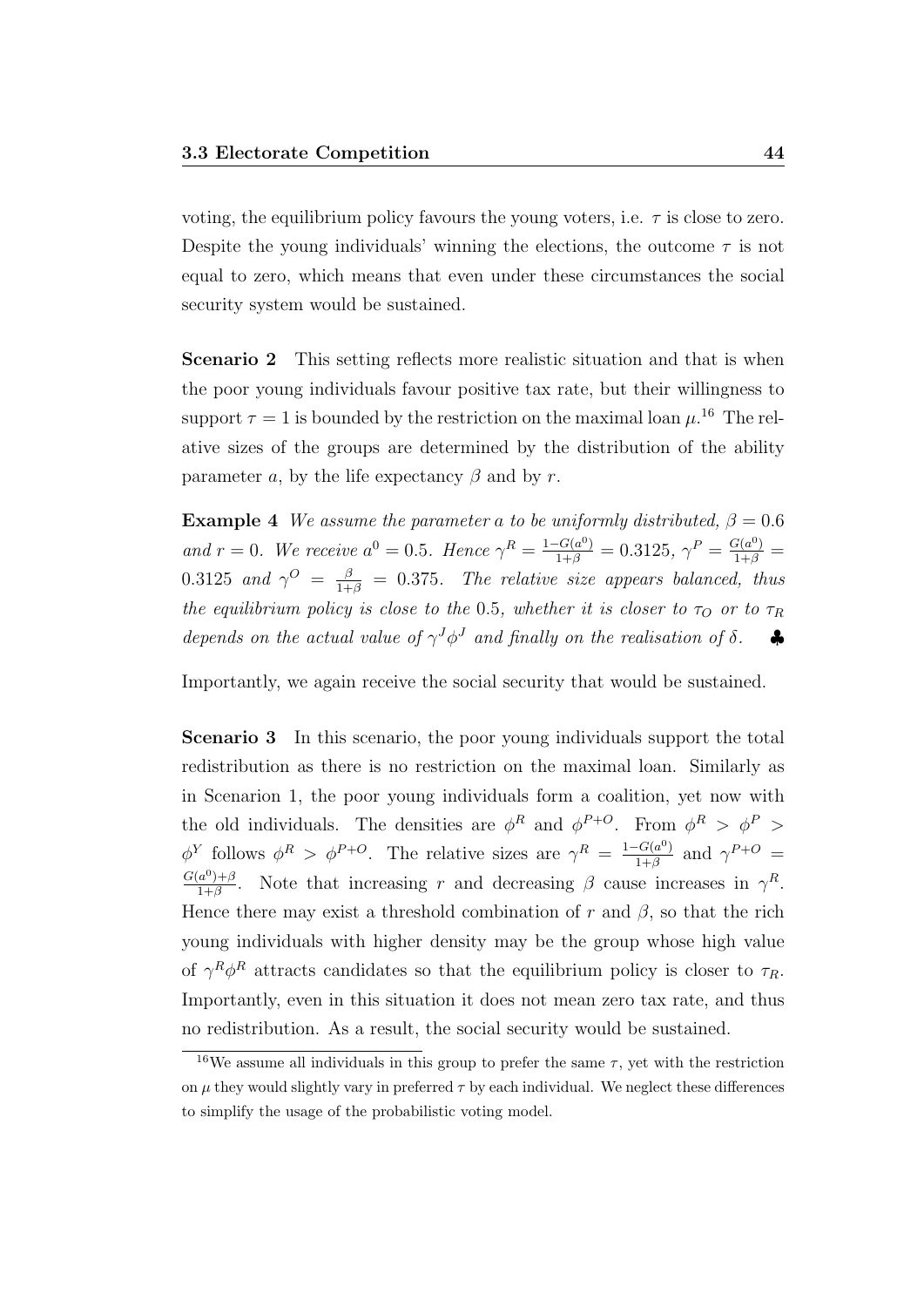voting, the equilibrium policy favours the young voters, i.e. $\tau$ is close to zero. Despite the young individuals' winning the elections, the outcome $\tau$ is not equal to zero, which means that even under these circumstances the social security system would be sustained.

**Scenario 2** This setting reflects more realistic situation and that is when the poor young individuals favour positive tax rate, but their willingness to support $\tau = 1$ is bounded by the restriction on the maximal loan $\mu$.[16] The relative sizes of the groups are determined by the distribution of the ability parameter $a$, by the life expectancy $\beta$ and by $r$.

**Example 4** *We assume the parameter a to be uniformly distributed, $\beta = 0.6$ and $r = 0$. We receive $a^0 = 0.5$. Hence $\gamma^R = \frac{1-G(a^0)}{1+\beta} = 0.3125$, $\gamma^P = \frac{G(a^0)}{1+\beta} = 0.3125$ and $\gamma^O = \frac{\beta}{1+\beta} = 0.375$. The relative size appears balanced, thus the equilibrium policy is close to the 0.5, whether it is closer to $\tau_O$ or to $\tau_R$ depends on the actual value of $\gamma^J \phi^J$ and finally on the realisation of $\delta$.* ♣

Importantly, we again receive the social security that would be sustained.

**Scenario 3** In this scenario, the poor young individuals support the total redistribution as there is no restriction on the maximal loan. Similarly as in Scenarion 1, the poor young individuals form a coalition, yet now with the old individuals. The densities are $\phi^R$ and $\phi^{P+O}$. From $\phi^R > \phi^P > \phi^Y$ follows $\phi^R > \phi^{P+O}$. The relative sizes are $\gamma^R = \frac{1-G(a^0)}{1+\beta}$ and $\gamma^{P+O} = \frac{G(a^0)+\beta}{1+\beta}$. Note that increasing $r$ and decreasing $\beta$ cause increases in $\gamma^R$. Hence there may exist a threshold combination of $r$ and $\beta$, so that the rich young individuals with higher density may be the group whose high value of $\gamma^R \phi^R$ attracts candidates so that the equilibrium policy is closer to $\tau_R$. Importantly, even in this situation it does not mean zero tax rate, and thus no redistribution. As a result, the social security would be sustained.

[16] We assume all individuals in this group to prefer the same $\tau$, yet with the restriction on $\mu$ they would slightly vary in preferred $\tau$ by each individual. We neglect these differences to simplify the usage of the probabilistic voting model.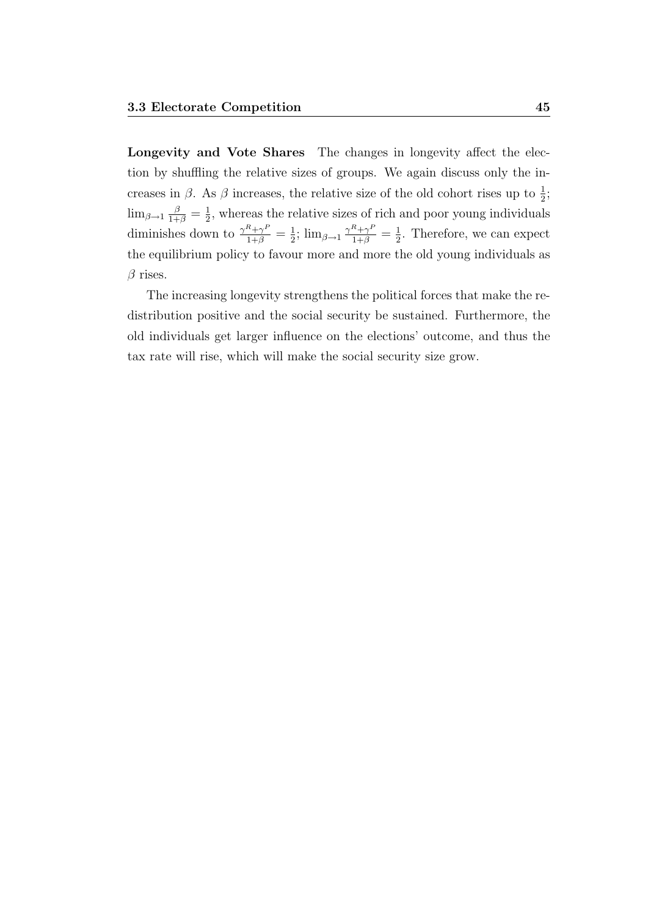**Longevity and Vote Shares** The changes in longevity affect the election by shuffling the relative sizes of groups. We again discuss only the increases in $\beta$. As $\beta$ increases, the relative size of the old cohort rises up to $\frac{1}{2}$; $\lim_{\beta \to 1} \frac{\beta}{1+\beta} = \frac{1}{2}$, whereas the relative sizes of rich and poor young individuals diminishes down to $\frac{\gamma^R + \gamma^P}{1+\beta} = \frac{1}{2}$; $\lim_{\beta \to 1} \frac{\gamma^R + \gamma^P}{1+\beta} = \frac{1}{2}$. Therefore, we can expect the equilibrium policy to favour more and more the old young individuals as $\beta$ rises.

The increasing longevity strengthens the political forces that make the redistribution positive and the social security be sustained. Furthermore, the old individuals get larger influence on the elections' outcome, and thus the tax rate will rise, which will make the social security size grow.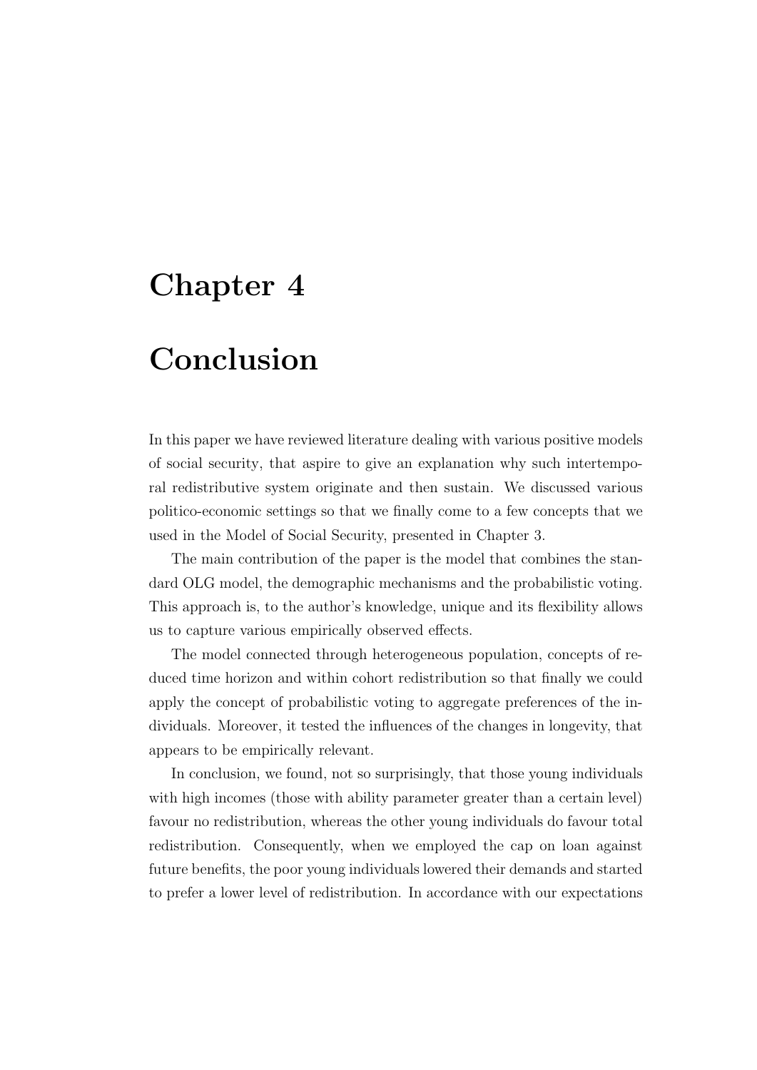# Chapter 4

# Conclusion

In this paper we have reviewed literature dealing with various positive models of social security, that aspire to give an explanation why such intertemporal redistributive system originate and then sustain. We discussed various politico-economic settings so that we finally come to a few concepts that we used in the Model of Social Security, presented in Chapter 3.

The main contribution of the paper is the model that combines the standard OLG model, the demographic mechanisms and the probabilistic voting. This approach is, to the author's knowledge, unique and its flexibility allows us to capture various empirically observed effects.

The model connected through heterogeneous population, concepts of reduced time horizon and within cohort redistribution so that finally we could apply the concept of probabilistic voting to aggregate preferences of the individuals. Moreover, it tested the influences of the changes in longevity, that appears to be empirically relevant.

In conclusion, we found, not so surprisingly, that those young individuals with high incomes (those with ability parameter greater than a certain level) favour no redistribution, whereas the other young individuals do favour total redistribution. Consequently, when we employed the cap on loan against future benefits, the poor young individuals lowered their demands and started to prefer a lower level of redistribution. In accordance with our expectations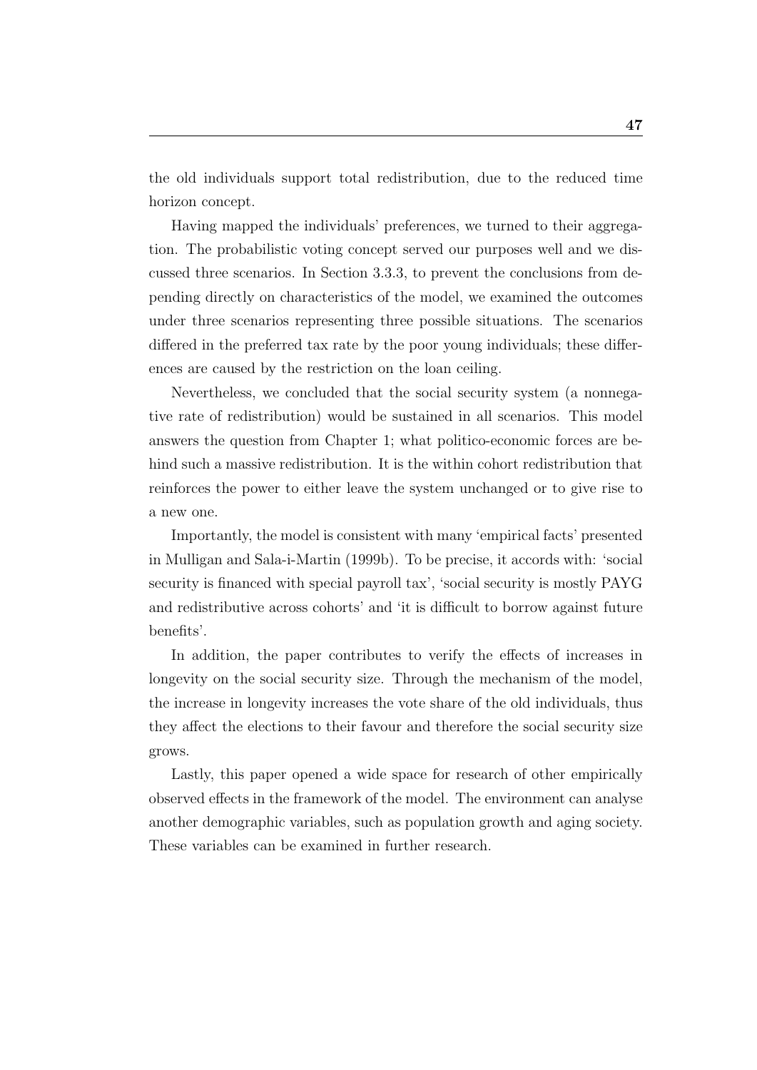the old individuals support total redistribution, due to the reduced time horizon concept.

Having mapped the individuals' preferences, we turned to their aggregation. The probabilistic voting concept served our purposes well and we discussed three scenarios. In Section 3.3.3, to prevent the conclusions from depending directly on characteristics of the model, we examined the outcomes under three scenarios representing three possible situations. The scenarios differed in the preferred tax rate by the poor young individuals; these differences are caused by the restriction on the loan ceiling.

Nevertheless, we concluded that the social security system (a nonnegative rate of redistribution) would be sustained in all scenarios. This model answers the question from Chapter 1; what politico-economic forces are behind such a massive redistribution. It is the within cohort redistribution that reinforces the power to either leave the system unchanged or to give rise to a new one.

Importantly, the model is consistent with many 'empirical facts' presented in Mulligan and Sala-i-Martin (1999b). To be precise, it accords with: 'social security is financed with special payroll tax', 'social security is mostly PAYG and redistributive across cohorts' and 'it is difficult to borrow against future benefits'.

In addition, the paper contributes to verify the effects of increases in longevity on the social security size. Through the mechanism of the model, the increase in longevity increases the vote share of the old individuals, thus they affect the elections to their favour and therefore the social security size grows.

Lastly, this paper opened a wide space for research of other empirically observed effects in the framework of the model. The environment can analyse another demographic variables, such as population growth and aging society. These variables can be examined in further research.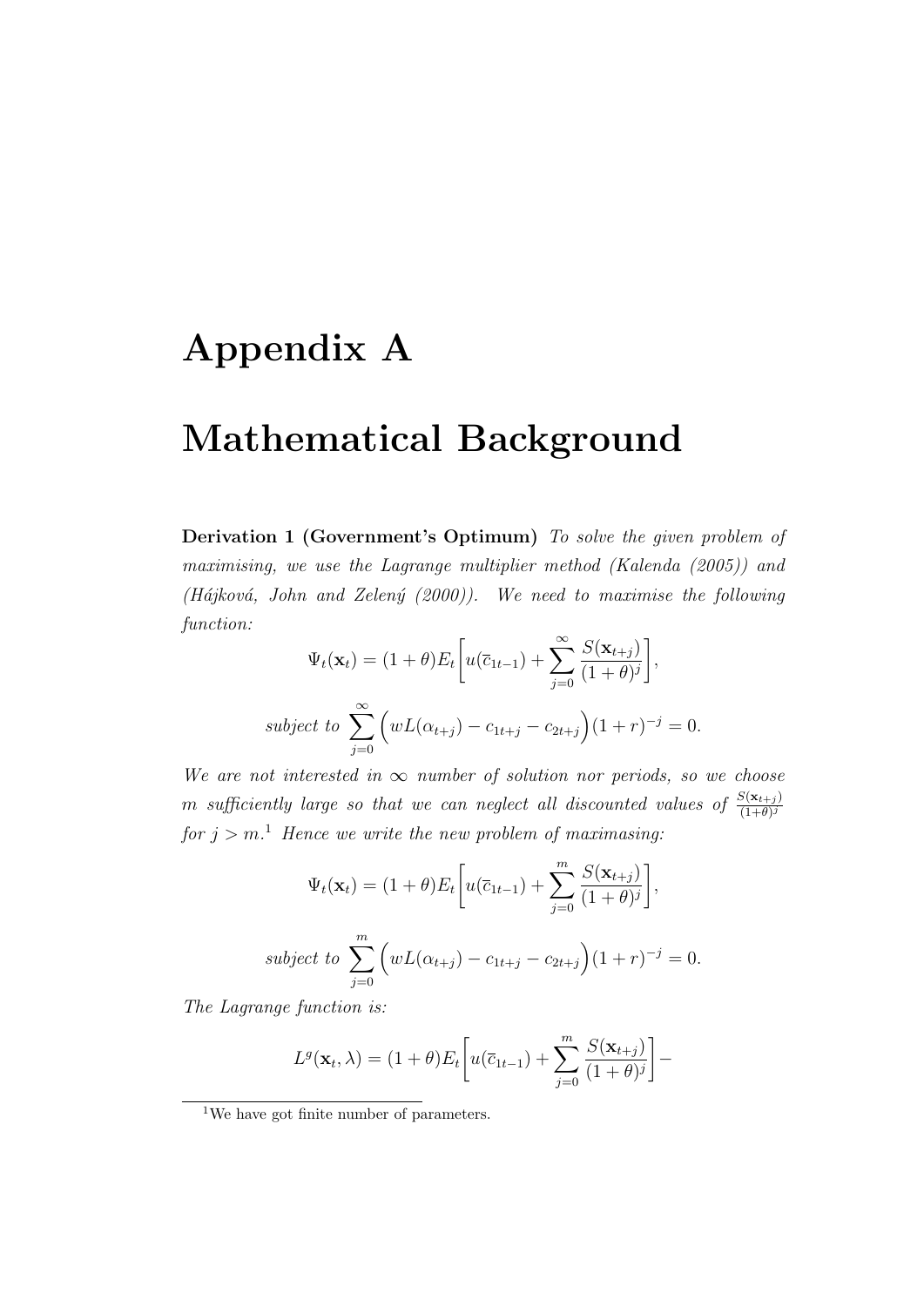# Appendix A

# Mathematical Background

**Derivation 1 (Government's Optimum)** *To solve the given problem of maximising, we use the Lagrange multiplier method (Kalenda (2005)) and (Hájková, John and Zelený (2000)). We need to maximise the following function:*

$$\Psi_t(\mathbf{x}_t) = (1+\theta)E_t\bigg[u(\overline{c}_{1t-1}) + \sum_{j=0}^{\infty} \frac{S(\mathbf{x}_{t+j})}{(1+\theta)^j}\bigg],$$

$$\textit{subject to } \sum_{j=0}^{\infty} \Big(wL(\alpha_{t+j}) - c_{1t+j} - c_{2t+j}\Big)(1+r)^{-j} = 0.$$

*We are not interested in $\infty$ number of solution nor periods, so we choose $m$ sufficiently large so that we can neglect all discounted values of $\frac{S(\mathbf{x}_{t+j})}{(1+\theta)^j}$ for $j > m$.*[1] *Hence we write the new problem of maximasing:*

$$\Psi_t(\mathbf{x}_t) = (1+\theta)E_t\bigg[u(\overline{c}_{1t-1}) + \sum_{j=0}^{m} \frac{S(\mathbf{x}_{t+j})}{(1+\theta)^j}\bigg],$$

$$\textit{subject to } \sum_{j=0}^{m} \Big(wL(\alpha_{t+j}) - c_{1t+j} - c_{2t+j}\Big)(1+r)^{-j} = 0.$$

*The Lagrange function is:*

$$L^g(\mathbf{x}_t, \lambda) = (1+\theta)E_t\bigg[u(\overline{c}_{1t-1}) + \sum_{j=0}^{m} \frac{S(\mathbf{x}_{t+j})}{(1+\theta)^j}\bigg] -$$

[1] We have got finite number of parameters.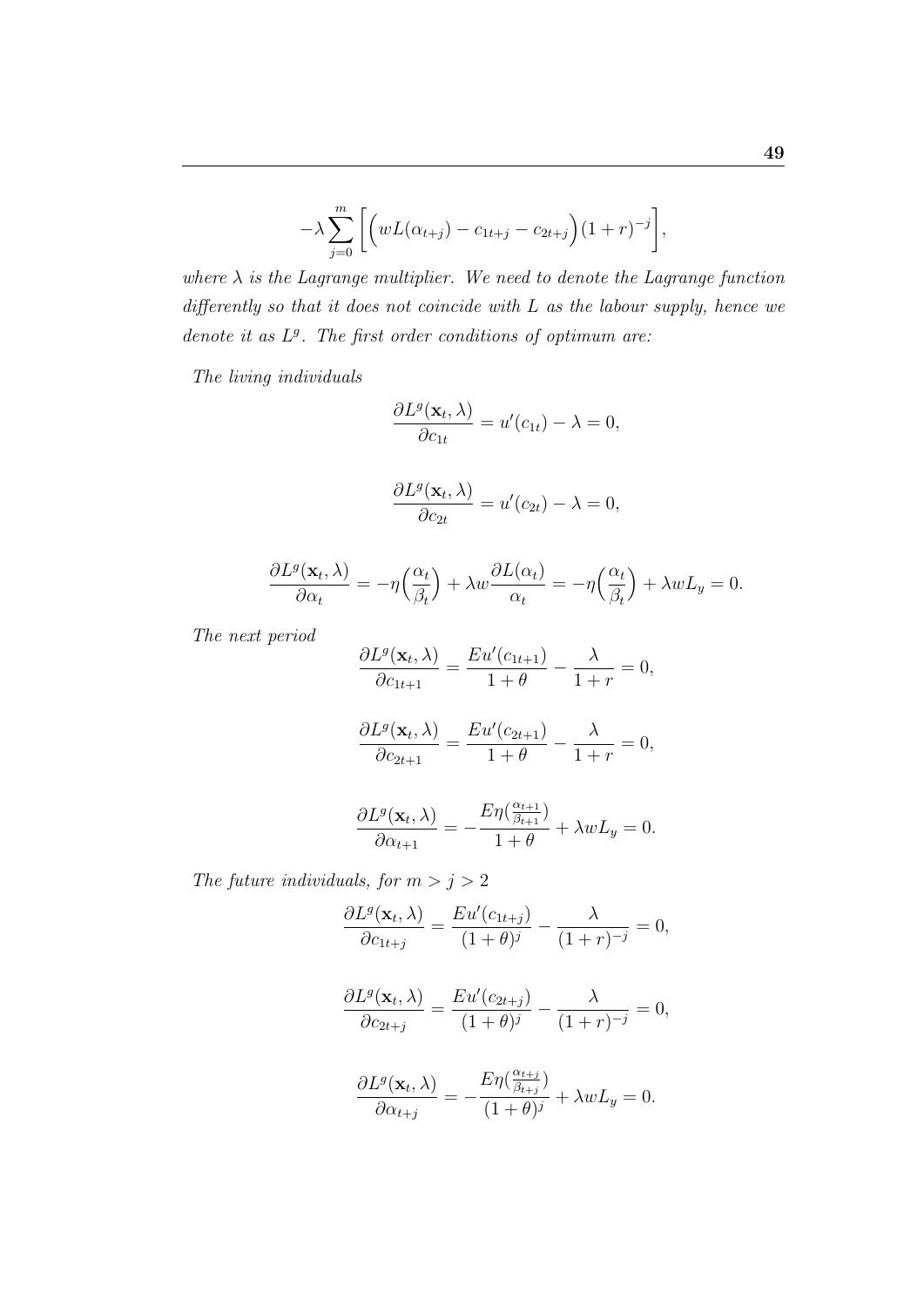$$-\lambda \sum_{j=0}^{m} \left[ \left( wL(\alpha_{t+j}) - c_{1t+j} - c_{2t+j} \right) (1+r)^{-j} \right],$$

*where $\lambda$ is the Lagrange multiplier. We need to denote the Lagrange function differently so that it does not coincide with $L$ as the labour supply, hence we denote it as $L^g$. The first order conditions of optimum are:*

*The living individuals*

$$\frac{\partial L^g(\mathbf{x}_t, \lambda)}{\partial c_{1t}} = u'(c_{1t}) - \lambda = 0,$$

$$\frac{\partial L^g(\mathbf{x}_t, \lambda)}{\partial c_{2t}} = u'(c_{2t}) - \lambda = 0,$$

$$\frac{\partial L^g(\mathbf{x}_t, \lambda)}{\partial \alpha_t} = -\eta\Big(\frac{\alpha_t}{\beta_t}\Big) + \lambda w \frac{\partial L(\alpha_t)}{\alpha_t} = -\eta\Big(\frac{\alpha_t}{\beta_t}\Big) + \lambda w L_y = 0.$$

*The next period*

$$\frac{\partial L^g(\mathbf{x}_t, \lambda)}{\partial c_{1t+1}} = \frac{Eu'(c_{1t+1})}{1+\theta} - \frac{\lambda}{1+r} = 0,$$

$$\frac{\partial L^g(\mathbf{x}_t, \lambda)}{\partial c_{2t+1}} = \frac{Eu'(c_{2t+1})}{1+\theta} - \frac{\lambda}{1+r} = 0,$$

$$\frac{\partial L^g(\mathbf{x}_t, \lambda)}{\partial \alpha_{t+1}} = -\frac{E\eta(\frac{\alpha_{t+1}}{\beta_{t+1}})}{1+\theta} + \lambda w L_y = 0.$$

*The future individuals, for $m > j > 2$*

$$\frac{\partial L^g(\mathbf{x}_t, \lambda)}{\partial c_{1t+j}} = \frac{Eu'(c_{1t+j})}{(1+\theta)^j} - \frac{\lambda}{(1+r)^{-j}} = 0,$$

$$\frac{\partial L^g(\mathbf{x}_t, \lambda)}{\partial c_{2t+j}} = \frac{Eu'(c_{2t+j})}{(1+\theta)^j} - \frac{\lambda}{(1+r)^{-j}} = 0,$$

$$\frac{\partial L^g(\mathbf{x}_t, \lambda)}{\partial \alpha_{t+j}} = -\frac{E\eta(\frac{\alpha_{t+j}}{\beta_{t+j}})}{(1+\theta)^j} + \lambda w L_y = 0.$$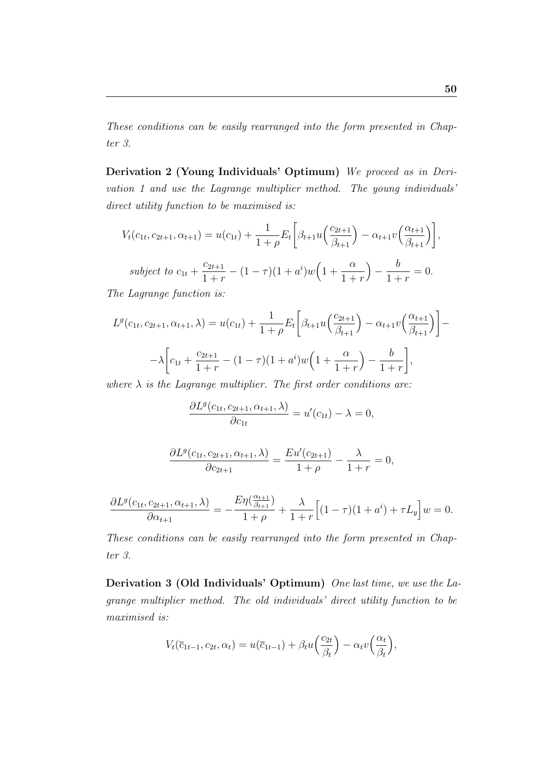*These conditions can be easily rearranged into the form presented in Chapter 3.*

**Derivation 2 (Young Individuals' Optimum)** *We proceed as in Derivation 1 and use the Lagrange multiplier method. The young individuals' direct utility function to be maximised is:*

$$V_t(c_{1t}, c_{2t+1}, \alpha_{t+1}) = u(c_{1t}) + \frac{1}{1+\rho} E_t \Big[ \beta_{t+1} u\Big(\frac{c_{2t+1}}{\beta_{t+1}}\Big) - \alpha_{t+1} v\Big(\frac{\alpha_{t+1}}{\beta_{t+1}}\Big) \Big],$$

$$\text{subject to } c_{1t} + \frac{c_{2t+1}}{1+r} - (1-\tau)(1+a^i) w \Big(1 + \frac{\alpha}{1+r}\Big) - \frac{b}{1+r} = 0.$$

*The Lagrange function is:*

$$L^g(c_{1t}, c_{2t+1}, \alpha_{t+1}, \lambda) = u(c_{1t}) + \frac{1}{1+\rho} E_t \Big[ \beta_{t+1} u\Big(\frac{c_{2t+1}}{\beta_{t+1}}\Big) - \alpha_{t+1} v\Big(\frac{\alpha_{t+1}}{\beta_{t+1}}\Big) \Big] -$$

$$-\lambda \Big[ c_{1t} + \frac{c_{2t+1}}{1+r} - (1-\tau)(1+a^i) w \Big(1 + \frac{\alpha}{1+r}\Big) - \frac{b}{1+r} \Big],$$

*where $\lambda$ is the Lagrange multiplier. The first order conditions are:*

$$\frac{\partial L^g(c_{1t}, c_{2t+1}, \alpha_{t+1}, \lambda)}{\partial c_{1t}} = u'(c_{1t}) - \lambda = 0,$$

$$\frac{\partial L^g(c_{1t}, c_{2t+1}, \alpha_{t+1}, \lambda)}{\partial c_{2t+1}} = \frac{E u'(c_{2t+1})}{1+\rho} - \frac{\lambda}{1+r} = 0,$$

$$\frac{\partial L^g(c_{1t}, c_{2t+1}, \alpha_{t+1}, \lambda)}{\partial \alpha_{t+1}} = -\frac{E \eta(\frac{\alpha_{t+1}}{\beta_{t+1}})}{1+\rho} + \frac{\lambda}{1+r} \Big[ (1-\tau)(1+a^i) + \tau L_y \Big] w = 0.$$

*These conditions can be easily rearranged into the form presented in Chapter 3.*

**Derivation 3 (Old Individuals' Optimum)** *One last time, we use the Lagrange multiplier method. The old individuals' direct utility function to be maximised is:*

$$V_t(\overline{c}_{1t-1}, c_{2t}, \alpha_t) = u(\overline{c}_{1t-1}) + \beta_t u\Big(\frac{c_{2t}}{\beta_t}\Big) - \alpha_t v\Big(\frac{\alpha_t}{\beta_t}\Big),$$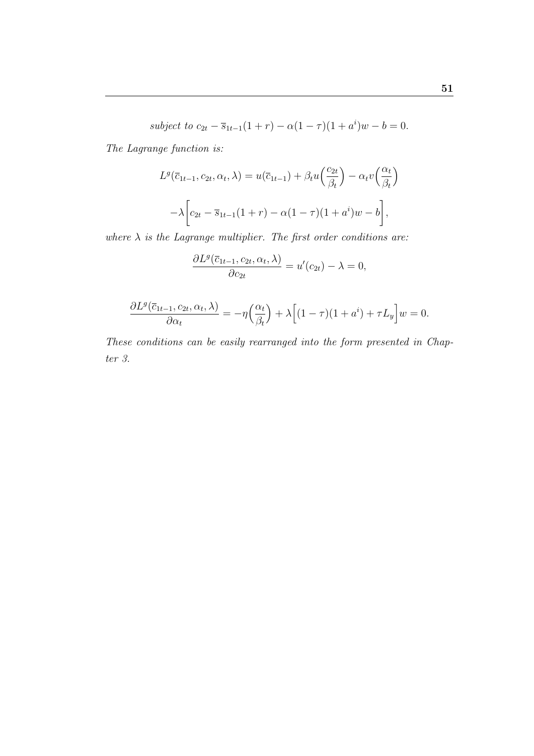$$subject\ to\ c_{2t} - \overline{s}_{1t-1}(1+r) - \alpha(1-\tau)(1+a^i)w - b = 0.$$

*The Lagrange function is:*

$$L^g(\overline{c}_{1t-1}, c_{2t}, \alpha_t, \lambda) = u(\overline{c}_{1t-1}) + \beta_t u\Big(\frac{c_{2t}}{\beta_t}\Big) - \alpha_t v\Big(\frac{\alpha_t}{\beta_t}\Big)$$

$$-\lambda\Bigg[c_{2t} - \overline{s}_{1t-1}(1+r) - \alpha(1-\tau)(1+a^i)w - b\Bigg],$$

*where $\lambda$ is the Lagrange multiplier. The first order conditions are:*

$$\frac{\partial L^g(\overline{c}_{1t-1}, c_{2t}, \alpha_t, \lambda)}{\partial c_{2t}} = u'(c_{2t}) - \lambda = 0,$$

$$\frac{\partial L^g(\overline{c}_{1t-1}, c_{2t}, \alpha_t, \lambda)}{\partial \alpha_t} = -\eta\Big(\frac{\alpha_t}{\beta_t}\Big) + \lambda\Big[(1-\tau)(1+a^i) + \tau L_y\Big]w = 0.$$

*These conditions can be easily rearranged into the form presented in Chapter 3.*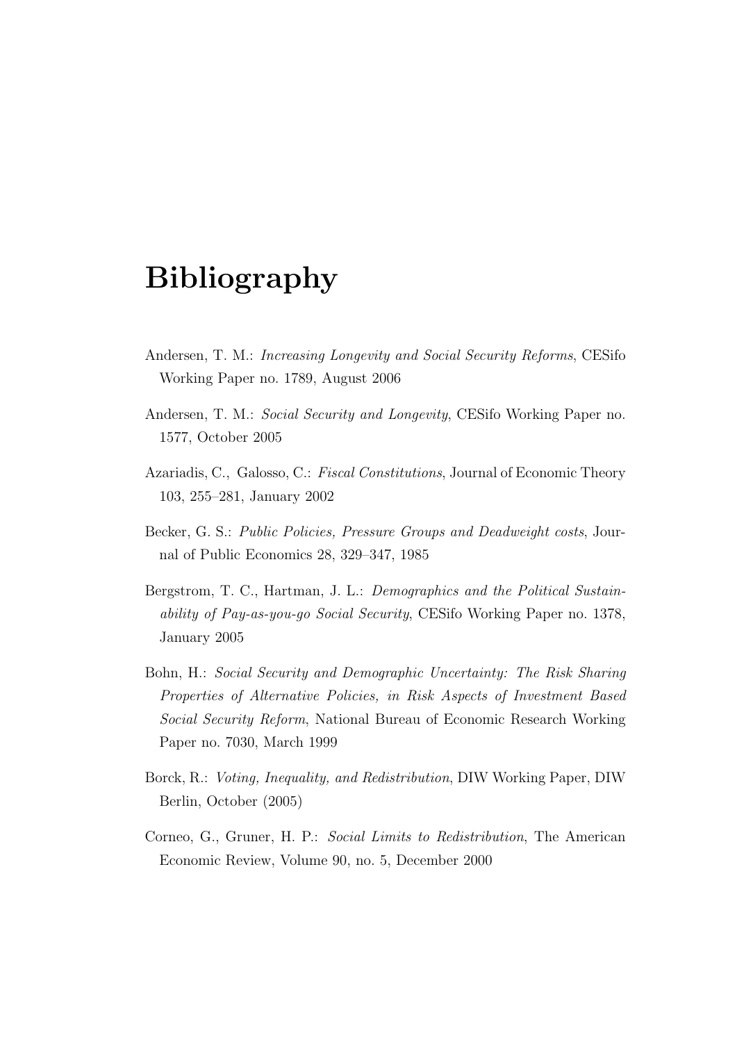# Bibliography

Andersen, T. M.: *Increasing Longevity and Social Security Reforms*, CESifo Working Paper no. 1789, August 2006

Andersen, T. M.: *Social Security and Longevity*, CESifo Working Paper no. 1577, October 2005

Azariadis, C., Galosso, C.: *Fiscal Constitutions*, Journal of Economic Theory 103, 255–281, January 2002

Becker, G. S.: *Public Policies, Pressure Groups and Deadweight costs*, Journal of Public Economics 28, 329–347, 1985

Bergstrom, T. C., Hartman, J. L.: *Demographics and the Political Sustainability of Pay-as-you-go Social Security*, CESifo Working Paper no. 1378, January 2005

Bohn, H.: *Social Security and Demographic Uncertainty: The Risk Sharing Properties of Alternative Policies, in Risk Aspects of Investment Based Social Security Reform*, National Bureau of Economic Research Working Paper no. 7030, March 1999

Borck, R.: *Voting, Inequality, and Redistribution*, DIW Working Paper, DIW Berlin, October (2005)

Corneo, G., Gruner, H. P.: *Social Limits to Redistribution*, The American Economic Review, Volume 90, no. 5, December 2000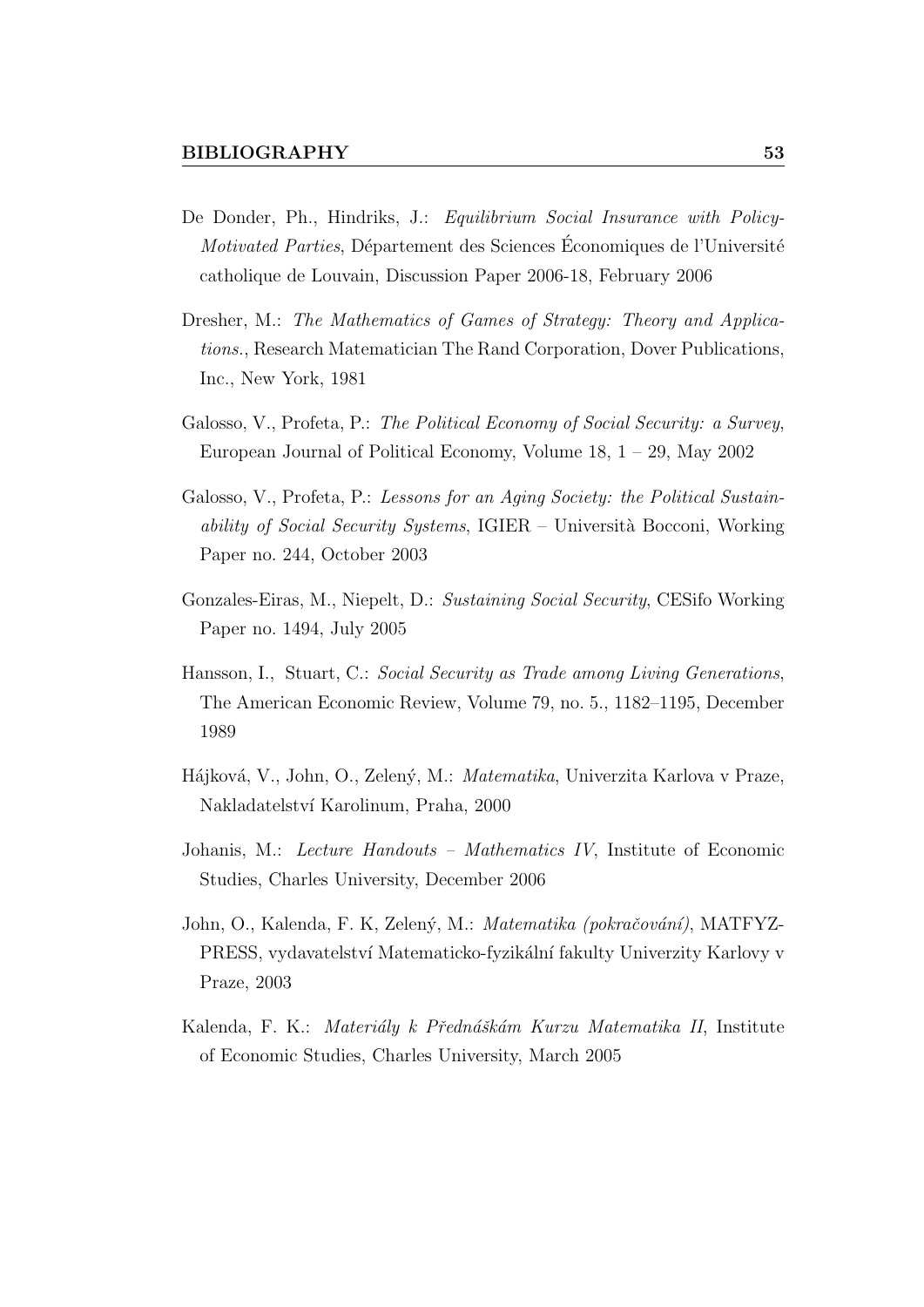De Donder, Ph., Hindriks, J.: *Equilibrium Social Insurance with Policy-Motivated Parties*, Département des Sciences Économiques de l'Université catholique de Louvain, Discussion Paper 2006-18, February 2006

Dresher, M.: *The Mathematics of Games of Strategy: Theory and Applications.*, Research Matematician The Rand Corporation, Dover Publications, Inc., New York, 1981

Galosso, V., Profeta, P.: *The Political Economy of Social Security: a Survey*, European Journal of Political Economy, Volume 18, 1 – 29, May 2002

Galosso, V., Profeta, P.: *Lessons for an Aging Society: the Political Sustainability of Social Security Systems*, IGIER – Università Bocconi, Working Paper no. 244, October 2003

Gonzales-Eiras, M., Niepelt, D.: *Sustaining Social Security*, CESifo Working Paper no. 1494, July 2005

Hansson, I., Stuart, C.: *Social Security as Trade among Living Generations*, The American Economic Review, Volume 79, no. 5., 1182–1195, December 1989

Hájková, V., John, O., Zelený, M.: *Matematika*, Univerzita Karlova v Praze, Nakladatelství Karolinum, Praha, 2000

Johanis, M.: *Lecture Handouts – Mathematics IV*, Institute of Economic Studies, Charles University, December 2006

John, O., Kalenda, F. K, Zelený, M.: *Matematika (pokračování)*, MATFYZ-PRESS, vydavatelství Matematicko-fyzikální fakulty Univerzity Karlovy v Praze, 2003

Kalenda, F. K.: *Materiály k Přednáškám Kurzu Matematika II*, Institute of Economic Studies, Charles University, March 2005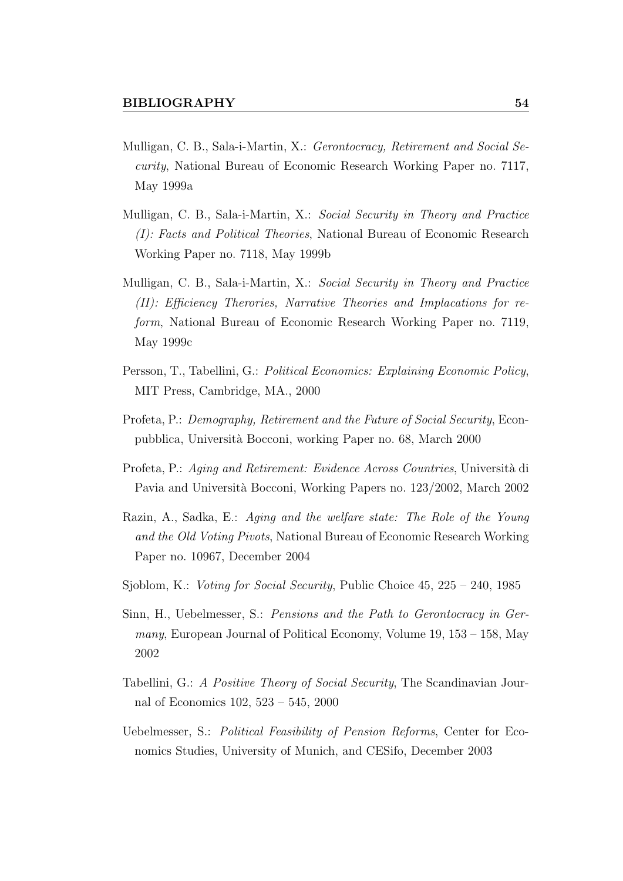Mulligan, C. B., Sala-i-Martin, X.: *Gerontocracy, Retirement and Social Security*, National Bureau of Economic Research Working Paper no. 7117, May 1999a

Mulligan, C. B., Sala-i-Martin, X.: *Social Security in Theory and Practice (I): Facts and Political Theories*, National Bureau of Economic Research Working Paper no. 7118, May 1999b

Mulligan, C. B., Sala-i-Martin, X.: *Social Security in Theory and Practice (II): Efficiency Therories, Narrative Theories and Implacations for reform*, National Bureau of Economic Research Working Paper no. 7119, May 1999c

Persson, T., Tabellini, G.: *Political Economics: Explaining Economic Policy*, MIT Press, Cambridge, MA., 2000

Profeta, P.: *Demography, Retirement and the Future of Social Security*, Econpubblica, Università Bocconi, working Paper no. 68, March 2000

Profeta, P.: *Aging and Retirement: Evidence Across Countries*, Università di Pavia and Università Bocconi, Working Papers no. 123/2002, March 2002

Razin, A., Sadka, E.: *Aging and the welfare state: The Role of the Young and the Old Voting Pivots*, National Bureau of Economic Research Working Paper no. 10967, December 2004

Sjoblom, K.: *Voting for Social Security*, Public Choice 45, 225 – 240, 1985

Sinn, H., Uebelmesser, S.: *Pensions and the Path to Gerontocracy in Germany*, European Journal of Political Economy, Volume 19, 153 – 158, May 2002

Tabellini, G.: *A Positive Theory of Social Security*, The Scandinavian Journal of Economics 102, 523 – 545, 2000

Uebelmesser, S.: *Political Feasibility of Pension Reforms*, Center for Economics Studies, University of Munich, and CESifo, December 2003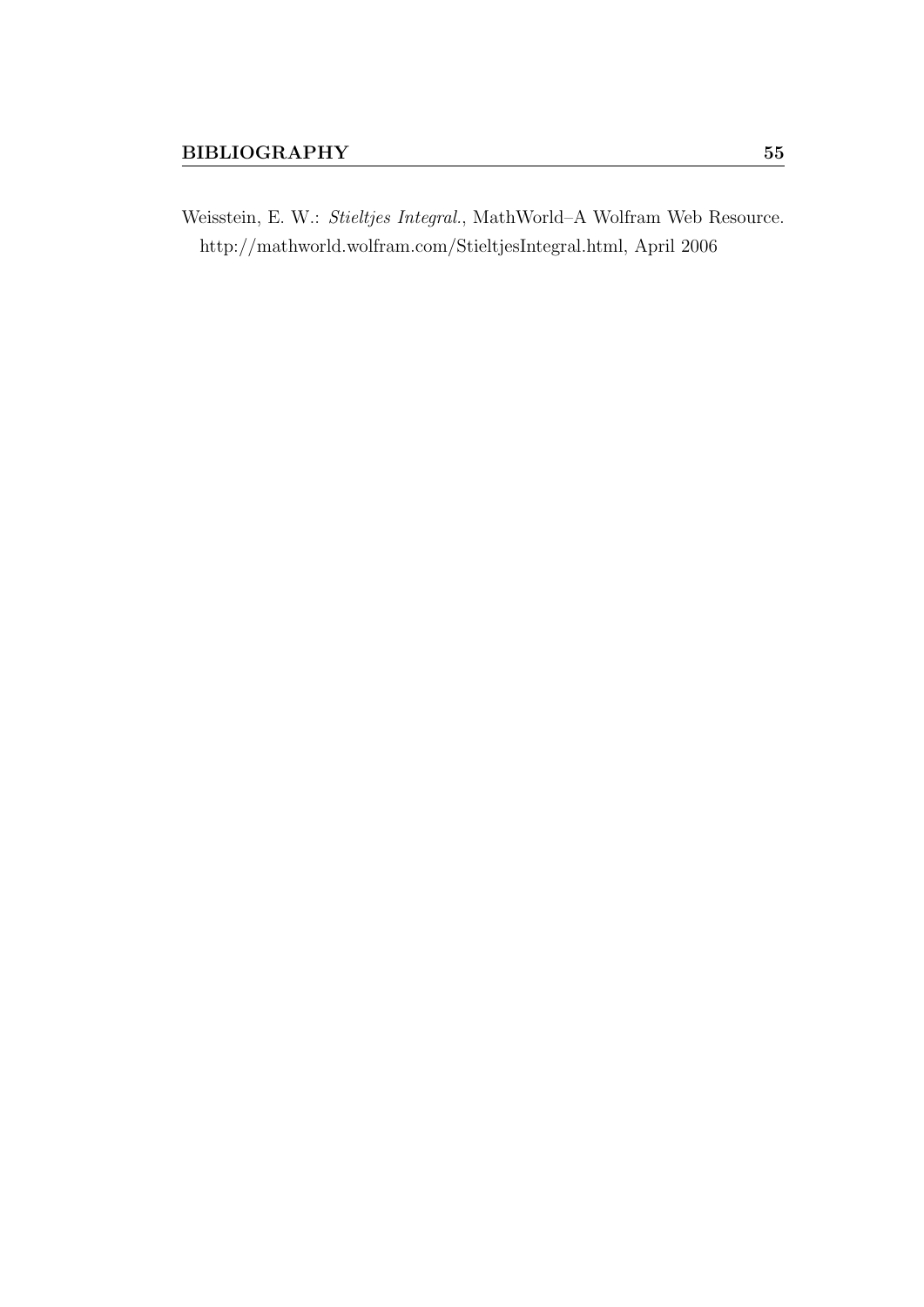Weisstein, E. W.: *Stieltjes Integral.*, MathWorld–A Wolfram Web Resource. http://mathworld.wolfram.com/StieltjesIntegral.html, April 2006